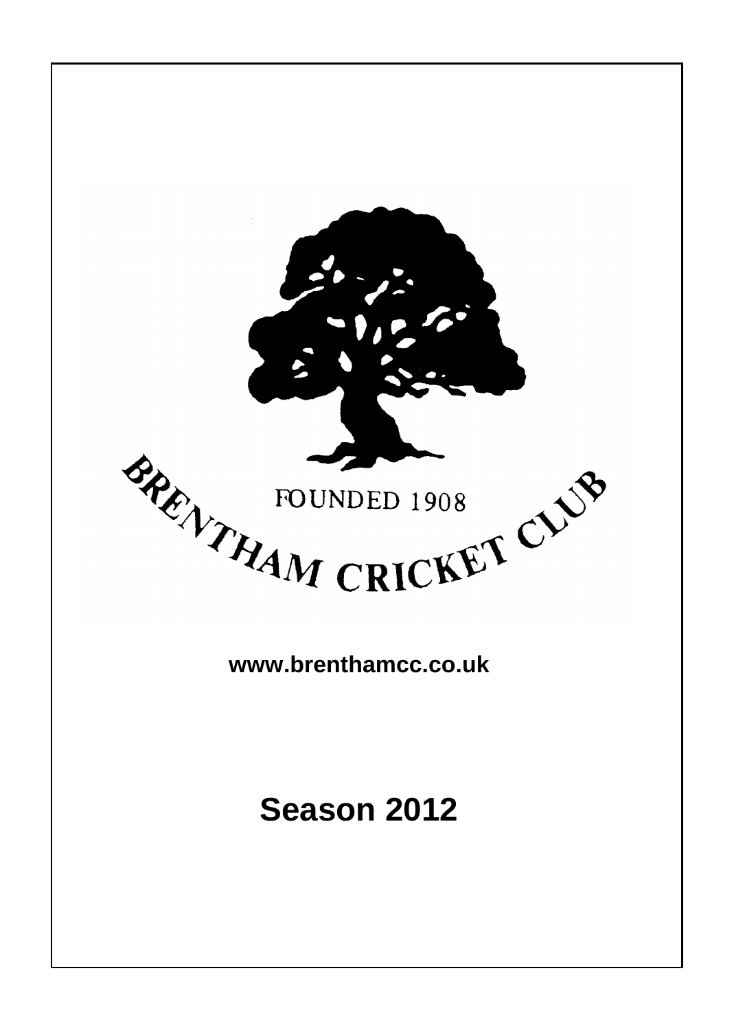BRENTHAM CRICKET CLUB

FOUNDED 1908

**www.brenthamcc.co.uk**

# Season 2012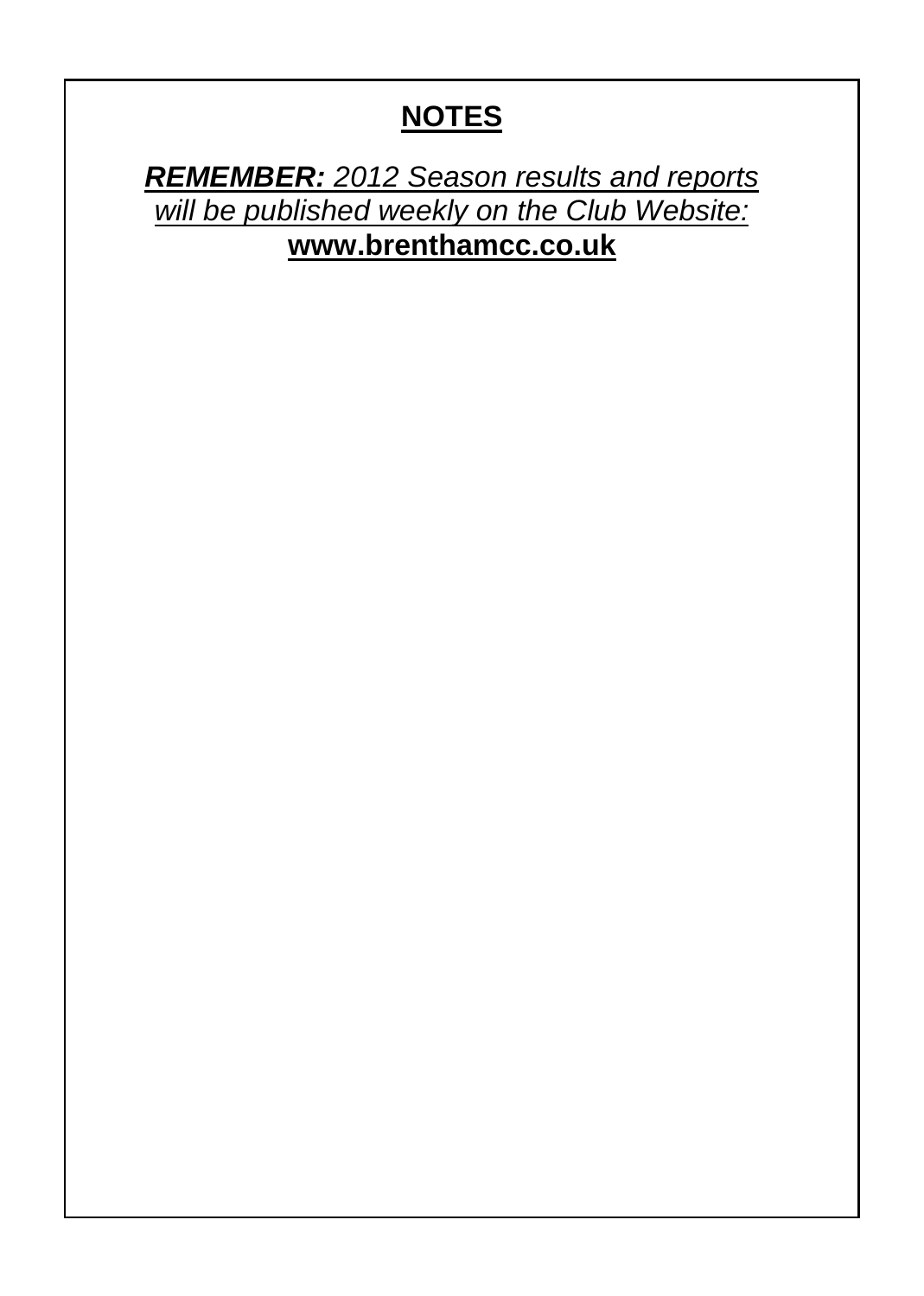# NOTES

***REMEMBER:*** *2012 Season results and reports will be published weekly on the Club Website:*

**www.brenthamcc.co.uk**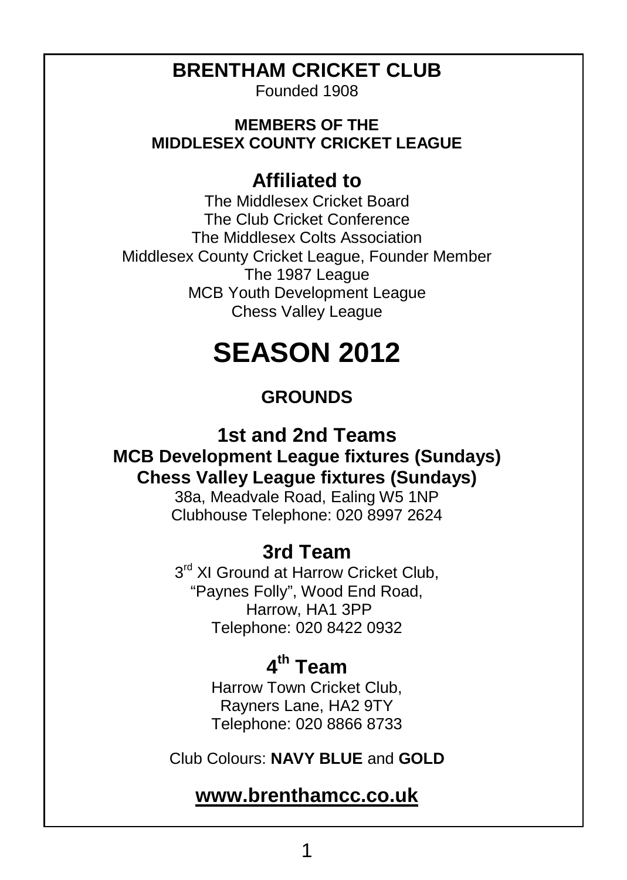# BRENTHAM CRICKET CLUB

Founded 1908

**MEMBERS OF THE**
**MIDDLESEX COUNTY CRICKET LEAGUE**

## Affiliated to

The Middlesex Cricket Board
The Club Cricket Conference
The Middlesex Colts Association
Middlesex County Cricket League, Founder Member
The 1987 League
MCB Youth Development League
Chess Valley League

# SEASON 2012

### GROUNDS

## 1st and 2nd Teams

**MCB Development League fixtures (Sundays)**
**Chess Valley League fixtures (Sundays)**

38a, Meadvale Road, Ealing W5 1NP
Clubhouse Telephone: 020 8997 2624

## 3rd Team

3rd XI Ground at Harrow Cricket Club,
"Paynes Folly", Wood End Road,
Harrow, HA1 3PP
Telephone: 020 8422 0932

## 4th Team

Harrow Town Cricket Club,
Rayners Lane, HA2 9TY
Telephone: 020 8866 8733

Club Colours: **NAVY BLUE** and **GOLD**

**www.brenthamcc.co.uk**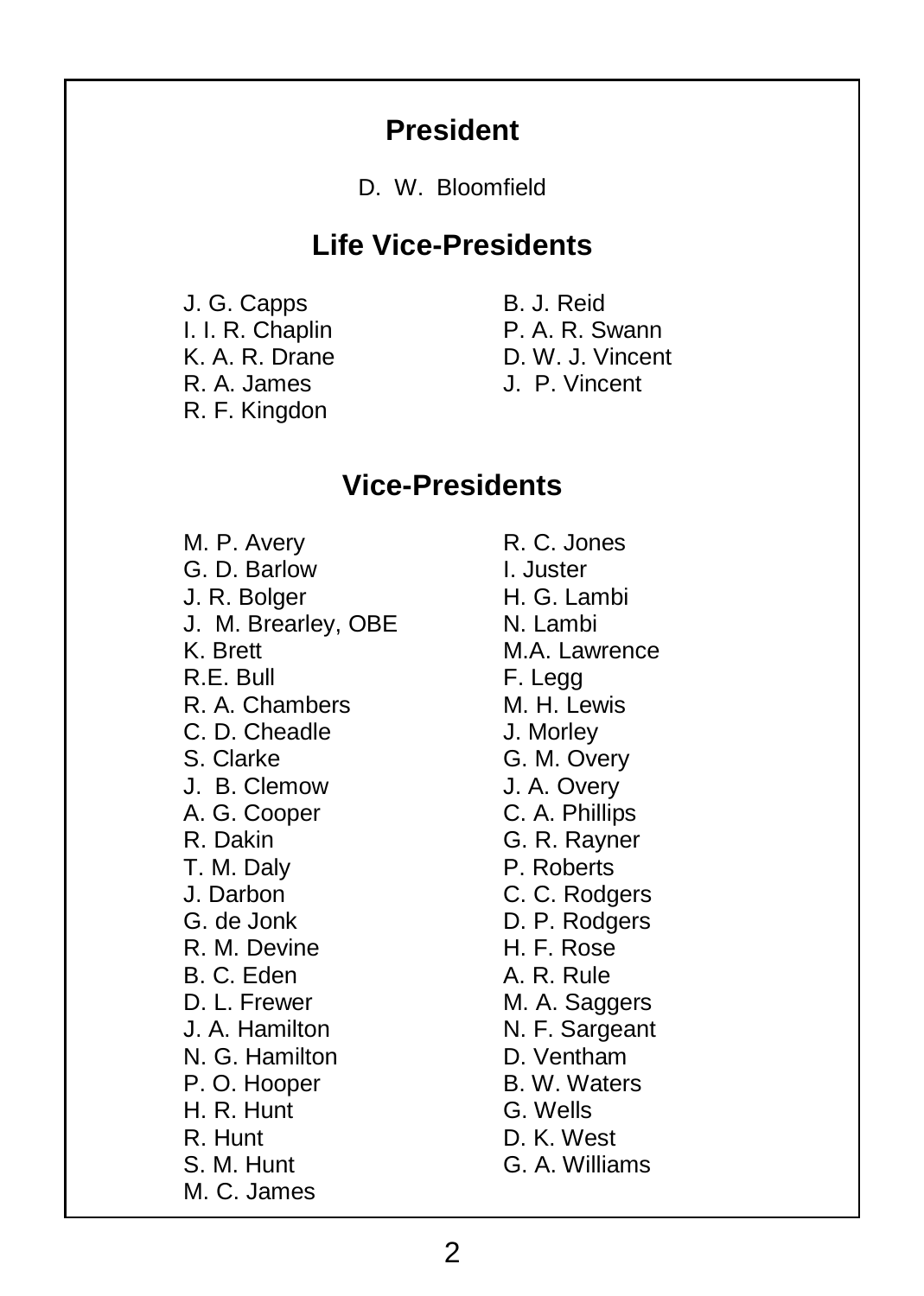## President

D. W. Bloomfield

## Life Vice-Presidents

J. G. Capps
I. I. R. Chaplin
K. A. R. Drane
R. A. James
R. F. Kingdon
B. J. Reid
P. A. R. Swann
D. W. J. Vincent
J. P. Vincent

## Vice-Presidents

M. P. Avery
G. D. Barlow
J. R. Bolger
J. M. Brearley, OBE
K. Brett
R.E. Bull
R. A. Chambers
C. D. Cheadle
S. Clarke
J. B. Clemow
A. G. Cooper
R. Dakin
T. M. Daly
J. Darbon
G. de Jonk
R. M. Devine
B. C. Eden
D. L. Frewer
J. A. Hamilton
N. G. Hamilton
P. O. Hooper
H. R. Hunt
R. Hunt
S. M. Hunt
M. C. James
R. C. Jones
I. Juster
H. G. Lambi
N. Lambi
M.A. Lawrence
F. Legg
M. H. Lewis
J. Morley
G. M. Overy
J. A. Overy
C. A. Phillips
G. R. Rayner
P. Roberts
C. C. Rodgers
D. P. Rodgers
H. F. Rose
A. R. Rule
M. A. Saggers
N. F. Sargeant
D. Ventham
B. W. Waters
G. Wells
D. K. West
G. A. Williams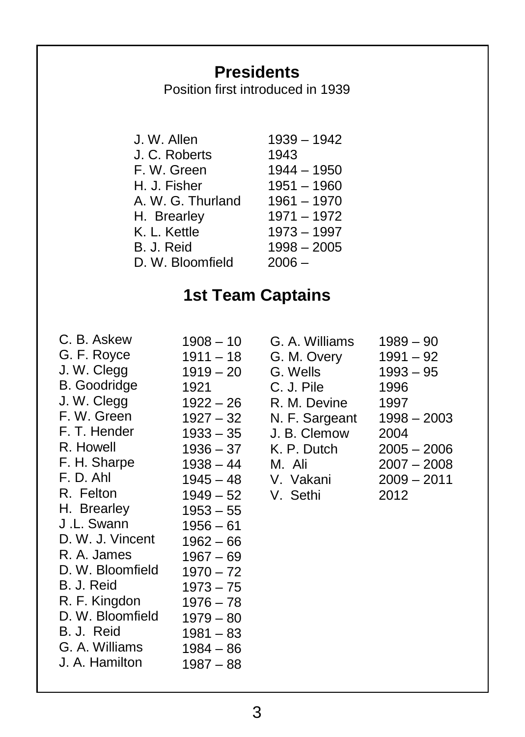## Presidents

Position first introduced in 1939

| | |
|---|---|
| J. W. Allen | 1939 – 1942 |
| J. C. Roberts | 1943 |
| F. W. Green | 1944 – 1950 |
| H. J. Fisher | 1951 – 1960 |
| A. W. G. Thurland | 1961 – 1970 |
| H. Brearley | 1971 – 1972 |
| K. L. Kettle | 1973 – 1997 |
| B. J. Reid | 1998 – 2005 |
| D. W. Bloomfield | 2006 – |

## 1st Team Captains

| | |
|---|---|
| C. B. Askew | 1908 – 10 |
| G. F. Royce | 1911 – 18 |
| J. W. Clegg | 1919 – 20 |
| B. Goodridge | 1921 |
| J. W. Clegg | 1922 – 26 |
| F. W. Green | 1927 – 32 |
| F. T. Hender | 1933 – 35 |
| R. Howell | 1936 – 37 |
| F. H. Sharpe | 1938 – 44 |
| F. D. Ahl | 1945 – 48 |
| R. Felton | 1949 – 52 |
| H. Brearley | 1953 – 55 |
| J .L. Swann | 1956 – 61 |
| D. W. J. Vincent | 1962 – 66 |
| R. A. James | 1967 – 69 |
| D. W. Bloomfield | 1970 – 72 |
| B. J. Reid | 1973 – 75 |
| R. F. Kingdon | 1976 – 78 |
| D. W. Bloomfield | 1979 – 80 |
| B. J. Reid | 1981 – 83 |
| G. A. Williams | 1984 – 86 |
| J. A. Hamilton | 1987 – 88 |
| G. A. Williams | 1989 – 90 |
| G. M. Overy | 1991 – 92 |
| G. Wells | 1993 – 95 |
| C. J. Pile | 1996 |
| R. M. Devine | 1997 |
| N. F. Sargeant | 1998 – 2003 |
| J. B. Clemow | 2004 |
| K. P. Dutch | 2005 – 2006 |
| M. Ali | 2007 – 2008 |
| V. Vakani | 2009 – 2011 |
| V. Sethi | 2012 |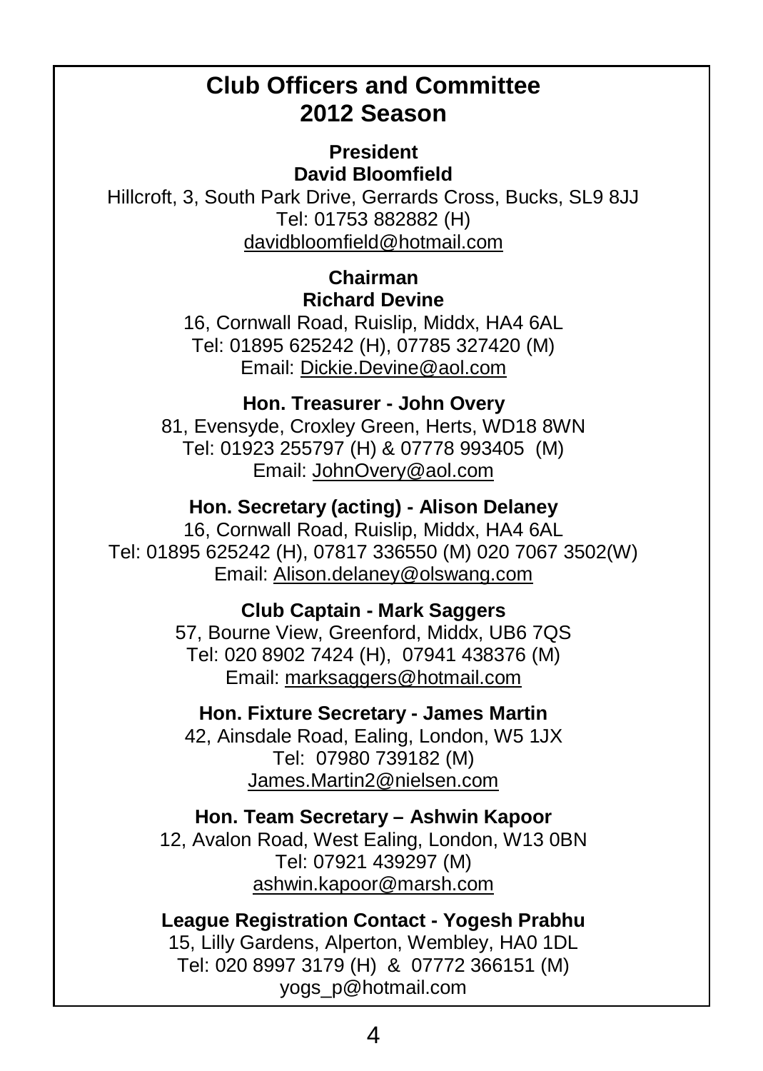# Club Officers and Committee 2012 Season

**President**
**David Bloomfield**
Hillcroft, 3, South Park Drive, Gerrards Cross, Bucks, SL9 8JJ
Tel: 01753 882882 (H)
davidbloomfield@hotmail.com

**Chairman**
**Richard Devine**
16, Cornwall Road, Ruislip, Middx, HA4 6AL
Tel: 01895 625242 (H), 07785 327420 (M)
Email: Dickie.Devine@aol.com

**Hon. Treasurer - John Overy**
81, Evensyde, Croxley Green, Herts, WD18 8WN
Tel: 01923 255797 (H) & 07778 993405 (M)
Email: JohnOvery@aol.com

**Hon. Secretary (acting) - Alison Delaney**
16, Cornwall Road, Ruislip, Middx, HA4 6AL
Tel: 01895 625242 (H), 07817 336550 (M) 020 7067 3502(W)
Email: Alison.delaney@olswang.com

**Club Captain - Mark Saggers**
57, Bourne View, Greenford, Middx, UB6 7QS
Tel: 020 8902 7424 (H), 07941 438376 (M)
Email: marksaggers@hotmail.com

**Hon. Fixture Secretary - James Martin**
42, Ainsdale Road, Ealing, London, W5 1JX
Tel: 07980 739182 (M)
James.Martin2@nielsen.com

**Hon. Team Secretary – Ashwin Kapoor**
12, Avalon Road, West Ealing, London, W13 0BN
Tel: 07921 439297 (M)
ashwin.kapoor@marsh.com

**League Registration Contact - Yogesh Prabhu**
15, Lilly Gardens, Alperton, Wembley, HA0 1DL
Tel: 020 8997 3179 (H) & 07772 366151 (M)
yogs_p@hotmail.com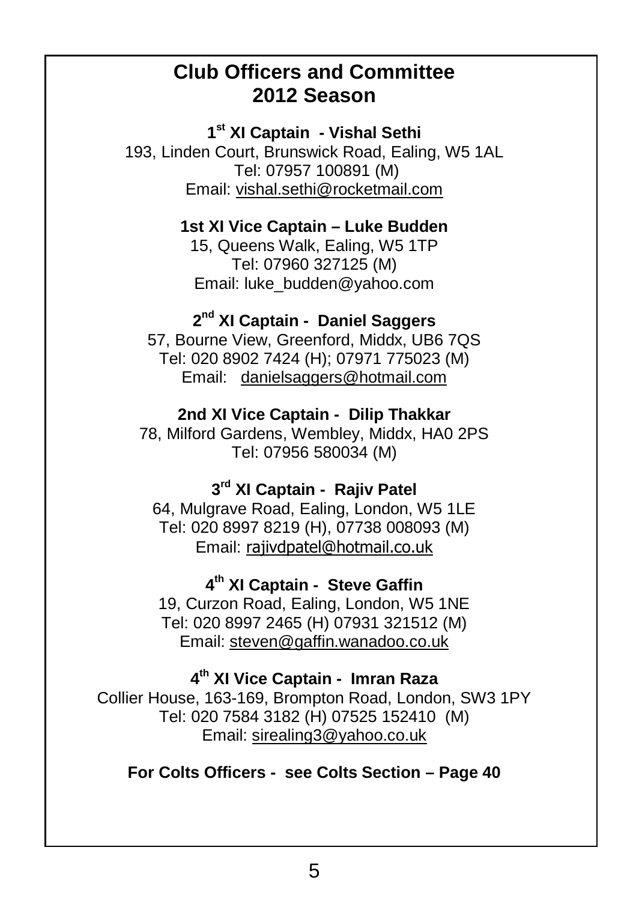# Club Officers and Committee
# 2012 Season

**1st XI Captain - Vishal Sethi**
193, Linden Court, Brunswick Road, Ealing, W5 1AL
Tel: 07957 100891 (M)
Email: vishal.sethi@rocketmail.com

**1st XI Vice Captain – Luke Budden**
15, Queens Walk, Ealing, W5 1TP
Tel: 07960 327125 (M)
Email: luke_budden@yahoo.com

**2nd XI Captain - Daniel Saggers**
57, Bourne View, Greenford, Middx, UB6 7QS
Tel: 020 8902 7424 (H); 07971 775023 (M)
Email: danielsaggers@hotmail.com

**2nd XI Vice Captain - Dilip Thakkar**
78, Milford Gardens, Wembley, Middx, HA0 2PS
Tel: 07956 580034 (M)

**3rd XI Captain - Rajiv Patel**
64, Mulgrave Road, Ealing, London, W5 1LE
Tel: 020 8997 8219 (H), 07738 008093 (M)
Email: rajivdpatel@hotmail.co.uk

**4th XI Captain - Steve Gaffin**
19, Curzon Road, Ealing, London, W5 1NE
Tel: 020 8997 2465 (H) 07931 321512 (M)
Email: steven@gaffin.wanadoo.co.uk

**4th XI Vice Captain - Imran Raza**
Collier House, 163-169, Brompton Road, London, SW3 1PY
Tel: 020 7584 3182 (H) 07525 152410 (M)
Email: sirealing3@yahoo.co.uk

**For Colts Officers - see Colts Section – Page 40**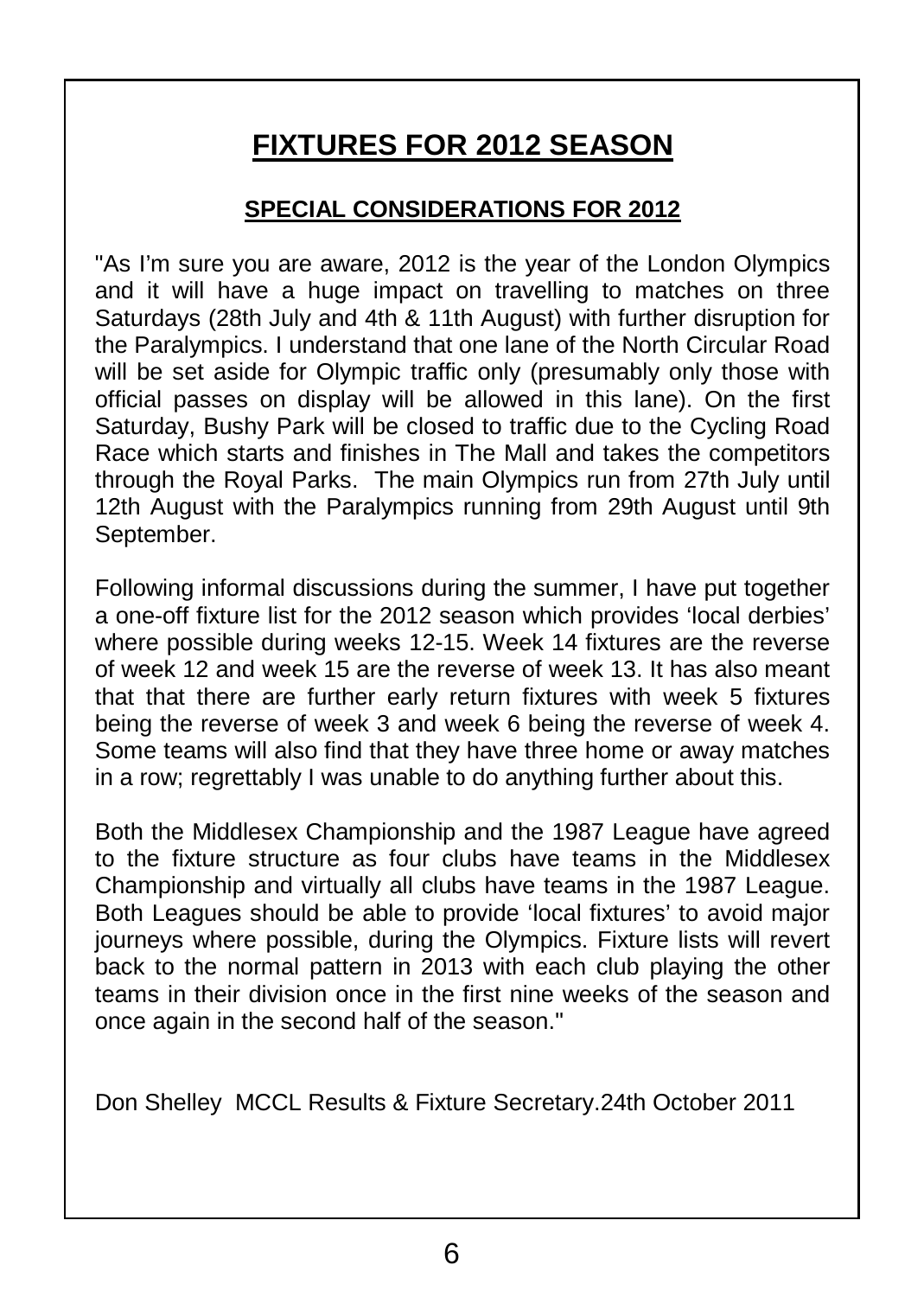# FIXTURES FOR 2012 SEASON

## SPECIAL CONSIDERATIONS FOR 2012

"As I'm sure you are aware, 2012 is the year of the London Olympics and it will have a huge impact on travelling to matches on three Saturdays (28th July and 4th & 11th August) with further disruption for the Paralympics. I understand that one lane of the North Circular Road will be set aside for Olympic traffic only (presumably only those with official passes on display will be allowed in this lane). On the first Saturday, Bushy Park will be closed to traffic due to the Cycling Road Race which starts and finishes in The Mall and takes the competitors through the Royal Parks. The main Olympics run from 27th July until 12th August with the Paralympics running from 29th August until 9th September.

Following informal discussions during the summer, I have put together a one-off fixture list for the 2012 season which provides 'local derbies' where possible during weeks 12-15. Week 14 fixtures are the reverse of week 12 and week 15 are the reverse of week 13. It has also meant that that there are further early return fixtures with week 5 fixtures being the reverse of week 3 and week 6 being the reverse of week 4. Some teams will also find that they have three home or away matches in a row; regrettably I was unable to do anything further about this.

Both the Middlesex Championship and the 1987 League have agreed to the fixture structure as four clubs have teams in the Middlesex Championship and virtually all clubs have teams in the 1987 League. Both Leagues should be able to provide 'local fixtures' to avoid major journeys where possible, during the Olympics. Fixture lists will revert back to the normal pattern in 2013 with each club playing the other teams in their division once in the first nine weeks of the season and once again in the second half of the season."

Don Shelley MCCL Results & Fixture Secretary.24th October 2011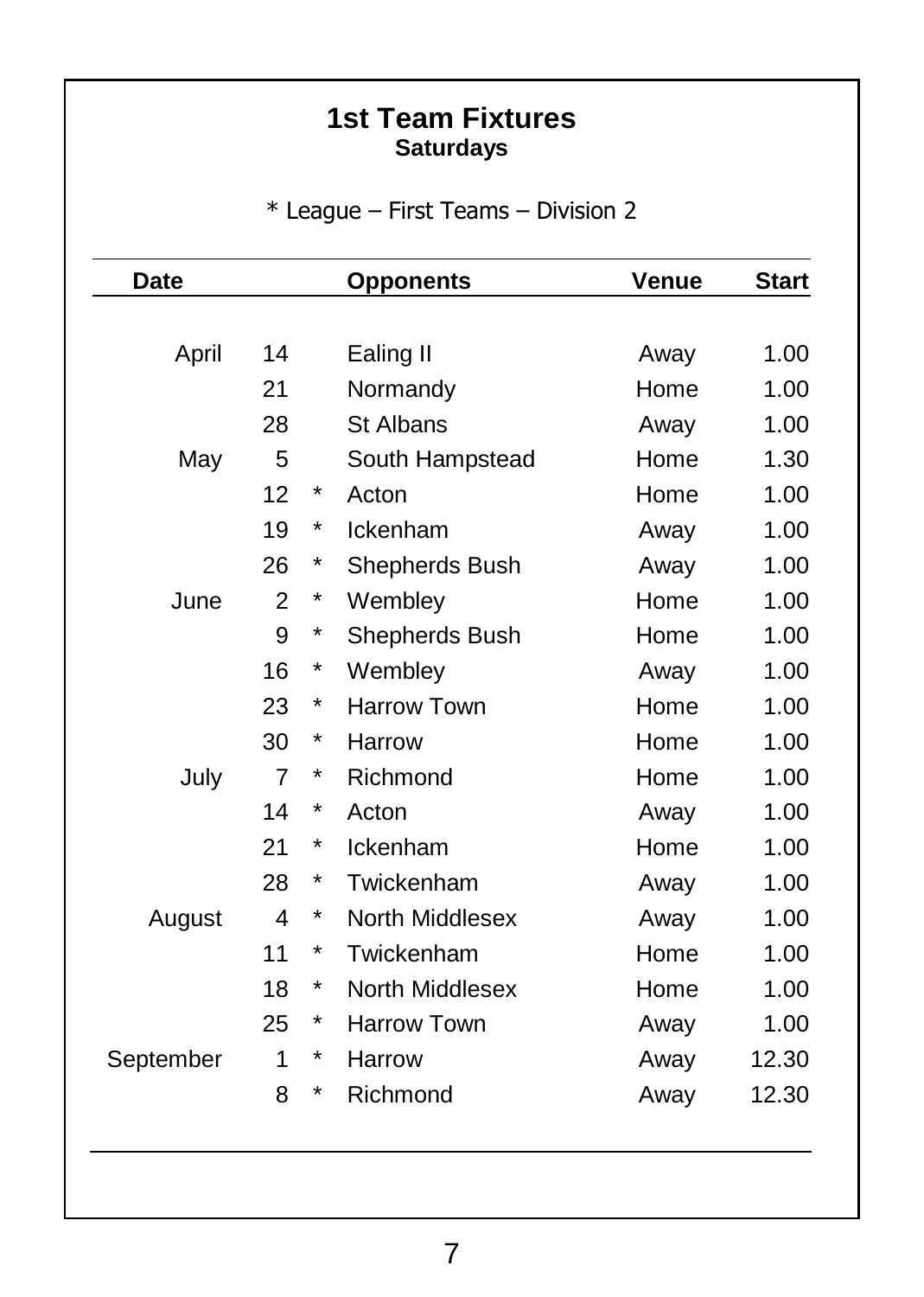## 1st Team Fixtures
### Saturdays

\* League – First Teams – Division 2

| Date | | | Opponents | Venue | Start |
|---|---|---|---|---|---|
| April | 14 | | Ealing II | Away | 1.00 |
| | 21 | | Normandy | Home | 1.00 |
| | 28 | | St Albans | Away | 1.00 |
| May | 5 | | South Hampstead | Home | 1.30 |
| | 12 | * | Acton | Home | 1.00 |
| | 19 | * | Ickenham | Away | 1.00 |
| | 26 | * | Shepherds Bush | Away | 1.00 |
| June | 2 | * | Wembley | Home | 1.00 |
| | 9 | * | Shepherds Bush | Home | 1.00 |
| | 16 | * | Wembley | Away | 1.00 |
| | 23 | * | Harrow Town | Home | 1.00 |
| | 30 | * | Harrow | Home | 1.00 |
| July | 7 | * | Richmond | Home | 1.00 |
| | 14 | * | Acton | Away | 1.00 |
| | 21 | * | Ickenham | Home | 1.00 |
| | 28 | * | Twickenham | Away | 1.00 |
| August | 4 | * | North Middlesex | Away | 1.00 |
| | 11 | * | Twickenham | Home | 1.00 |
| | 18 | * | North Middlesex | Home | 1.00 |
| | 25 | * | Harrow Town | Away | 1.00 |
| September | 1 | * | Harrow | Away | 12.30 |
| | 8 | * | Richmond | Away | 12.30 |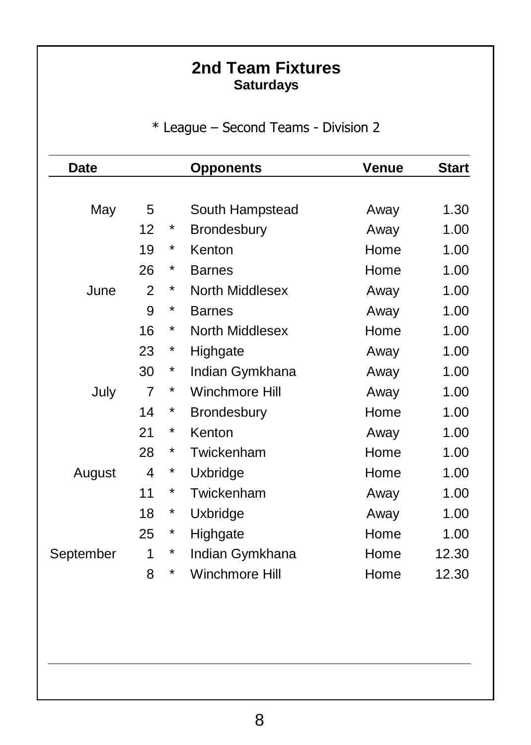## 2nd Team Fixtures

### Saturdays

\* League – Second Teams - Division 2

| Date | | | Opponents | Venue | Start |
|---|---|---|---|---|---|
| May | 5 | | South Hampstead | Away | 1.30 |
| | 12 | * | Brondesbury | Away | 1.00 |
| | 19 | * | Kenton | Home | 1.00 |
| | 26 | * | Barnes | Home | 1.00 |
| June | 2 | * | North Middlesex | Away | 1.00 |
| | 9 | * | Barnes | Away | 1.00 |
| | 16 | * | North Middlesex | Home | 1.00 |
| | 23 | * | Highgate | Away | 1.00 |
| | 30 | * | Indian Gymkhana | Away | 1.00 |
| July | 7 | * | Winchmore Hill | Away | 1.00 |
| | 14 | * | Brondesbury | Home | 1.00 |
| | 21 | * | Kenton | Away | 1.00 |
| | 28 | * | Twickenham | Home | 1.00 |
| August | 4 | * | Uxbridge | Home | 1.00 |
| | 11 | * | Twickenham | Away | 1.00 |
| | 18 | * | Uxbridge | Away | 1.00 |
| | 25 | * | Highgate | Home | 1.00 |
| September | 1 | * | Indian Gymkhana | Home | 12.30 |
| | 8 | * | Winchmore Hill | Home | 12.30 |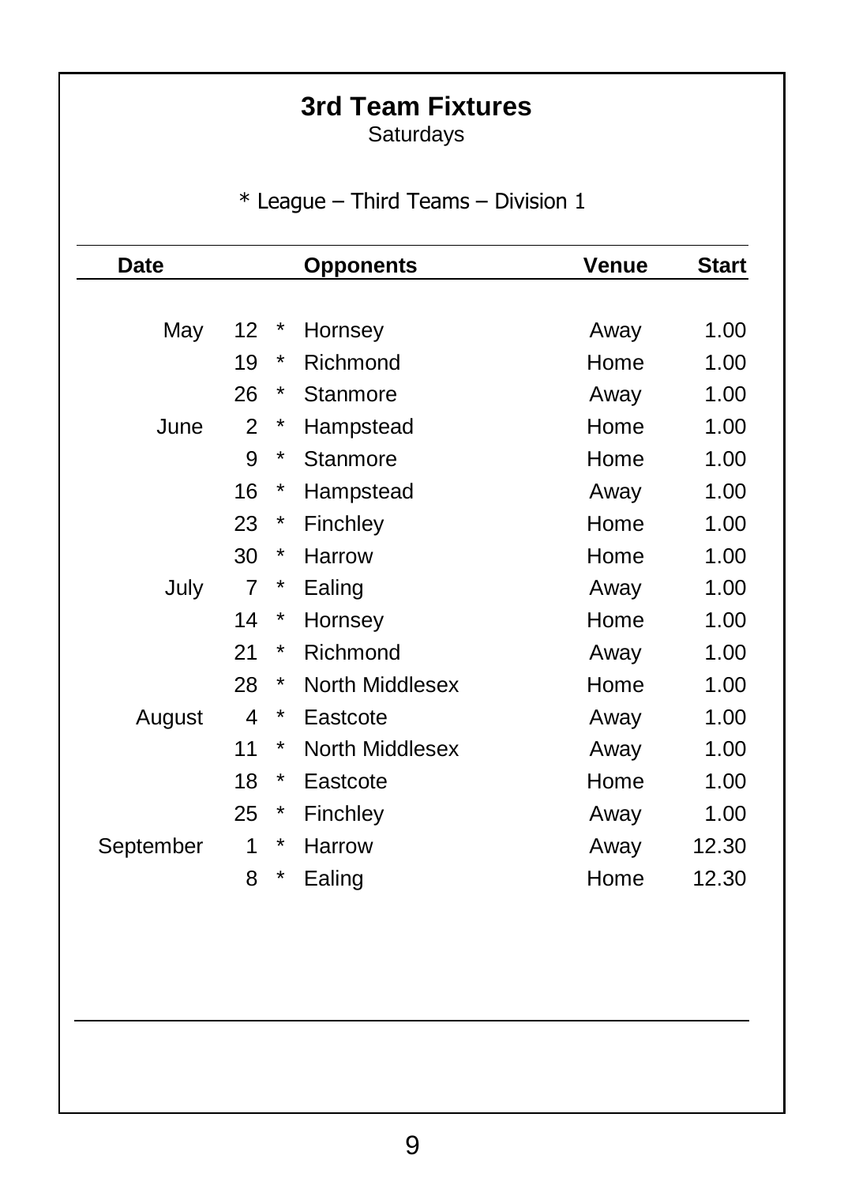## 3rd Team Fixtures

Saturdays

\* League – Third Teams – Division 1

| Date | | | Opponents | Venue | Start |
|---|---|---|---|---|---|
| May | 12 | * | Hornsey | Away | 1.00 |
| | 19 | * | Richmond | Home | 1.00 |
| | 26 | * | Stanmore | Away | 1.00 |
| June | 2 | * | Hampstead | Home | 1.00 |
| | 9 | * | Stanmore | Home | 1.00 |
| | 16 | * | Hampstead | Away | 1.00 |
| | 23 | * | Finchley | Home | 1.00 |
| | 30 | * | Harrow | Home | 1.00 |
| July | 7 | * | Ealing | Away | 1.00 |
| | 14 | * | Hornsey | Home | 1.00 |
| | 21 | * | Richmond | Away | 1.00 |
| | 28 | * | North Middlesex | Home | 1.00 |
| August | 4 | * | Eastcote | Away | 1.00 |
| | 11 | * | North Middlesex | Away | 1.00 |
| | 18 | * | Eastcote | Home | 1.00 |
| | 25 | * | Finchley | Away | 1.00 |
| September | 1 | * | Harrow | Away | 12.30 |
| | 8 | * | Ealing | Home | 12.30 |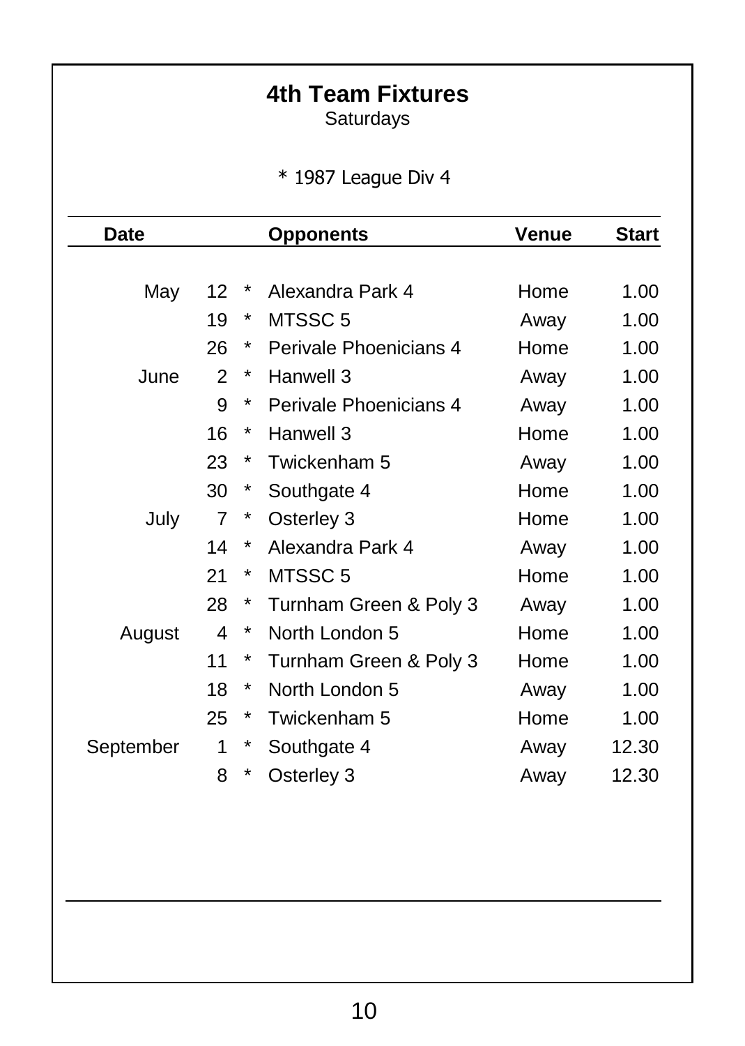# 4th Team Fixtures

Saturdays

* 1987 League Div 4

| Date | | | Opponents | Venue | Start |
|---|---|---|---|---|---|
| May | 12 | * | Alexandra Park 4 | Home | 1.00 |
| | 19 | * | MTSSC 5 | Away | 1.00 |
| | 26 | * | Perivale Phoenicians 4 | Home | 1.00 |
| June | 2 | * | Hanwell 3 | Away | 1.00 |
| | 9 | * | Perivale Phoenicians 4 | Away | 1.00 |
| | 16 | * | Hanwell 3 | Home | 1.00 |
| | 23 | * | Twickenham 5 | Away | 1.00 |
| | 30 | * | Southgate 4 | Home | 1.00 |
| July | 7 | * | Osterley 3 | Home | 1.00 |
| | 14 | * | Alexandra Park 4 | Away | 1.00 |
| | 21 | * | MTSSC 5 | Home | 1.00 |
| | 28 | * | Turnham Green & Poly 3 | Away | 1.00 |
| August | 4 | * | North London 5 | Home | 1.00 |
| | 11 | * | Turnham Green & Poly 3 | Home | 1.00 |
| | 18 | * | North London 5 | Away | 1.00 |
| | 25 | * | Twickenham 5 | Home | 1.00 |
| September | 1 | * | Southgate 4 | Away | 12.30 |
| | 8 | * | Osterley 3 | Away | 12.30 |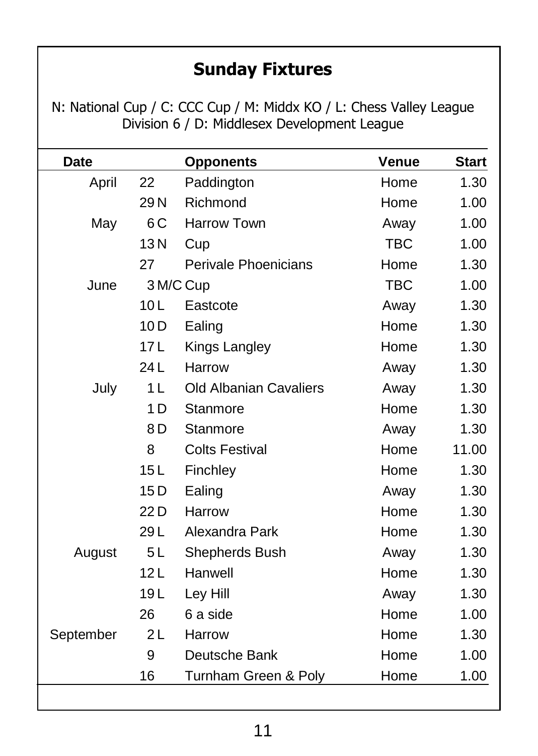## Sunday Fixtures

N: National Cup / C: CCC Cup / M: Middx KO / L: Chess Valley League Division 6 / D: Middlesex Development League

| Date | | Opponents | Venue | Start |
|---|---|---|---|---|
| April | 22 | Paddington | Home | 1.30 |
| | 29 N | Richmond | Home | 1.00 |
| May | 6 C | Harrow Town | Away | 1.00 |
| | 13 N | Cup | TBC | 1.00 |
| | 27 | Perivale Phoenicians | Home | 1.30 |
| June | 3 M/C | Cup | TBC | 1.00 |
| | 10 L | Eastcote | Away | 1.30 |
| | 10 D | Ealing | Home | 1.30 |
| | 17 L | Kings Langley | Home | 1.30 |
| | 24 L | Harrow | Away | 1.30 |
| July | 1 L | Old Albanian Cavaliers | Away | 1.30 |
| | 1 D | Stanmore | Home | 1.30 |
| | 8 D | Stanmore | Away | 1.30 |
| | 8 | Colts Festival | Home | 11.00 |
| | 15 L | Finchley | Home | 1.30 |
| | 15 D | Ealing | Away | 1.30 |
| | 22 D | Harrow | Home | 1.30 |
| | 29 L | Alexandra Park | Home | 1.30 |
| August | 5 L | Shepherds Bush | Away | 1.30 |
| | 12 L | Hanwell | Home | 1.30 |
| | 19 L | Ley Hill | Away | 1.30 |
| | 26 | 6 a side | Home | 1.00 |
| September | 2 L | Harrow | Home | 1.30 |
| | 9 | Deutsche Bank | Home | 1.00 |
| | 16 | Turnham Green & Poly | Home | 1.00 |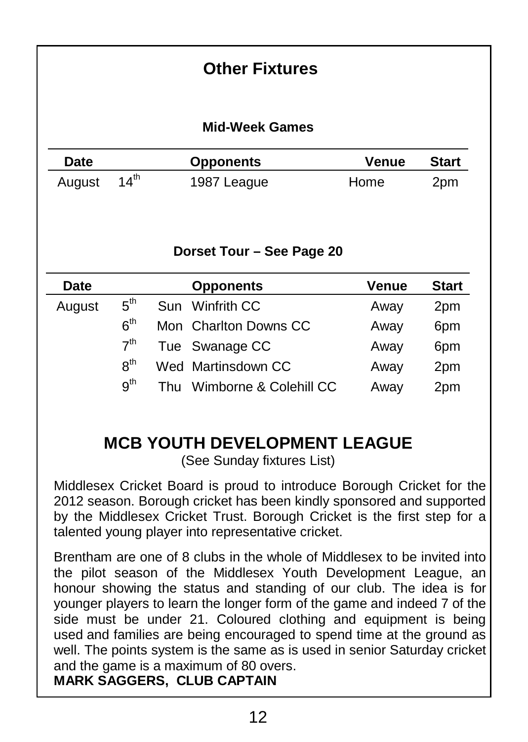## Other Fixtures

### Mid-Week Games

| Date | | Opponents | Venue | Start |
|---|---|---|---|---|
| August | 14th | 1987 League | Home | 2pm |

### Dorset Tour – See Page 20

| Date | | | Opponents | Venue | Start |
|---|---|---|---|---|---|
| August | 5th | Sun | Winfrith CC | Away | 2pm |
| | 6th | Mon | Charlton Downs CC | Away | 6pm |
| | 7th | Tue | Swanage CC | Away | 6pm |
| | 8th | Wed | Martinsdown CC | Away | 2pm |
| | 9th | Thu | Wimborne & Colehill CC | Away | 2pm |

## MCB YOUTH DEVELOPMENT LEAGUE

(See Sunday fixtures List)

Middlesex Cricket Board is proud to introduce Borough Cricket for the 2012 season. Borough cricket has been kindly sponsored and supported by the Middlesex Cricket Trust. Borough Cricket is the first step for a talented young player into representative cricket.

Brentham are one of 8 clubs in the whole of Middlesex to be invited into the pilot season of the Middlesex Youth Development League, an honour showing the status and standing of our club. The idea is for younger players to learn the longer form of the game and indeed 7 of the side must be under 21. Coloured clothing and equipment is being used and families are being encouraged to spend time at the ground as well. The points system is the same as is used in senior Saturday cricket and the game is a maximum of 80 overs.

**MARK SAGGERS, CLUB CAPTAIN**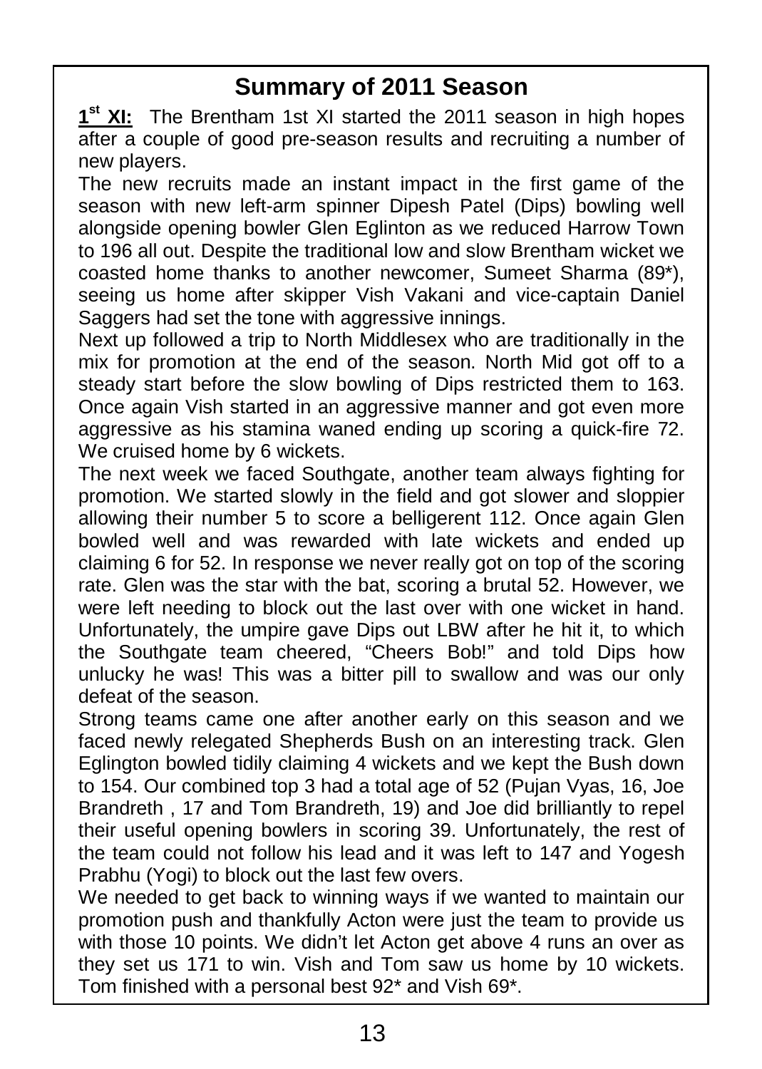## Summary of 2011 Season

**1st XI:** The Brentham 1st XI started the 2011 season in high hopes after a couple of good pre-season results and recruiting a number of new players.

The new recruits made an instant impact in the first game of the season with new left-arm spinner Dipesh Patel (Dips) bowling well alongside opening bowler Glen Eglinton as we reduced Harrow Town to 196 all out. Despite the traditional low and slow Brentham wicket we coasted home thanks to another newcomer, Sumeet Sharma (89*), seeing us home after skipper Vish Vakani and vice-captain Daniel Saggers had set the tone with aggressive innings.

Next up followed a trip to North Middlesex who are traditionally in the mix for promotion at the end of the season. North Mid got off to a steady start before the slow bowling of Dips restricted them to 163. Once again Vish started in an aggressive manner and got even more aggressive as his stamina waned ending up scoring a quick-fire 72. We cruised home by 6 wickets.

The next week we faced Southgate, another team always fighting for promotion. We started slowly in the field and got slower and sloppier allowing their number 5 to score a belligerent 112. Once again Glen bowled well and was rewarded with late wickets and ended up claiming 6 for 52. In response we never really got on top of the scoring rate. Glen was the star with the bat, scoring a brutal 52. However, we were left needing to block out the last over with one wicket in hand. Unfortunately, the umpire gave Dips out LBW after he hit it, to which the Southgate team cheered, "Cheers Bob!" and told Dips how unlucky he was! This was a bitter pill to swallow and was our only defeat of the season.

Strong teams came one after another early on this season and we faced newly relegated Shepherds Bush on an interesting track. Glen Eglington bowled tidily claiming 4 wickets and we kept the Bush down to 154. Our combined top 3 had a total age of 52 (Pujan Vyas, 16, Joe Brandreth , 17 and Tom Brandreth, 19) and Joe did brilliantly to repel their useful opening bowlers in scoring 39. Unfortunately, the rest of the team could not follow his lead and it was left to 147 and Yogesh Prabhu (Yogi) to block out the last few overs.

We needed to get back to winning ways if we wanted to maintain our promotion push and thankfully Acton were just the team to provide us with those 10 points. We didn't let Acton get above 4 runs an over as they set us 171 to win. Vish and Tom saw us home by 10 wickets. Tom finished with a personal best 92* and Vish 69*.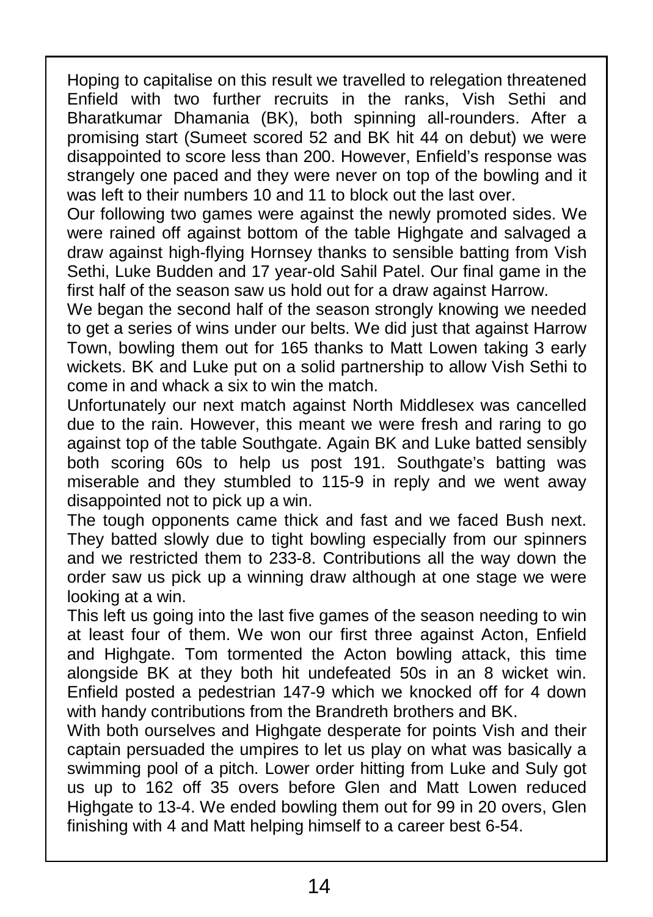Hoping to capitalise on this result we travelled to relegation threatened Enfield with two further recruits in the ranks, Vish Sethi and Bharatkumar Dhamania (BK), both spinning all-rounders. After a promising start (Sumeet scored 52 and BK hit 44 on debut) we were disappointed to score less than 200. However, Enfield's response was strangely one paced and they were never on top of the bowling and it was left to their numbers 10 and 11 to block out the last over.

Our following two games were against the newly promoted sides. We were rained off against bottom of the table Highgate and salvaged a draw against high-flying Hornsey thanks to sensible batting from Vish Sethi, Luke Budden and 17 year-old Sahil Patel. Our final game in the first half of the season saw us hold out for a draw against Harrow.

We began the second half of the season strongly knowing we needed to get a series of wins under our belts. We did just that against Harrow Town, bowling them out for 165 thanks to Matt Lowen taking 3 early wickets. BK and Luke put on a solid partnership to allow Vish Sethi to come in and whack a six to win the match.

Unfortunately our next match against North Middlesex was cancelled due to the rain. However, this meant we were fresh and raring to go against top of the table Southgate. Again BK and Luke batted sensibly both scoring 60s to help us post 191. Southgate's batting was miserable and they stumbled to 115-9 in reply and we went away disappointed not to pick up a win.

The tough opponents came thick and fast and we faced Bush next. They batted slowly due to tight bowling especially from our spinners and we restricted them to 233-8. Contributions all the way down the order saw us pick up a winning draw although at one stage we were looking at a win.

This left us going into the last five games of the season needing to win at least four of them. We won our first three against Acton, Enfield and Highgate. Tom tormented the Acton bowling attack, this time alongside BK at they both hit undefeated 50s in an 8 wicket win. Enfield posted a pedestrian 147-9 which we knocked off for 4 down with handy contributions from the Brandreth brothers and BK.

With both ourselves and Highgate desperate for points Vish and their captain persuaded the umpires to let us play on what was basically a swimming pool of a pitch. Lower order hitting from Luke and Suly got us up to 162 off 35 overs before Glen and Matt Lowen reduced Highgate to 13-4. We ended bowling them out for 99 in 20 overs, Glen finishing with 4 and Matt helping himself to a career best 6-54.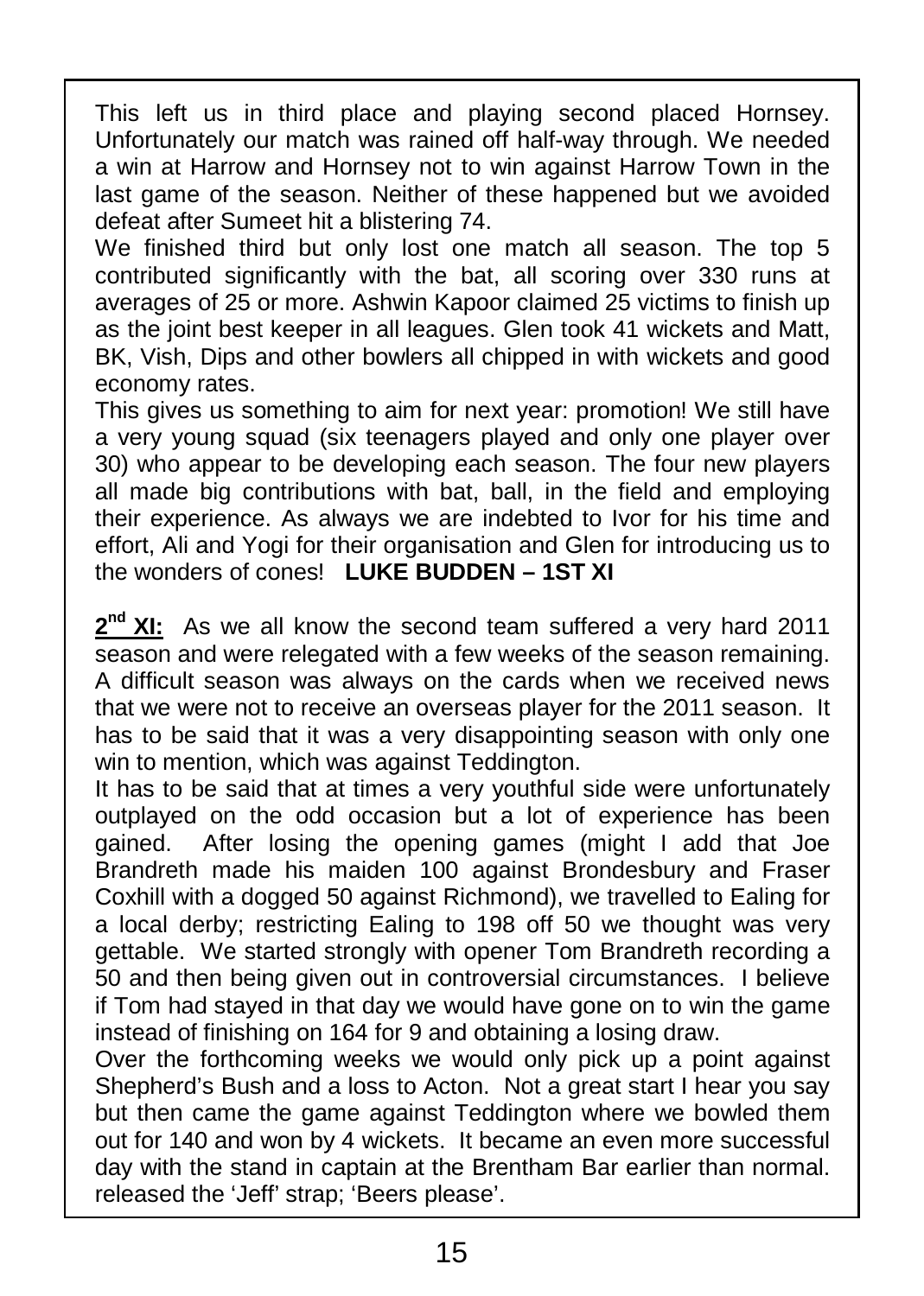This left us in third place and playing second placed Hornsey. Unfortunately our match was rained off half-way through. We needed a win at Harrow and Hornsey not to win against Harrow Town in the last game of the season. Neither of these happened but we avoided defeat after Sumeet hit a blistering 74.

We finished third but only lost one match all season. The top 5 contributed significantly with the bat, all scoring over 330 runs at averages of 25 or more. Ashwin Kapoor claimed 25 victims to finish up as the joint best keeper in all leagues. Glen took 41 wickets and Matt, BK, Vish, Dips and other bowlers all chipped in with wickets and good economy rates.

This gives us something to aim for next year: promotion! We still have a very young squad (six teenagers played and only one player over 30) who appear to be developing each season. The four new players all made big contributions with bat, ball, in the field and employing their experience. As always we are indebted to Ivor for his time and effort, Ali and Yogi for their organisation and Glen for introducing us to the wonders of cones! **LUKE BUDDEN – 1ST XI**

**2nd XI:** As we all know the second team suffered a very hard 2011 season and were relegated with a few weeks of the season remaining. A difficult season was always on the cards when we received news that we were not to receive an overseas player for the 2011 season. It has to be said that it was a very disappointing season with only one win to mention, which was against Teddington.

It has to be said that at times a very youthful side were unfortunately outplayed on the odd occasion but a lot of experience has been gained. After losing the opening games (might I add that Joe Brandreth made his maiden 100 against Brondesbury and Fraser Coxhill with a dogged 50 against Richmond), we travelled to Ealing for a local derby; restricting Ealing to 198 off 50 we thought was very gettable. We started strongly with opener Tom Brandreth recording a 50 and then being given out in controversial circumstances. I believe if Tom had stayed in that day we would have gone on to win the game instead of finishing on 164 for 9 and obtaining a losing draw.

Over the forthcoming weeks we would only pick up a point against Shepherd's Bush and a loss to Acton. Not a great start I hear you say but then came the game against Teddington where we bowled them out for 140 and won by 4 wickets. It became an even more successful day with the stand in captain at the Brentham Bar earlier than normal. released the 'Jeff' strap; 'Beers please'.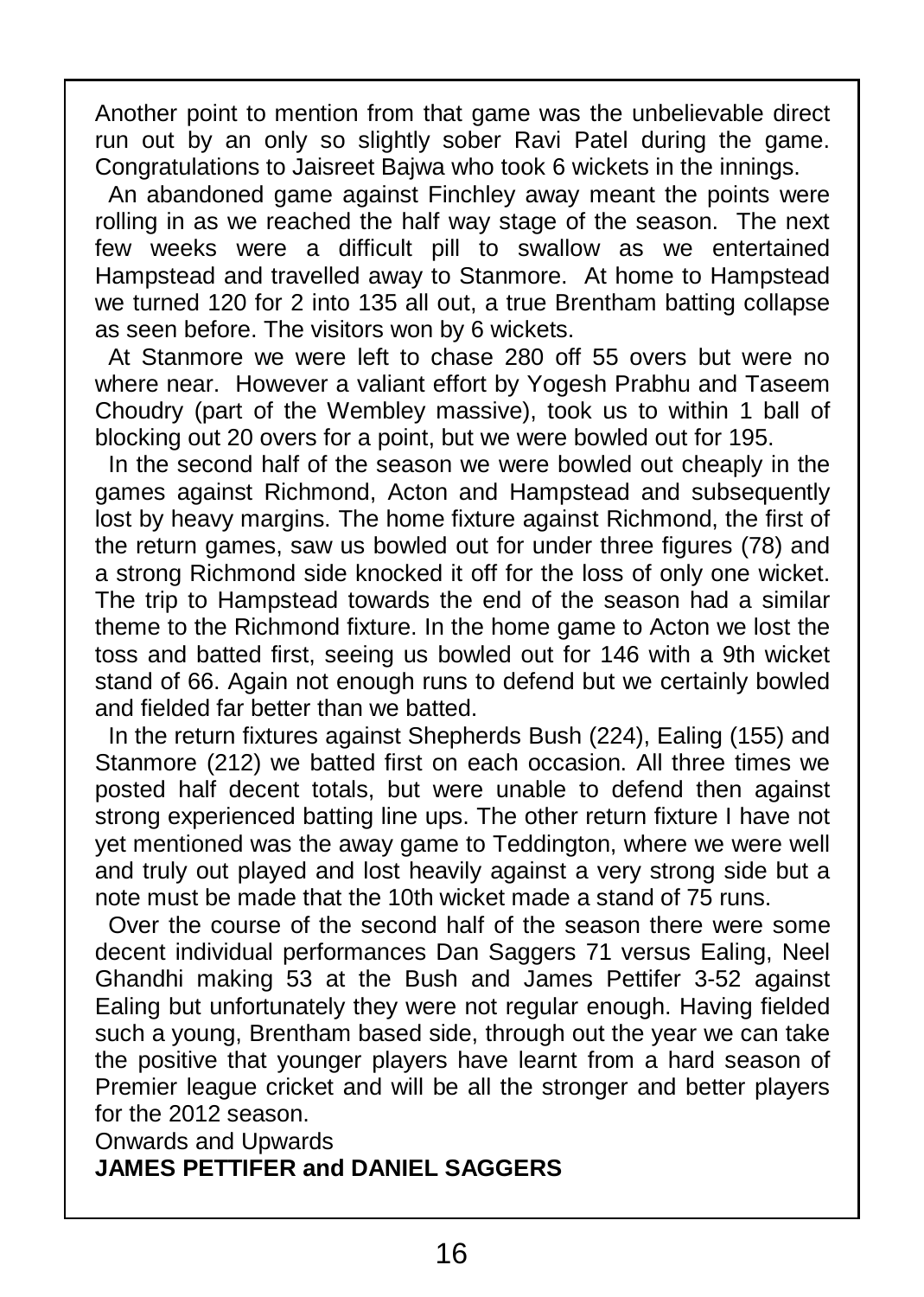Another point to mention from that game was the unbelievable direct run out by an only so slightly sober Ravi Patel during the game. Congratulations to Jaisreet Bajwa who took 6 wickets in the innings.

An abandoned game against Finchley away meant the points were rolling in as we reached the half way stage of the season. The next few weeks were a difficult pill to swallow as we entertained Hampstead and travelled away to Stanmore. At home to Hampstead we turned 120 for 2 into 135 all out, a true Brentham batting collapse as seen before. The visitors won by 6 wickets.

At Stanmore we were left to chase 280 off 55 overs but were no where near. However a valiant effort by Yogesh Prabhu and Taseem Choudry (part of the Wembley massive), took us to within 1 ball of blocking out 20 overs for a point, but we were bowled out for 195.

In the second half of the season we were bowled out cheaply in the games against Richmond, Acton and Hampstead and subsequently lost by heavy margins. The home fixture against Richmond, the first of the return games, saw us bowled out for under three figures (78) and a strong Richmond side knocked it off for the loss of only one wicket. The trip to Hampstead towards the end of the season had a similar theme to the Richmond fixture. In the home game to Acton we lost the toss and batted first, seeing us bowled out for 146 with a 9th wicket stand of 66. Again not enough runs to defend but we certainly bowled and fielded far better than we batted.

In the return fixtures against Shepherds Bush (224), Ealing (155) and Stanmore (212) we batted first on each occasion. All three times we posted half decent totals, but were unable to defend then against strong experienced batting line ups. The other return fixture I have not yet mentioned was the away game to Teddington, where we were well and truly out played and lost heavily against a very strong side but a note must be made that the 10th wicket made a stand of 75 runs.

Over the course of the second half of the season there were some decent individual performances Dan Saggers 71 versus Ealing, Neel Ghandhi making 53 at the Bush and James Pettifer 3-52 against Ealing but unfortunately they were not regular enough. Having fielded such a young, Brentham based side, through out the year we can take the positive that younger players have learnt from a hard season of Premier league cricket and will be all the stronger and better players for the 2012 season.

Onwards and Upwards

**JAMES PETTIFER and DANIEL SAGGERS**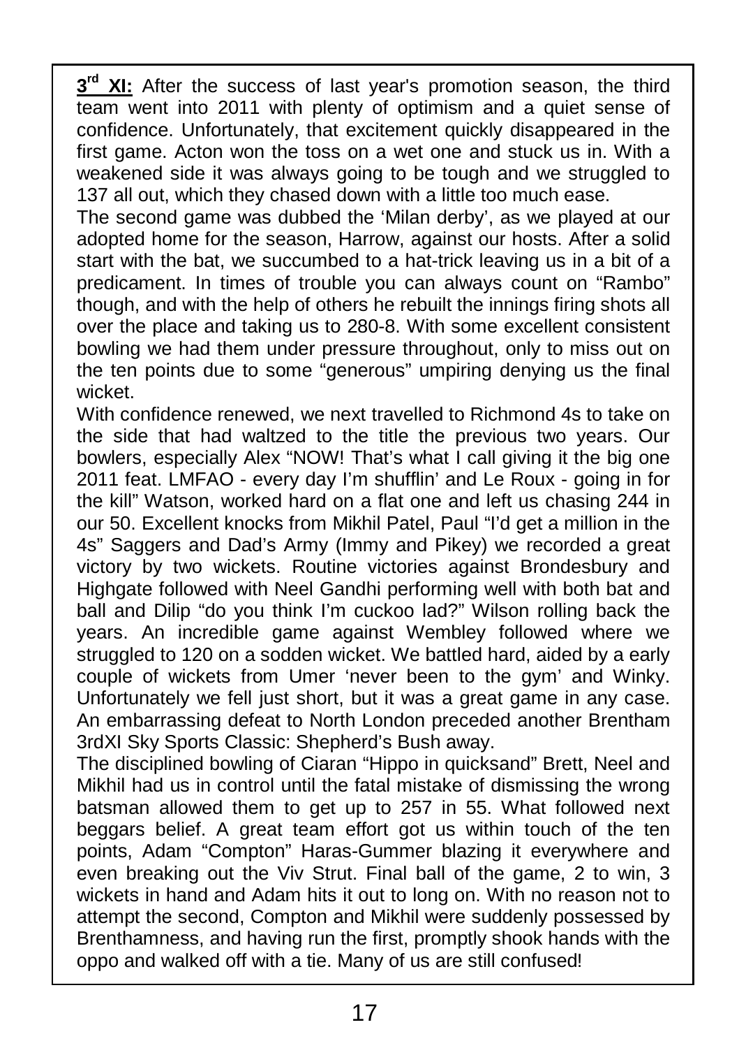**3rd XI:** After the success of last year's promotion season, the third team went into 2011 with plenty of optimism and a quiet sense of confidence. Unfortunately, that excitement quickly disappeared in the first game. Acton won the toss on a wet one and stuck us in. With a weakened side it was always going to be tough and we struggled to 137 all out, which they chased down with a little too much ease.

The second game was dubbed the 'Milan derby', as we played at our adopted home for the season, Harrow, against our hosts. After a solid start with the bat, we succumbed to a hat-trick leaving us in a bit of a predicament. In times of trouble you can always count on "Rambo" though, and with the help of others he rebuilt the innings firing shots all over the place and taking us to 280-8. With some excellent consistent bowling we had them under pressure throughout, only to miss out on the ten points due to some "generous" umpiring denying us the final wicket.

With confidence renewed, we next travelled to Richmond 4s to take on the side that had waltzed to the title the previous two years. Our bowlers, especially Alex "NOW! That's what I call giving it the big one 2011 feat. LMFAO - every day I'm shufflin' and Le Roux - going in for the kill" Watson, worked hard on a flat one and left us chasing 244 in our 50. Excellent knocks from Mikhil Patel, Paul "I'd get a million in the 4s" Saggers and Dad's Army (Immy and Pikey) we recorded a great victory by two wickets. Routine victories against Brondesbury and Highgate followed with Neel Gandhi performing well with both bat and ball and Dilip "do you think I'm cuckoo lad?" Wilson rolling back the years. An incredible game against Wembley followed where we struggled to 120 on a sodden wicket. We battled hard, aided by a early couple of wickets from Umer 'never been to the gym' and Winky. Unfortunately we fell just short, but it was a great game in any case. An embarrassing defeat to North London preceded another Brentham 3rdXI Sky Sports Classic: Shepherd's Bush away.

The disciplined bowling of Ciaran "Hippo in quicksand" Brett, Neel and Mikhil had us in control until the fatal mistake of dismissing the wrong batsman allowed them to get up to 257 in 55. What followed next beggars belief. A great team effort got us within touch of the ten points, Adam "Compton" Haras-Gummer blazing it everywhere and even breaking out the Viv Strut. Final ball of the game, 2 to win, 3 wickets in hand and Adam hits it out to long on. With no reason not to attempt the second, Compton and Mikhil were suddenly possessed by Brenthamness, and having run the first, promptly shook hands with the oppo and walked off with a tie. Many of us are still confused!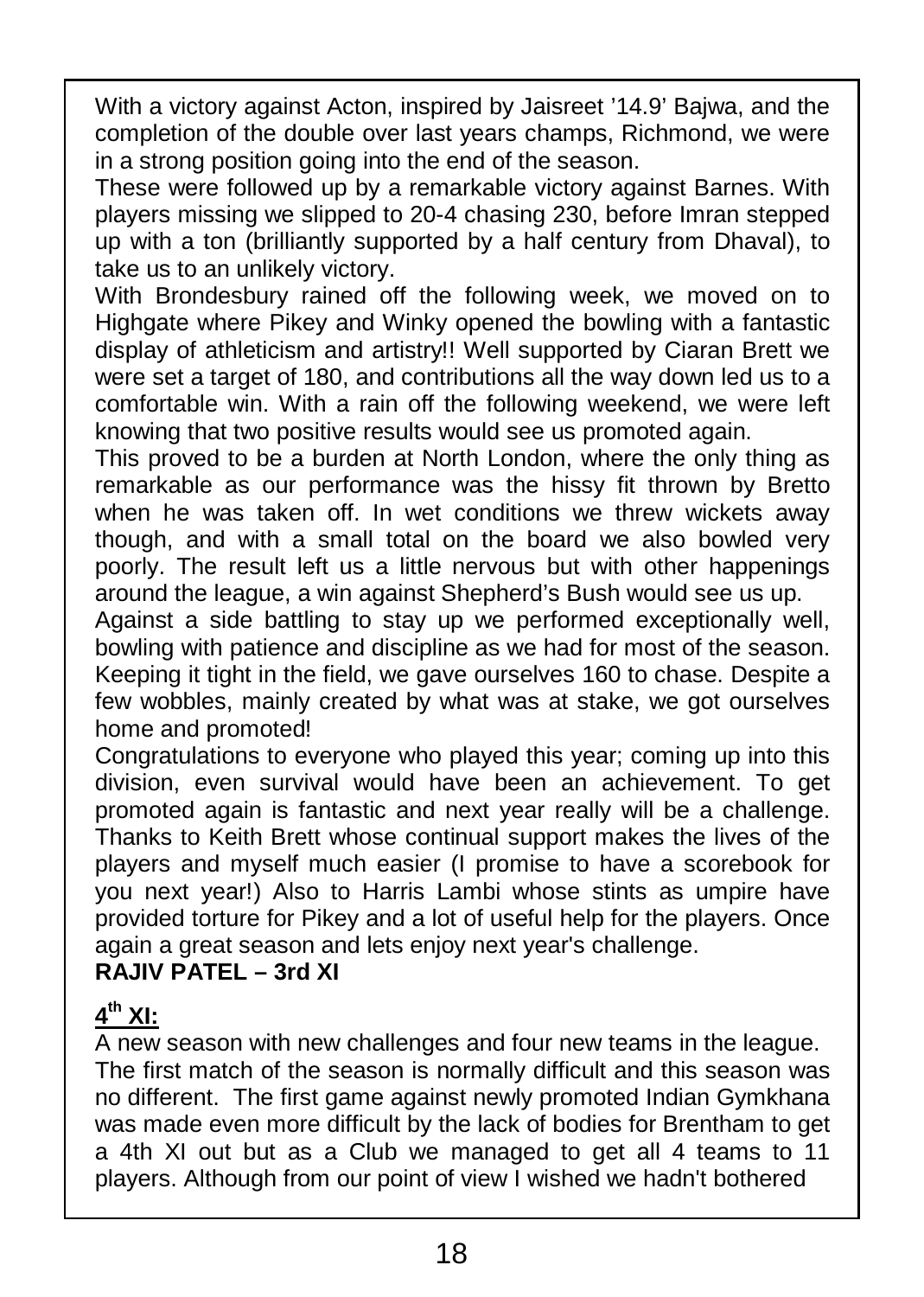With a victory against Acton, inspired by Jaisreet '14.9' Bajwa, and the completion of the double over last years champs, Richmond, we were in a strong position going into the end of the season.

These were followed up by a remarkable victory against Barnes. With players missing we slipped to 20-4 chasing 230, before Imran stepped up with a ton (brilliantly supported by a half century from Dhaval), to take us to an unlikely victory.

With Brondesbury rained off the following week, we moved on to Highgate where Pikey and Winky opened the bowling with a fantastic display of athleticism and artistry!! Well supported by Ciaran Brett we were set a target of 180, and contributions all the way down led us to a comfortable win. With a rain off the following weekend, we were left knowing that two positive results would see us promoted again.

This proved to be a burden at North London, where the only thing as remarkable as our performance was the hissy fit thrown by Bretto when he was taken off. In wet conditions we threw wickets away though, and with a small total on the board we also bowled very poorly. The result left us a little nervous but with other happenings around the league, a win against Shepherd's Bush would see us up.

Against a side battling to stay up we performed exceptionally well, bowling with patience and discipline as we had for most of the season. Keeping it tight in the field, we gave ourselves 160 to chase. Despite a few wobbles, mainly created by what was at stake, we got ourselves home and promoted!

Congratulations to everyone who played this year; coming up into this division, even survival would have been an achievement. To get promoted again is fantastic and next year really will be a challenge. Thanks to Keith Brett whose continual support makes the lives of the players and myself much easier (I promise to have a scorebook for you next year!) Also to Harris Lambi whose stints as umpire have provided torture for Pikey and a lot of useful help for the players. Once again a great season and lets enjoy next year's challenge.

**RAJIV PATEL – 3rd XI**

## 4th XI:

A new season with new challenges and four new teams in the league. The first match of the season is normally difficult and this season was no different. The first game against newly promoted Indian Gymkhana was made even more difficult by the lack of bodies for Brentham to get a 4th XI out but as a Club we managed to get all 4 teams to 11 players. Although from our point of view I wished we hadn't bothered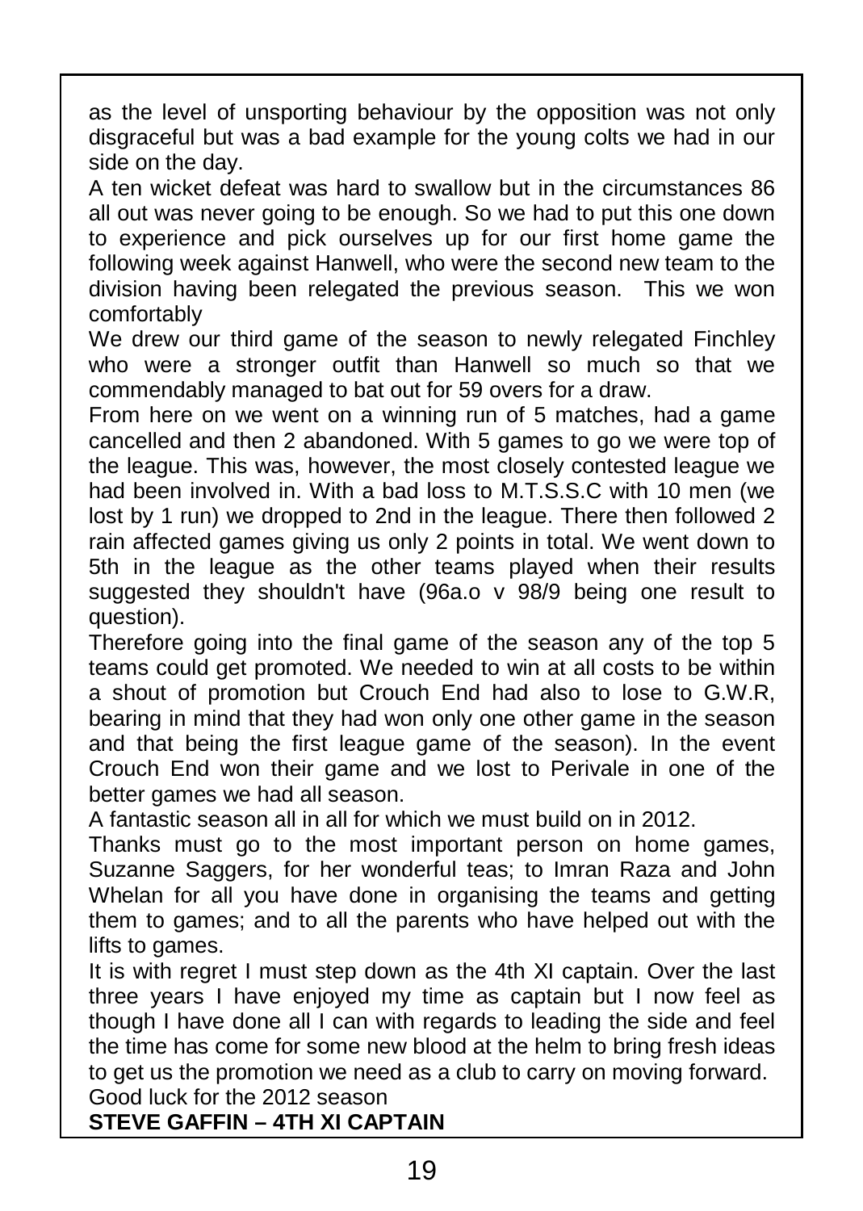as the level of unsporting behaviour by the opposition was not only disgraceful but was a bad example for the young colts we had in our side on the day.

A ten wicket defeat was hard to swallow but in the circumstances 86 all out was never going to be enough. So we had to put this one down to experience and pick ourselves up for our first home game the following week against Hanwell, who were the second new team to the division having been relegated the previous season. This we won comfortably

We drew our third game of the season to newly relegated Finchley who were a stronger outfit than Hanwell so much so that we commendably managed to bat out for 59 overs for a draw.

From here on we went on a winning run of 5 matches, had a game cancelled and then 2 abandoned. With 5 games to go we were top of the league. This was, however, the most closely contested league we had been involved in. With a bad loss to M.T.S.S.C with 10 men (we lost by 1 run) we dropped to 2nd in the league. There then followed 2 rain affected games giving us only 2 points in total. We went down to 5th in the league as the other teams played when their results suggested they shouldn't have (96a.o v 98/9 being one result to question).

Therefore going into the final game of the season any of the top 5 teams could get promoted. We needed to win at all costs to be within a shout of promotion but Crouch End had also to lose to G.W.R, bearing in mind that they had won only one other game in the season and that being the first league game of the season). In the event Crouch End won their game and we lost to Perivale in one of the better games we had all season.

A fantastic season all in all for which we must build on in 2012.

Thanks must go to the most important person on home games, Suzanne Saggers, for her wonderful teas; to Imran Raza and John Whelan for all you have done in organising the teams and getting them to games; and to all the parents who have helped out with the lifts to games.

It is with regret I must step down as the 4th XI captain. Over the last three years I have enjoyed my time as captain but I now feel as though I have done all I can with regards to leading the side and feel the time has come for some new blood at the helm to bring fresh ideas to get us the promotion we need as a club to carry on moving forward.

Good luck for the 2012 season

**STEVE GAFFIN – 4TH XI CAPTAIN**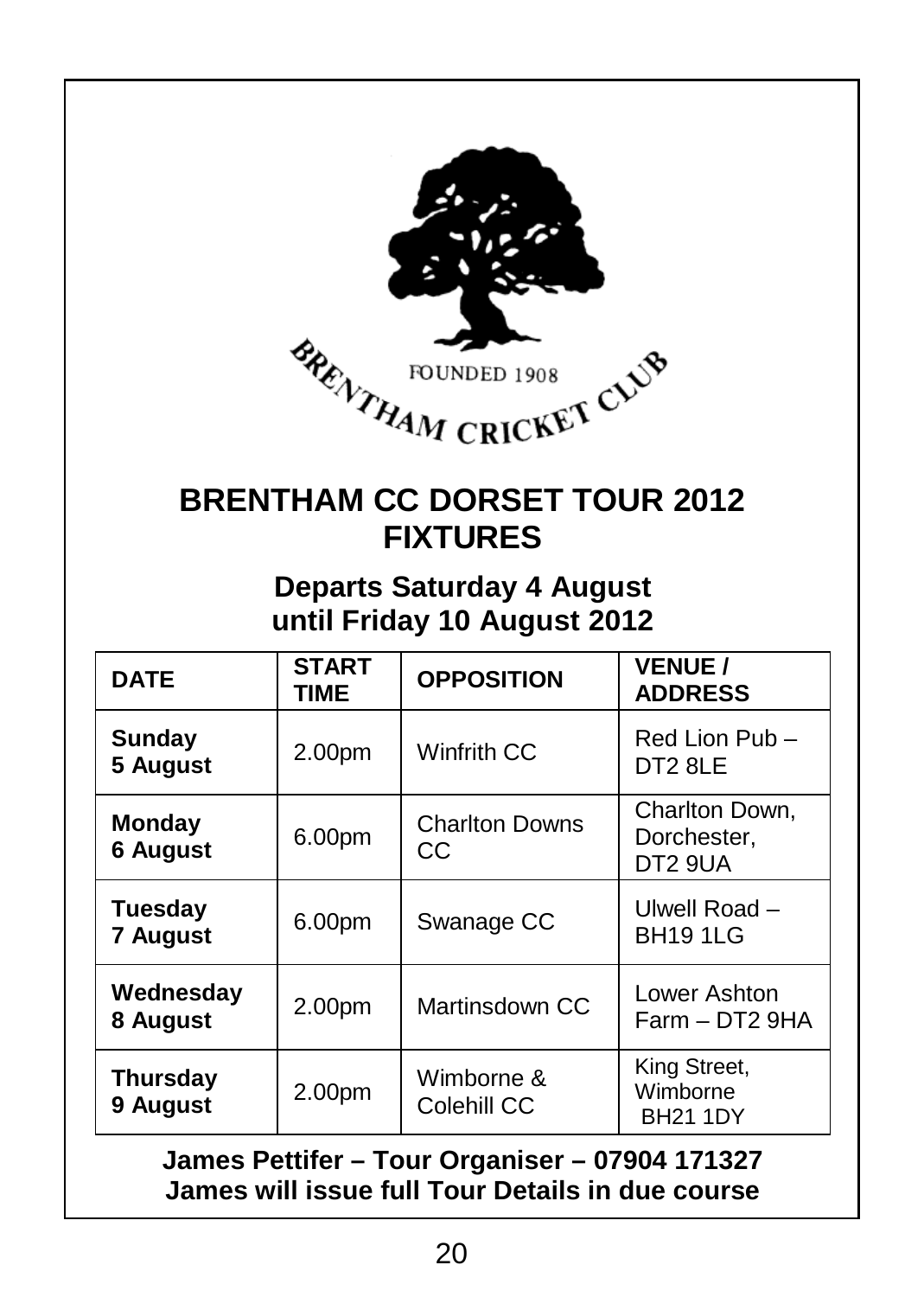FOUNDED 1908

BRENTHAM CRICKET CLUB

# BRENTHAM CC DORSET TOUR 2012 FIXTURES

## Departs Saturday 4 August until Friday 10 August 2012

| DATE | START TIME | OPPOSITION | VENUE / ADDRESS |
| --- | --- | --- | --- |
| **Sunday 5 August** | 2.00pm | Winfrith CC | Red Lion Pub – DT2 8LE |
| **Monday 6 August** | 6.00pm | Charlton Downs CC | Charlton Down, Dorchester, DT2 9UA |
| **Tuesday 7 August** | 6.00pm | Swanage CC | Ulwell Road – BH19 1LG |
| **Wednesday 8 August** | 2.00pm | Martinsdown CC | Lower Ashton Farm – DT2 9HA |
| **Thursday 9 August** | 2.00pm | Wimborne & Colehill CC | King Street, Wimborne BH21 1DY |

**James Pettifer – Tour Organiser – 07904 171327**
**James will issue full Tour Details in due course**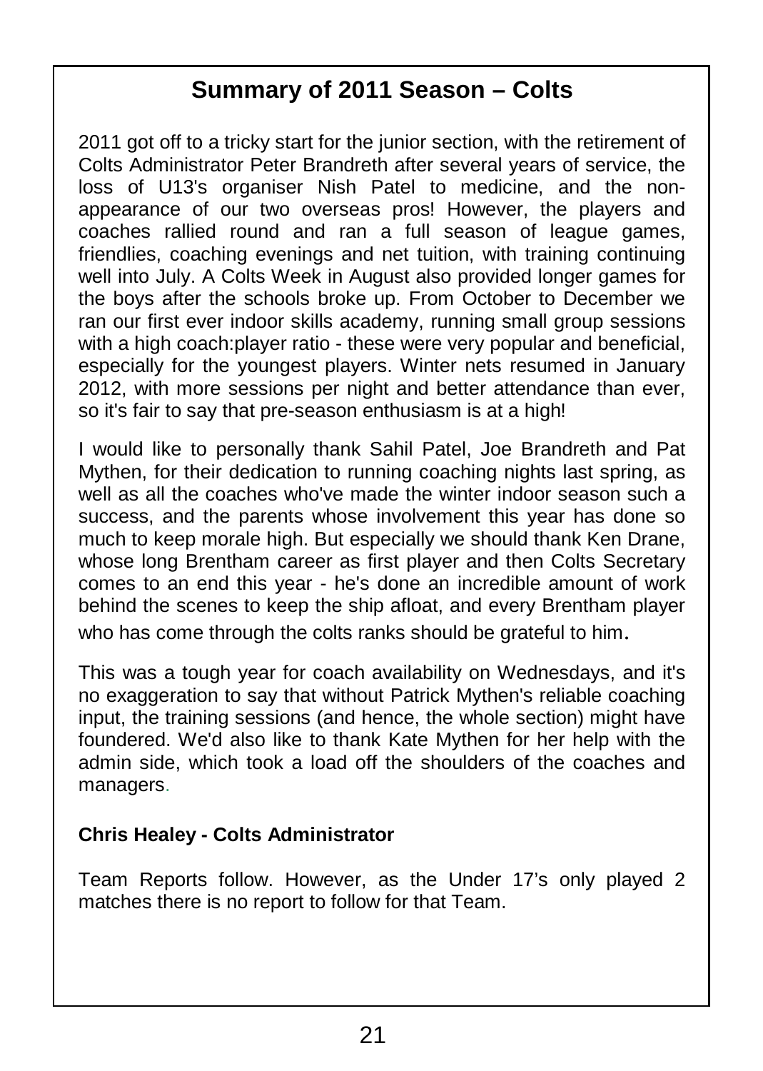## Summary of 2011 Season – Colts

2011 got off to a tricky start for the junior section, with the retirement of Colts Administrator Peter Brandreth after several years of service, the loss of U13's organiser Nish Patel to medicine, and the non-appearance of our two overseas pros! However, the players and coaches rallied round and ran a full season of league games, friendlies, coaching evenings and net tuition, with training continuing well into July. A Colts Week in August also provided longer games for the boys after the schools broke up. From October to December we ran our first ever indoor skills academy, running small group sessions with a high coach:player ratio - these were very popular and beneficial, especially for the youngest players. Winter nets resumed in January 2012, with more sessions per night and better attendance than ever, so it's fair to say that pre-season enthusiasm is at a high!

I would like to personally thank Sahil Patel, Joe Brandreth and Pat Mythen, for their dedication to running coaching nights last spring, as well as all the coaches who've made the winter indoor season such a success, and the parents whose involvement this year has done so much to keep morale high. But especially we should thank Ken Drane, whose long Brentham career as first player and then Colts Secretary comes to an end this year - he's done an incredible amount of work behind the scenes to keep the ship afloat, and every Brentham player who has come through the colts ranks should be grateful to him.

This was a tough year for coach availability on Wednesdays, and it's no exaggeration to say that without Patrick Mythen's reliable coaching input, the training sessions (and hence, the whole section) might have foundered. We'd also like to thank Kate Mythen for her help with the admin side, which took a load off the shoulders of the coaches and managers.

**Chris Healey - Colts Administrator**

Team Reports follow. However, as the Under 17's only played 2 matches there is no report to follow for that Team.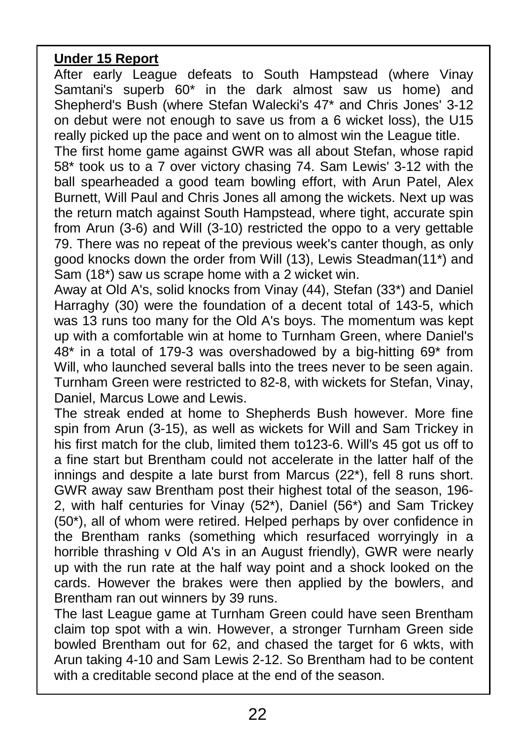**Under 15 Report**

After early League defeats to South Hampstead (where Vinay Samtani's superb 60* in the dark almost saw us home) and Shepherd's Bush (where Stefan Walecki's 47* and Chris Jones' 3-12 on debut were not enough to save us from a 6 wicket loss), the U15 really picked up the pace and went on to almost win the League title.

The first home game against GWR was all about Stefan, whose rapid 58* took us to a 7 over victory chasing 74. Sam Lewis' 3-12 with the ball spearheaded a good team bowling effort, with Arun Patel, Alex Burnett, Will Paul and Chris Jones all among the wickets. Next up was the return match against South Hampstead, where tight, accurate spin from Arun (3-6) and Will (3-10) restricted the oppo to a very gettable 79. There was no repeat of the previous week's canter though, as only good knocks down the order from Will (13), Lewis Steadman(11*) and Sam (18*) saw us scrape home with a 2 wicket win.

Away at Old A's, solid knocks from Vinay (44), Stefan (33*) and Daniel Harraghy (30) were the foundation of a decent total of 143-5, which was 13 runs too many for the Old A's boys. The momentum was kept up with a comfortable win at home to Turnham Green, where Daniel's 48* in a total of 179-3 was overshadowed by a big-hitting 69* from Will, who launched several balls into the trees never to be seen again. Turnham Green were restricted to 82-8, with wickets for Stefan, Vinay, Daniel, Marcus Lowe and Lewis.

The streak ended at home to Shepherds Bush however. More fine spin from Arun (3-15), as well as wickets for Will and Sam Trickey in his first match for the club, limited them to123-6. Will's 45 got us off to a fine start but Brentham could not accelerate in the latter half of the innings and despite a late burst from Marcus (22*), fell 8 runs short.

GWR away saw Brentham post their highest total of the season, 196-2, with half centuries for Vinay (52*), Daniel (56*) and Sam Trickey (50*), all of whom were retired. Helped perhaps by over confidence in the Brentham ranks (something which resurfaced worryingly in a horrible thrashing v Old A's in an August friendly), GWR were nearly up with the run rate at the half way point and a shock looked on the cards. However the brakes were then applied by the bowlers, and Brentham ran out winners by 39 runs.

The last League game at Turnham Green could have seen Brentham claim top spot with a win. However, a stronger Turnham Green side bowled Brentham out for 62, and chased the target for 6 wkts, with Arun taking 4-10 and Sam Lewis 2-12. So Brentham had to be content with a creditable second place at the end of the season.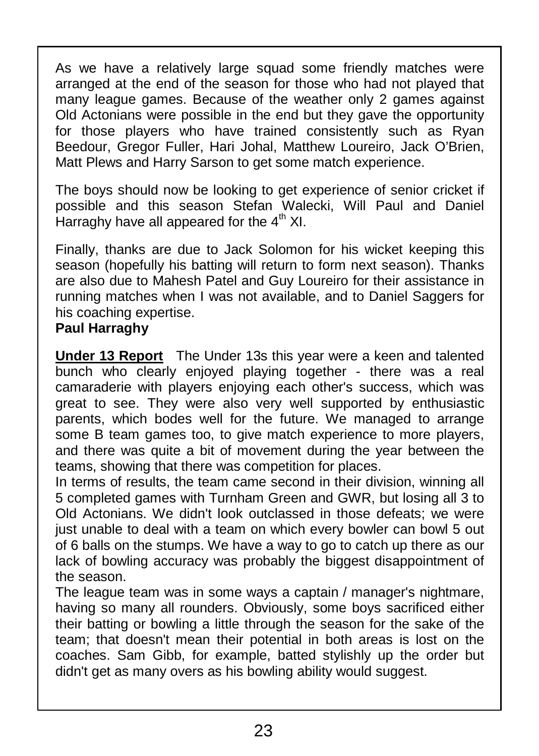As we have a relatively large squad some friendly matches were arranged at the end of the season for those who had not played that many league games. Because of the weather only 2 games against Old Actonians were possible in the end but they gave the opportunity for those players who have trained consistently such as Ryan Beedour, Gregor Fuller, Hari Johal, Matthew Loureiro, Jack O'Brien, Matt Plews and Harry Sarson to get some match experience.

The boys should now be looking to get experience of senior cricket if possible and this season Stefan Walecki, Will Paul and Daniel Harraghy have all appeared for the 4th XI.

Finally, thanks are due to Jack Solomon for his wicket keeping this season (hopefully his batting will return to form next season). Thanks are also due to Mahesh Patel and Guy Loureiro for their assistance in running matches when I was not available, and to Daniel Saggers for his coaching expertise.

**Paul Harraghy**

**Under 13 Report** The Under 13s this year were a keen and talented bunch who clearly enjoyed playing together - there was a real camaraderie with players enjoying each other's success, which was great to see. They were also very well supported by enthusiastic parents, which bodes well for the future. We managed to arrange some B team games too, to give match experience to more players, and there was quite a bit of movement during the year between the teams, showing that there was competition for places.

In terms of results, the team came second in their division, winning all 5 completed games with Turnham Green and GWR, but losing all 3 to Old Actonians. We didn't look outclassed in those defeats; we were just unable to deal with a team on which every bowler can bowl 5 out of 6 balls on the stumps. We have a way to go to catch up there as our lack of bowling accuracy was probably the biggest disappointment of the season.

The league team was in some ways a captain / manager's nightmare, having so many all rounders. Obviously, some boys sacrificed either their batting or bowling a little through the season for the sake of the team; that doesn't mean their potential in both areas is lost on the coaches. Sam Gibb, for example, batted stylishly up the order but didn't get as many overs as his bowling ability would suggest.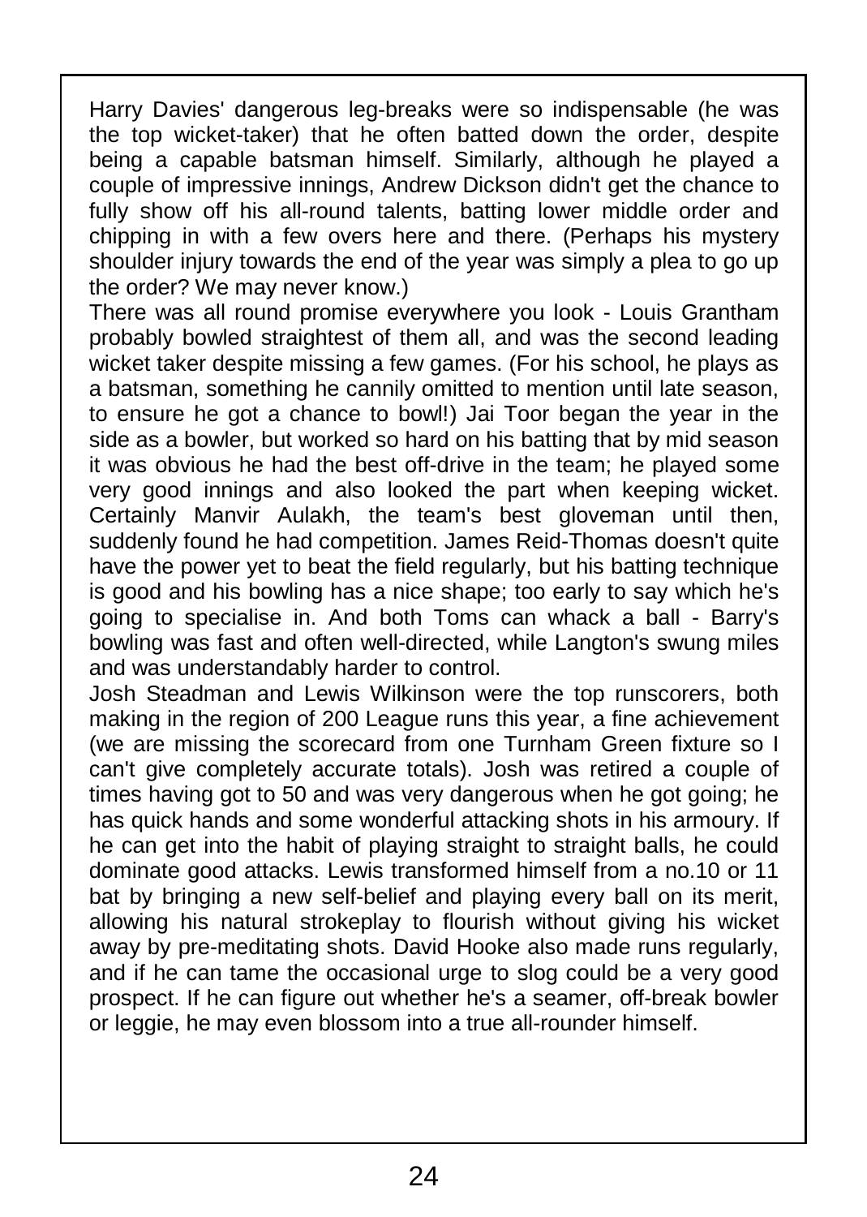Harry Davies' dangerous leg-breaks were so indispensable (he was the top wicket-taker) that he often batted down the order, despite being a capable batsman himself. Similarly, although he played a couple of impressive innings, Andrew Dickson didn't get the chance to fully show off his all-round talents, batting lower middle order and chipping in with a few overs here and there. (Perhaps his mystery shoulder injury towards the end of the year was simply a plea to go up the order? We may never know.)

There was all round promise everywhere you look - Louis Grantham probably bowled straightest of them all, and was the second leading wicket taker despite missing a few games. (For his school, he plays as a batsman, something he cannily omitted to mention until late season, to ensure he got a chance to bowl!) Jai Toor began the year in the side as a bowler, but worked so hard on his batting that by mid season it was obvious he had the best off-drive in the team; he played some very good innings and also looked the part when keeping wicket. Certainly Manvir Aulakh, the team's best gloveman until then, suddenly found he had competition. James Reid-Thomas doesn't quite have the power yet to beat the field regularly, but his batting technique is good and his bowling has a nice shape; too early to say which he's going to specialise in. And both Toms can whack a ball - Barry's bowling was fast and often well-directed, while Langton's swung miles and was understandably harder to control.

Josh Steadman and Lewis Wilkinson were the top runscorers, both making in the region of 200 League runs this year, a fine achievement (we are missing the scorecard from one Turnham Green fixture so I can't give completely accurate totals). Josh was retired a couple of times having got to 50 and was very dangerous when he got going; he has quick hands and some wonderful attacking shots in his armoury. If he can get into the habit of playing straight to straight balls, he could dominate good attacks. Lewis transformed himself from a no.10 or 11 bat by bringing a new self-belief and playing every ball on its merit, allowing his natural strokeplay to flourish without giving his wicket away by pre-meditating shots. David Hooke also made runs regularly, and if he can tame the occasional urge to slog could be a very good prospect. If he can figure out whether he's a seamer, off-break bowler or leggie, he may even blossom into a true all-rounder himself.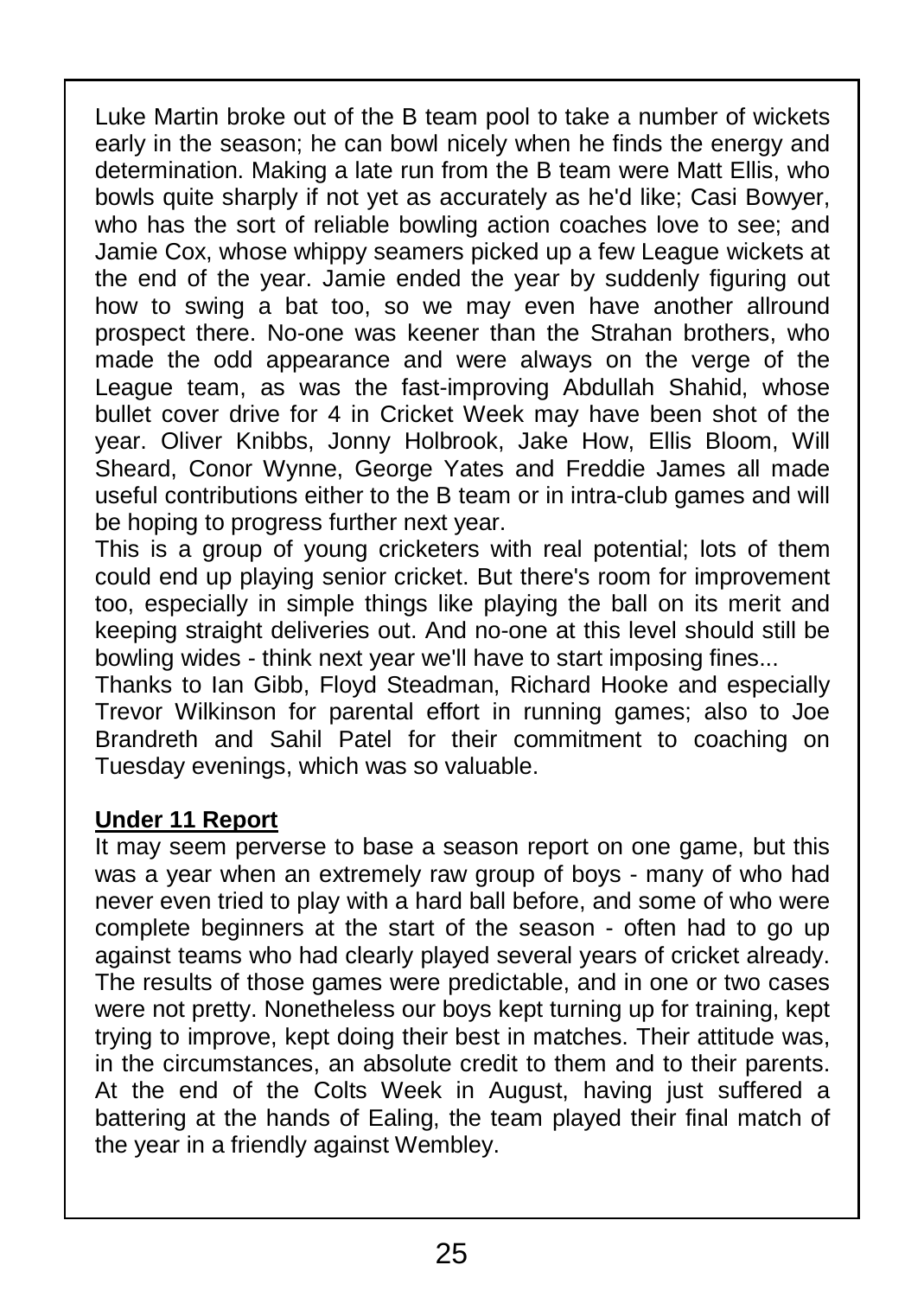Luke Martin broke out of the B team pool to take a number of wickets early in the season; he can bowl nicely when he finds the energy and determination. Making a late run from the B team were Matt Ellis, who bowls quite sharply if not yet as accurately as he'd like; Casi Bowyer, who has the sort of reliable bowling action coaches love to see; and Jamie Cox, whose whippy seamers picked up a few League wickets at the end of the year. Jamie ended the year by suddenly figuring out how to swing a bat too, so we may even have another allround prospect there. No-one was keener than the Strahan brothers, who made the odd appearance and were always on the verge of the League team, as was the fast-improving Abdullah Shahid, whose bullet cover drive for 4 in Cricket Week may have been shot of the year. Oliver Knibbs, Jonny Holbrook, Jake How, Ellis Bloom, Will Sheard, Conor Wynne, George Yates and Freddie James all made useful contributions either to the B team or in intra-club games and will be hoping to progress further next year.

This is a group of young cricketers with real potential; lots of them could end up playing senior cricket. But there's room for improvement too, especially in simple things like playing the ball on its merit and keeping straight deliveries out. And no-one at this level should still be bowling wides - think next year we'll have to start imposing fines...

Thanks to Ian Gibb, Floyd Steadman, Richard Hooke and especially Trevor Wilkinson for parental effort in running games; also to Joe Brandreth and Sahil Patel for their commitment to coaching on Tuesday evenings, which was so valuable.

## Under 11 Report

It may seem perverse to base a season report on one game, but this was a year when an extremely raw group of boys - many of who had never even tried to play with a hard ball before, and some of who were complete beginners at the start of the season - often had to go up against teams who had clearly played several years of cricket already. The results of those games were predictable, and in one or two cases were not pretty. Nonetheless our boys kept turning up for training, kept trying to improve, kept doing their best in matches. Their attitude was, in the circumstances, an absolute credit to them and to their parents. At the end of the Colts Week in August, having just suffered a battering at the hands of Ealing, the team played their final match of the year in a friendly against Wembley.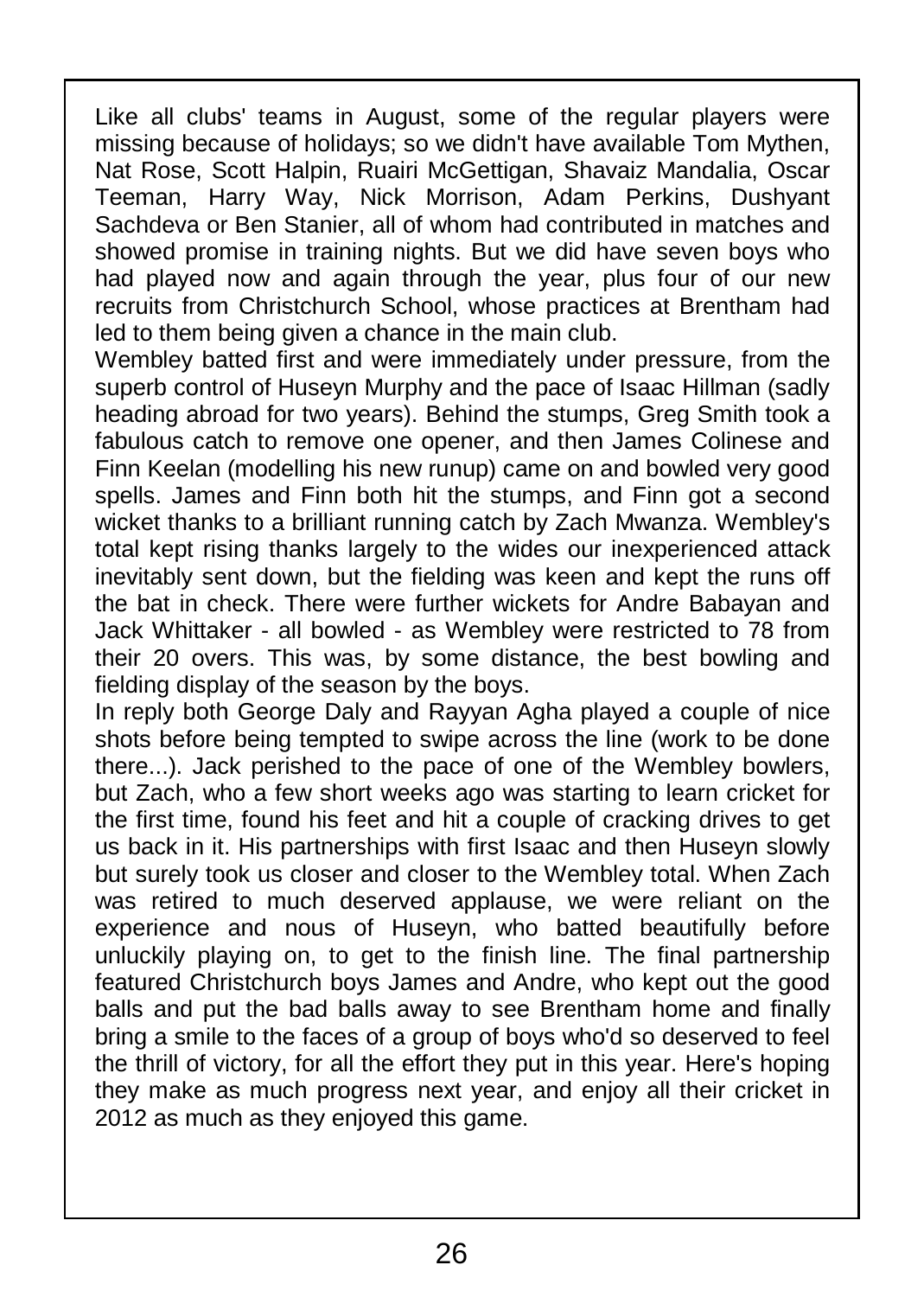Like all clubs' teams in August, some of the regular players were missing because of holidays; so we didn't have available Tom Mythen, Nat Rose, Scott Halpin, Ruairi McGettigan, Shavaiz Mandalia, Oscar Teeman, Harry Way, Nick Morrison, Adam Perkins, Dushyant Sachdeva or Ben Stanier, all of whom had contributed in matches and showed promise in training nights. But we did have seven boys who had played now and again through the year, plus four of our new recruits from Christchurch School, whose practices at Brentham had led to them being given a chance in the main club.

Wembley batted first and were immediately under pressure, from the superb control of Huseyn Murphy and the pace of Isaac Hillman (sadly heading abroad for two years). Behind the stumps, Greg Smith took a fabulous catch to remove one opener, and then James Colinese and Finn Keelan (modelling his new runup) came on and bowled very good spells. James and Finn both hit the stumps, and Finn got a second wicket thanks to a brilliant running catch by Zach Mwanza. Wembley's total kept rising thanks largely to the wides our inexperienced attack inevitably sent down, but the fielding was keen and kept the runs off the bat in check. There were further wickets for Andre Babayan and Jack Whittaker - all bowled - as Wembley were restricted to 78 from their 20 overs. This was, by some distance, the best bowling and fielding display of the season by the boys.

In reply both George Daly and Rayyan Agha played a couple of nice shots before being tempted to swipe across the line (work to be done there...). Jack perished to the pace of one of the Wembley bowlers, but Zach, who a few short weeks ago was starting to learn cricket for the first time, found his feet and hit a couple of cracking drives to get us back in it. His partnerships with first Isaac and then Huseyn slowly but surely took us closer and closer to the Wembley total. When Zach was retired to much deserved applause, we were reliant on the experience and nous of Huseyn, who batted beautifully before unluckily playing on, to get to the finish line. The final partnership featured Christchurch boys James and Andre, who kept out the good balls and put the bad balls away to see Brentham home and finally bring a smile to the faces of a group of boys who'd so deserved to feel the thrill of victory, for all the effort they put in this year. Here's hoping they make as much progress next year, and enjoy all their cricket in 2012 as much as they enjoyed this game.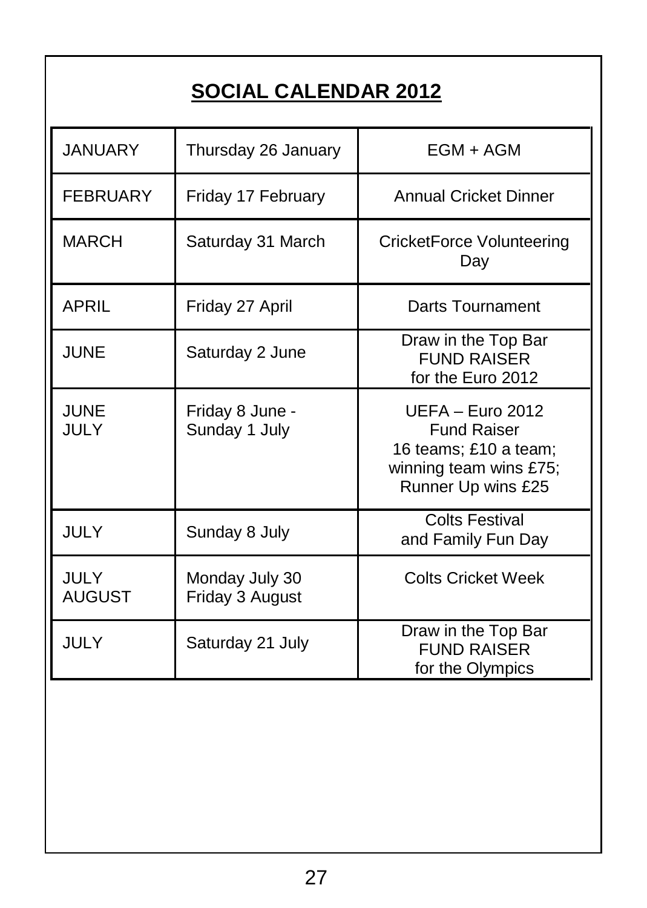# SOCIAL CALENDAR 2012

| | | |
|---|---|---|
| JANUARY | Thursday 26 January | EGM + AGM |
| FEBRUARY | Friday 17 February | Annual Cricket Dinner |
| MARCH | Saturday 31 March | CricketForce Volunteering Day |
| APRIL | Friday 27 April | Darts Tournament |
| JUNE | Saturday 2 June | Draw in the Top Bar<br>FUND RAISER<br>for the Euro 2012 |
| JUNE<br>JULY | Friday 8 June -<br>Sunday 1 July | UEFA – Euro 2012<br>Fund Raiser<br>16 teams; £10 a team;<br>winning team wins £75;<br>Runner Up wins £25 |
| JULY | Sunday 8 July | Colts Festival<br>and Family Fun Day |
| JULY<br>AUGUST | Monday July 30<br>Friday 3 August | Colts Cricket Week |
| JULY | Saturday 21 July | Draw in the Top Bar<br>FUND RAISER<br>for the Olympics |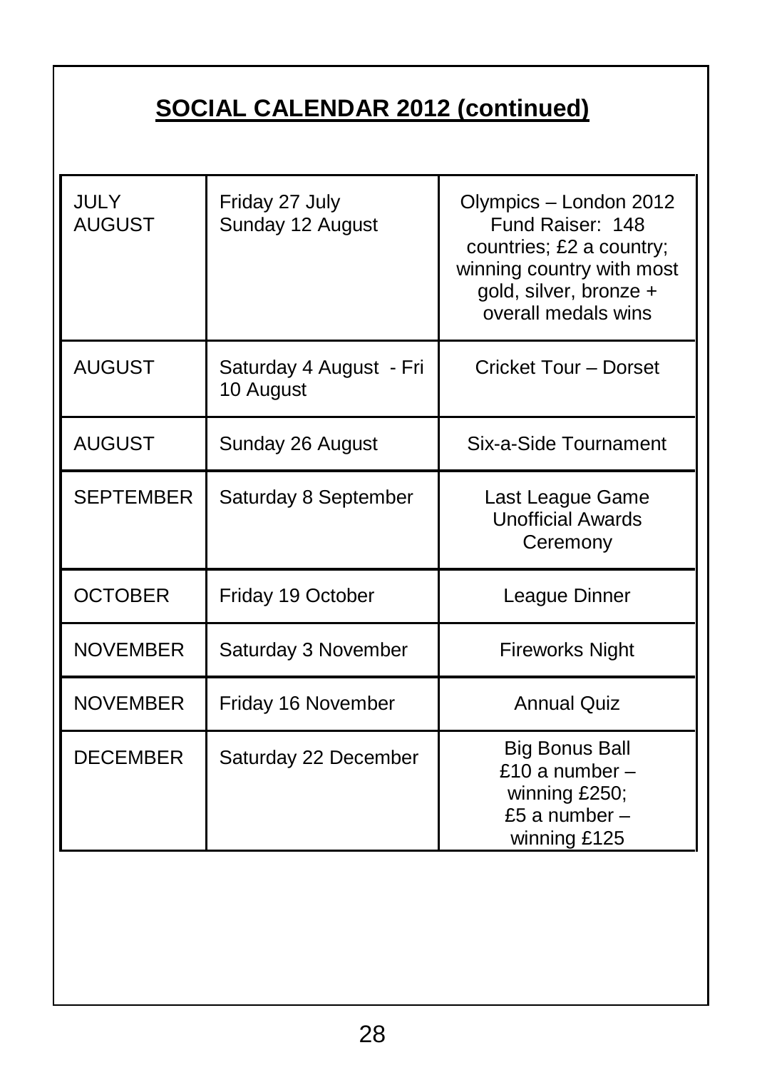## SOCIAL CALENDAR 2012 (continued)

| | | |
|---|---|---|
| JULY<br>AUGUST | Friday 27 July<br>Sunday 12 August | Olympics – London 2012 Fund Raiser: 148 countries; £2 a country; winning country with most gold, silver, bronze + overall medals wins |
| AUGUST | Saturday 4 August - Fri 10 August | Cricket Tour – Dorset |
| AUGUST | Sunday 26 August | Six-a-Side Tournament |
| SEPTEMBER | Saturday 8 September | Last League Game Unofficial Awards Ceremony |
| OCTOBER | Friday 19 October | League Dinner |
| NOVEMBER | Saturday 3 November | Fireworks Night |
| NOVEMBER | Friday 16 November | Annual Quiz |
| DECEMBER | Saturday 22 December | Big Bonus Ball<br>£10 a number – winning £250;<br>£5 a number – winning £125 |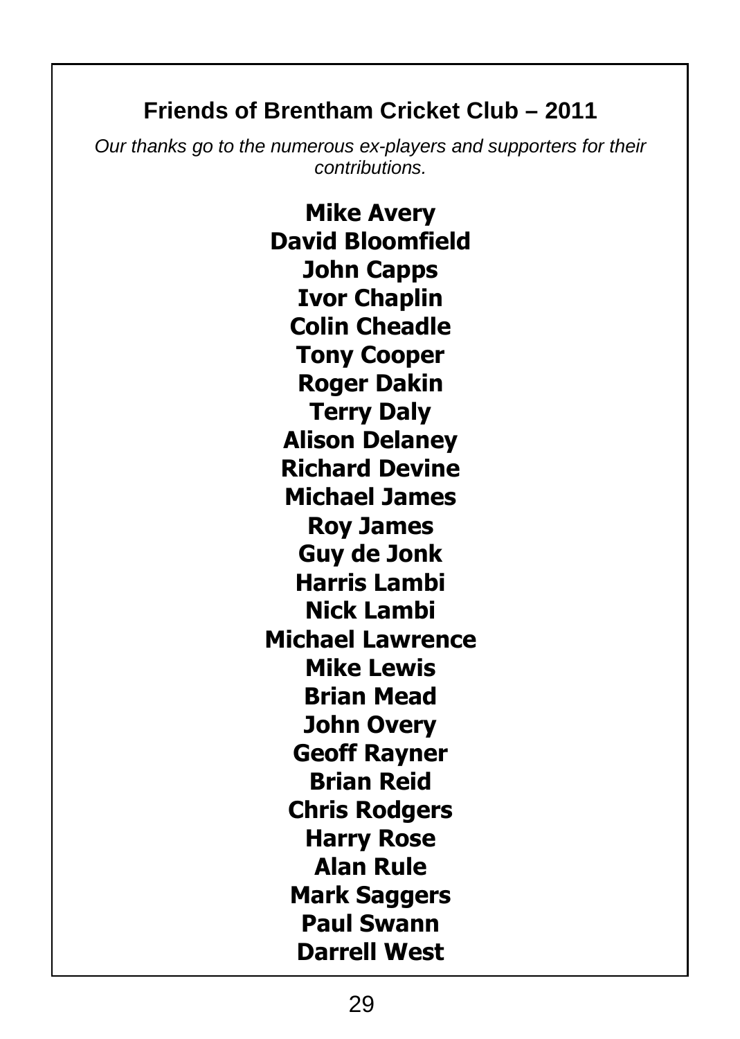## Friends of Brentham Cricket Club – 2011

*Our thanks go to the numerous ex-players and supporters for their contributions.*

**Mike Avery**
**David Bloomfield**
**John Capps**
**Ivor Chaplin**
**Colin Cheadle**
**Tony Cooper**
**Roger Dakin**
**Terry Daly**
**Alison Delaney**
**Richard Devine**
**Michael James**
**Roy James**
**Guy de Jonk**
**Harris Lambi**
**Nick Lambi**
**Michael Lawrence**
**Mike Lewis**
**Brian Mead**
**John Overy**
**Geoff Rayner**
**Brian Reid**
**Chris Rodgers**
**Harry Rose**
**Alan Rule**
**Mark Saggers**
**Paul Swann**
**Darrell West**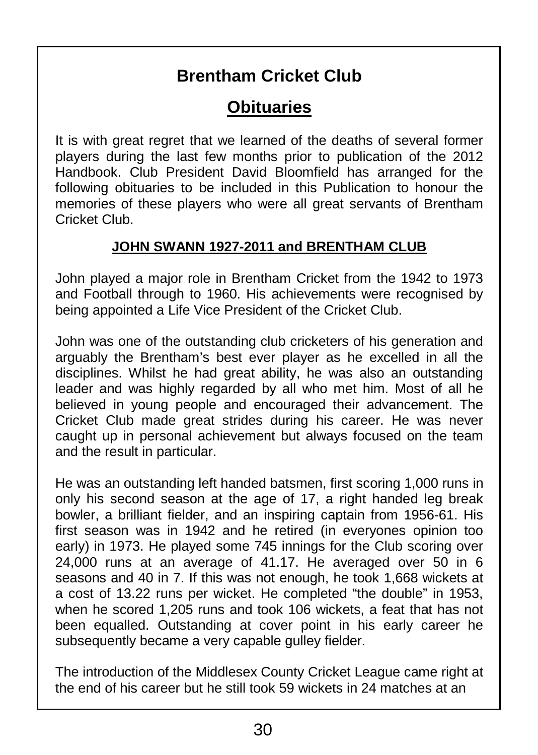# Brentham Cricket Club

## Obituaries

It is with great regret that we learned of the deaths of several former players during the last few months prior to publication of the 2012 Handbook. Club President David Bloomfield has arranged for the following obituaries to be included in this Publication to honour the memories of these players who were all great servants of Brentham Cricket Club.

### JOHN SWANN 1927-2011 and BRENTHAM CLUB

John played a major role in Brentham Cricket from the 1942 to 1973 and Football through to 1960. His achievements were recognised by being appointed a Life Vice President of the Cricket Club.

John was one of the outstanding club cricketers of his generation and arguably the Brentham's best ever player as he excelled in all the disciplines. Whilst he had great ability, he was also an outstanding leader and was highly regarded by all who met him. Most of all he believed in young people and encouraged their advancement. The Cricket Club made great strides during his career. He was never caught up in personal achievement but always focused on the team and the result in particular.

He was an outstanding left handed batsmen, first scoring 1,000 runs in only his second season at the age of 17, a right handed leg break bowler, a brilliant fielder, and an inspiring captain from 1956-61. His first season was in 1942 and he retired (in everyones opinion too early) in 1973. He played some 745 innings for the Club scoring over 24,000 runs at an average of 41.17. He averaged over 50 in 6 seasons and 40 in 7. If this was not enough, he took 1,668 wickets at a cost of 13.22 runs per wicket. He completed "the double" in 1953, when he scored 1,205 runs and took 106 wickets, a feat that has not been equalled. Outstanding at cover point in his early career he subsequently became a very capable gulley fielder.

The introduction of the Middlesex County Cricket League came right at the end of his career but he still took 59 wickets in 24 matches at an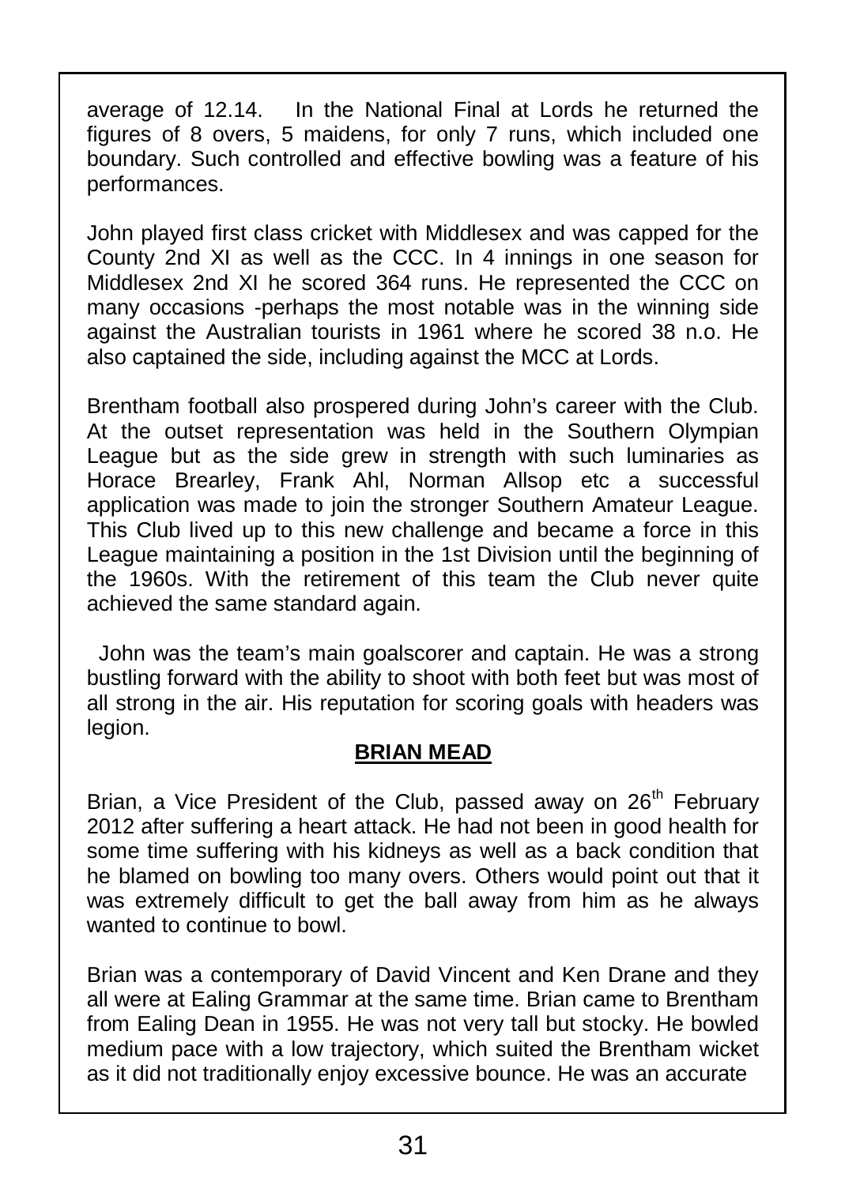average of 12.14. In the National Final at Lords he returned the figures of 8 overs, 5 maidens, for only 7 runs, which included one boundary. Such controlled and effective bowling was a feature of his performances.

John played first class cricket with Middlesex and was capped for the County 2nd XI as well as the CCC. In 4 innings in one season for Middlesex 2nd XI he scored 364 runs. He represented the CCC on many occasions -perhaps the most notable was in the winning side against the Australian tourists in 1961 where he scored 38 n.o. He also captained the side, including against the MCC at Lords.

Brentham football also prospered during John's career with the Club. At the outset representation was held in the Southern Olympian League but as the side grew in strength with such luminaries as Horace Brearley, Frank Ahl, Norman Allsop etc a successful application was made to join the stronger Southern Amateur League. This Club lived up to this new challenge and became a force in this League maintaining a position in the 1st Division until the beginning of the 1960s. With the retirement of this team the Club never quite achieved the same standard again.

John was the team's main goalscorer and captain. He was a strong bustling forward with the ability to shoot with both feet but was most of all strong in the air. His reputation for scoring goals with headers was legion.

## BRIAN MEAD

Brian, a Vice President of the Club, passed away on 26th February 2012 after suffering a heart attack. He had not been in good health for some time suffering with his kidneys as well as a back condition that he blamed on bowling too many overs. Others would point out that it was extremely difficult to get the ball away from him as he always wanted to continue to bowl.

Brian was a contemporary of David Vincent and Ken Drane and they all were at Ealing Grammar at the same time. Brian came to Brentham from Ealing Dean in 1955. He was not very tall but stocky. He bowled medium pace with a low trajectory, which suited the Brentham wicket as it did not traditionally enjoy excessive bounce. He was an accurate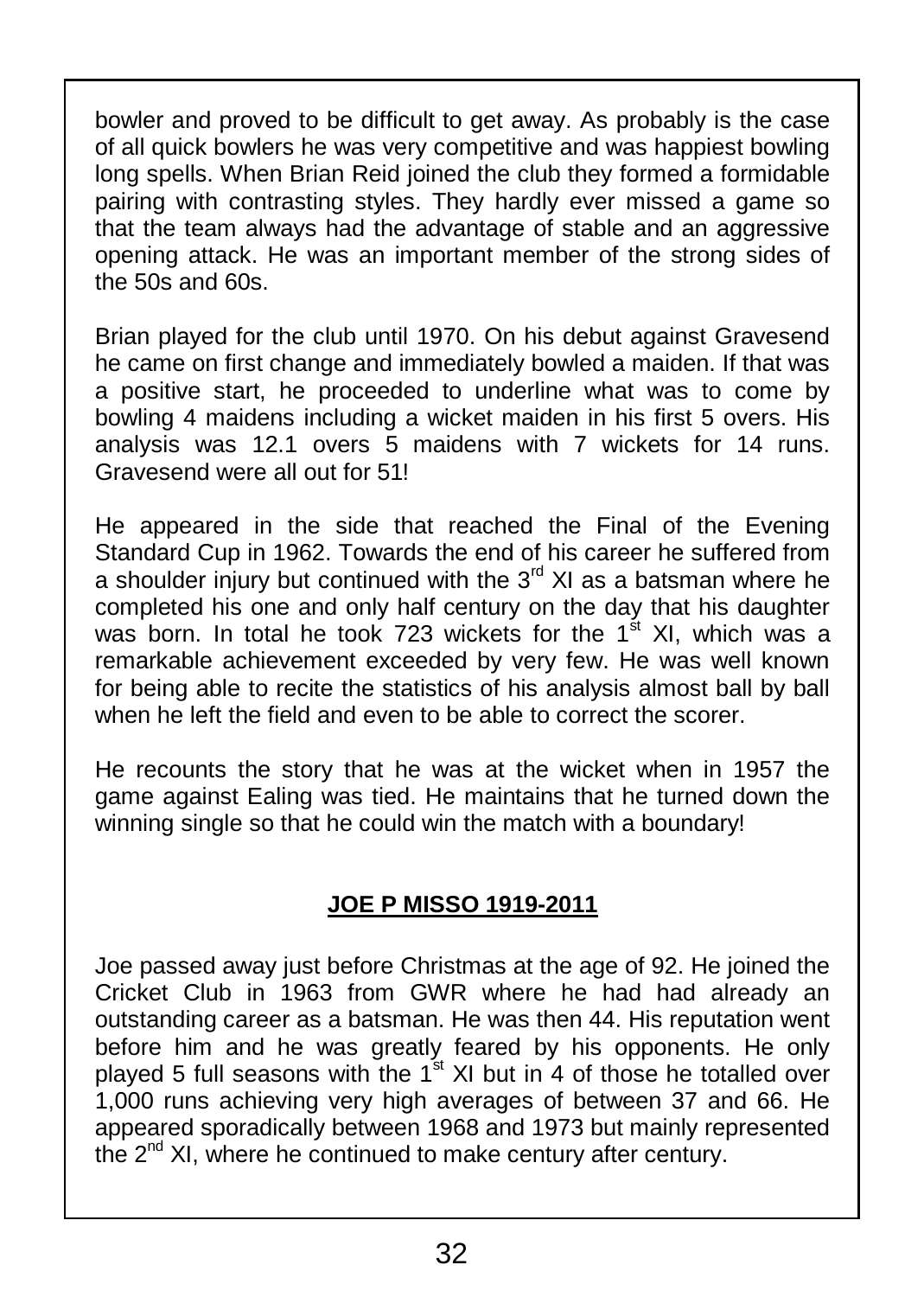bowler and proved to be difficult to get away. As probably is the case of all quick bowlers he was very competitive and was happiest bowling long spells. When Brian Reid joined the club they formed a formidable pairing with contrasting styles. They hardly ever missed a game so that the team always had the advantage of stable and an aggressive opening attack. He was an important member of the strong sides of the 50s and 60s.

Brian played for the club until 1970. On his debut against Gravesend he came on first change and immediately bowled a maiden. If that was a positive start, he proceeded to underline what was to come by bowling 4 maidens including a wicket maiden in his first 5 overs. His analysis was 12.1 overs 5 maidens with 7 wickets for 14 runs. Gravesend were all out for 51!

He appeared in the side that reached the Final of the Evening Standard Cup in 1962. Towards the end of his career he suffered from a shoulder injury but continued with the 3rd XI as a batsman where he completed his one and only half century on the day that his daughter was born. In total he took 723 wickets for the 1st XI, which was a remarkable achievement exceeded by very few. He was well known for being able to recite the statistics of his analysis almost ball by ball when he left the field and even to be able to correct the scorer.

He recounts the story that he was at the wicket when in 1957 the game against Ealing was tied. He maintains that he turned down the winning single so that he could win the match with a boundary!

## JOE P MISSO 1919-2011

Joe passed away just before Christmas at the age of 92. He joined the Cricket Club in 1963 from GWR where he had had already an outstanding career as a batsman. He was then 44. His reputation went before him and he was greatly feared by his opponents. He only played 5 full seasons with the 1st XI but in 4 of those he totalled over 1,000 runs achieving very high averages of between 37 and 66. He appeared sporadically between 1968 and 1973 but mainly represented the 2nd XI, where he continued to make century after century.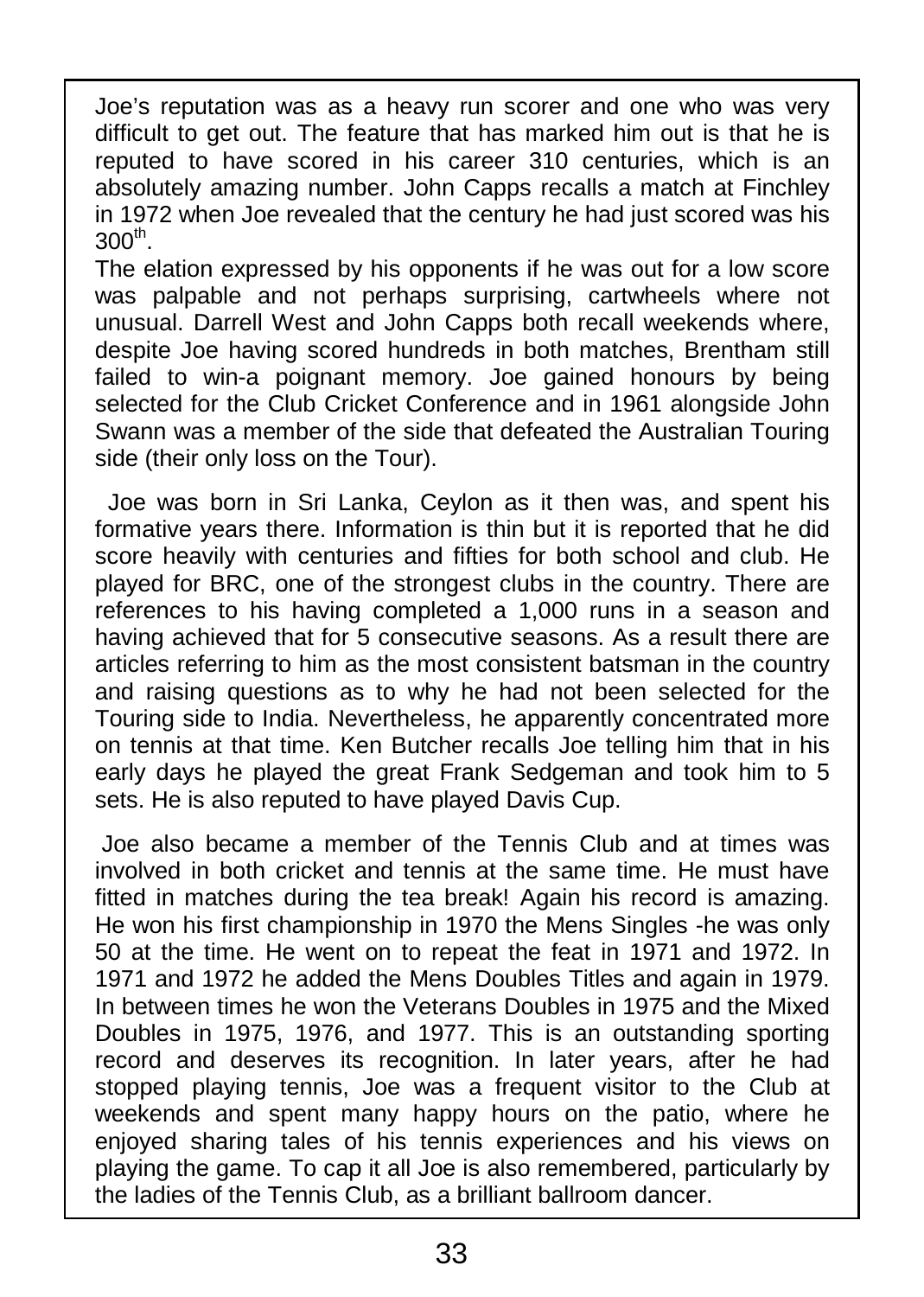Joe's reputation was as a heavy run scorer and one who was very difficult to get out. The feature that has marked him out is that he is reputed to have scored in his career 310 centuries, which is an absolutely amazing number. John Capps recalls a match at Finchley in 1972 when Joe revealed that the century he had just scored was his 300th.

The elation expressed by his opponents if he was out for a low score was palpable and not perhaps surprising, cartwheels where not unusual. Darrell West and John Capps both recall weekends where, despite Joe having scored hundreds in both matches, Brentham still failed to win-a poignant memory. Joe gained honours by being selected for the Club Cricket Conference and in 1961 alongside John Swann was a member of the side that defeated the Australian Touring side (their only loss on the Tour).

Joe was born in Sri Lanka, Ceylon as it then was, and spent his formative years there. Information is thin but it is reported that he did score heavily with centuries and fifties for both school and club. He played for BRC, one of the strongest clubs in the country. There are references to his having completed a 1,000 runs in a season and having achieved that for 5 consecutive seasons. As a result there are articles referring to him as the most consistent batsman in the country and raising questions as to why he had not been selected for the Touring side to India. Nevertheless, he apparently concentrated more on tennis at that time. Ken Butcher recalls Joe telling him that in his early days he played the great Frank Sedgeman and took him to 5 sets. He is also reputed to have played Davis Cup.

Joe also became a member of the Tennis Club and at times was involved in both cricket and tennis at the same time. He must have fitted in matches during the tea break! Again his record is amazing. He won his first championship in 1970 the Mens Singles -he was only 50 at the time. He went on to repeat the feat in 1971 and 1972. In 1971 and 1972 he added the Mens Doubles Titles and again in 1979. In between times he won the Veterans Doubles in 1975 and the Mixed Doubles in 1975, 1976, and 1977. This is an outstanding sporting record and deserves its recognition. In later years, after he had stopped playing tennis, Joe was a frequent visitor to the Club at weekends and spent many happy hours on the patio, where he enjoyed sharing tales of his tennis experiences and his views on playing the game. To cap it all Joe is also remembered, particularly by the ladies of the Tennis Club, as a brilliant ballroom dancer.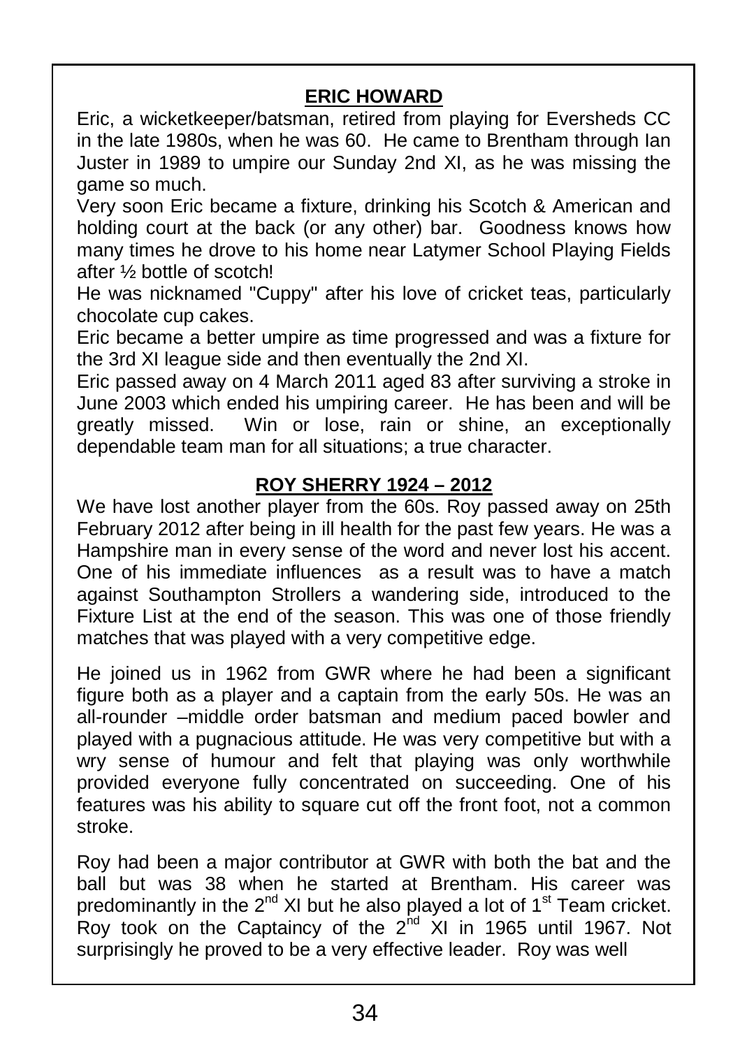## ERIC HOWARD

Eric, a wicketkeeper/batsman, retired from playing for Eversheds CC in the late 1980s, when he was 60. He came to Brentham through Ian Juster in 1989 to umpire our Sunday 2nd XI, as he was missing the game so much.

Very soon Eric became a fixture, drinking his Scotch & American and holding court at the back (or any other) bar. Goodness knows how many times he drove to his home near Latymer School Playing Fields after ½ bottle of scotch!

He was nicknamed "Cuppy" after his love of cricket teas, particularly chocolate cup cakes.

Eric became a better umpire as time progressed and was a fixture for the 3rd XI league side and then eventually the 2nd XI.

Eric passed away on 4 March 2011 aged 83 after surviving a stroke in June 2003 which ended his umpiring career. He has been and will be greatly missed. Win or lose, rain or shine, an exceptionally dependable team man for all situations; a true character.

## ROY SHERRY 1924 – 2012

We have lost another player from the 60s. Roy passed away on 25th February 2012 after being in ill health for the past few years. He was a Hampshire man in every sense of the word and never lost his accent. One of his immediate influences as a result was to have a match against Southampton Strollers a wandering side, introduced to the Fixture List at the end of the season. This was one of those friendly matches that was played with a very competitive edge.

He joined us in 1962 from GWR where he had been a significant figure both as a player and a captain from the early 50s. He was an all-rounder –middle order batsman and medium paced bowler and played with a pugnacious attitude. He was very competitive but with a wry sense of humour and felt that playing was only worthwhile provided everyone fully concentrated on succeeding. One of his features was his ability to square cut off the front foot, not a common stroke.

Roy had been a major contributor at GWR with both the bat and the ball but was 38 when he started at Brentham. His career was predominantly in the 2nd XI but he also played a lot of 1st Team cricket. Roy took on the Captaincy of the 2nd XI in 1965 until 1967. Not surprisingly he proved to be a very effective leader. Roy was well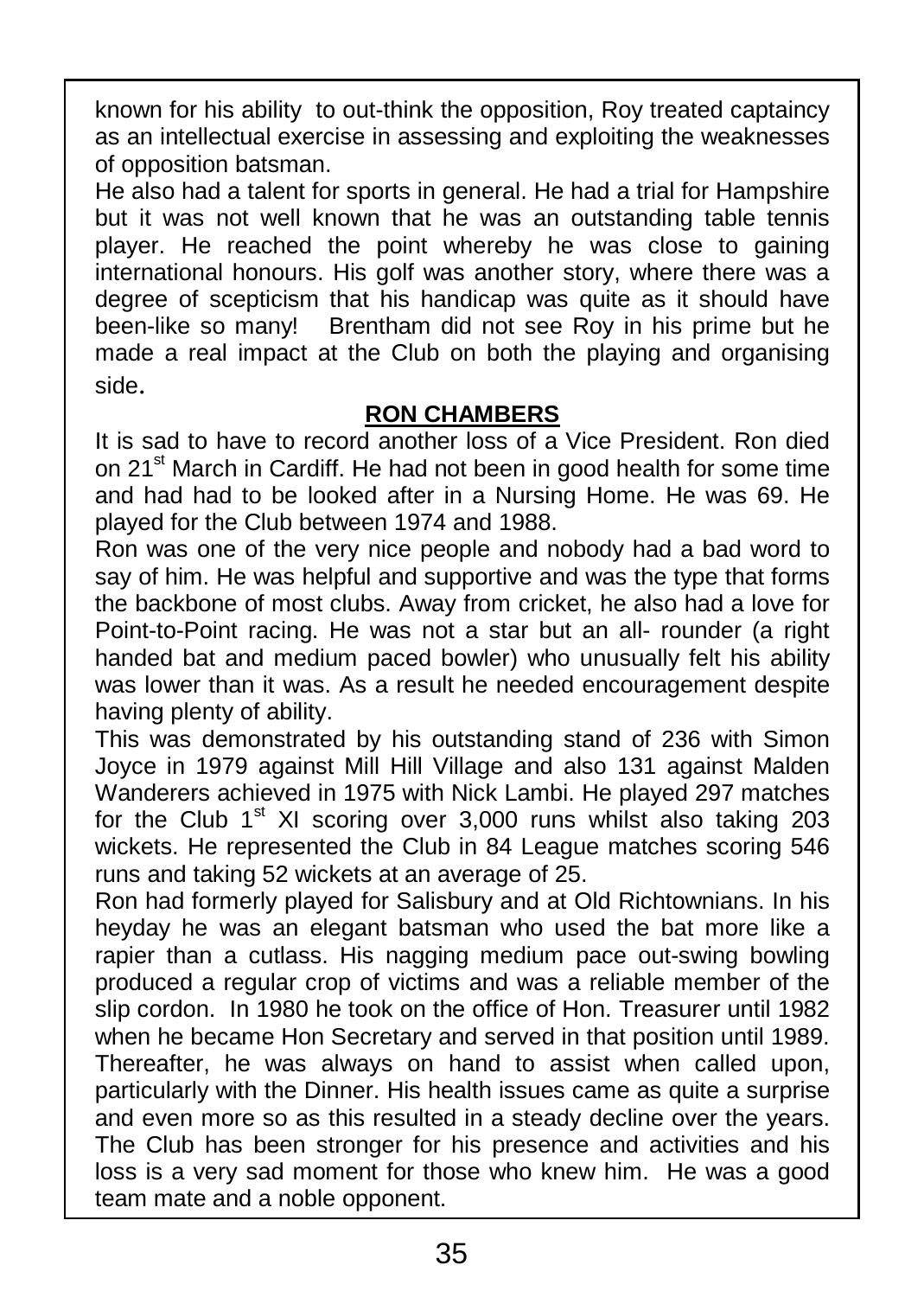known for his ability to out-think the opposition, Roy treated captaincy as an intellectual exercise in assessing and exploiting the weaknesses of opposition batsman.

He also had a talent for sports in general. He had a trial for Hampshire but it was not well known that he was an outstanding table tennis player. He reached the point whereby he was close to gaining international honours. His golf was another story, where there was a degree of scepticism that his handicap was quite as it should have been-like so many! Brentham did not see Roy in his prime but he made a real impact at the Club on both the playing and organising side.

## RON CHAMBERS

It is sad to have to record another loss of a Vice President. Ron died on 21st March in Cardiff. He had not been in good health for some time and had had to be looked after in a Nursing Home. He was 69. He played for the Club between 1974 and 1988.

Ron was one of the very nice people and nobody had a bad word to say of him. He was helpful and supportive and was the type that forms the backbone of most clubs. Away from cricket, he also had a love for Point-to-Point racing. He was not a star but an all- rounder (a right handed bat and medium paced bowler) who unusually felt his ability was lower than it was. As a result he needed encouragement despite having plenty of ability.

This was demonstrated by his outstanding stand of 236 with Simon Joyce in 1979 against Mill Hill Village and also 131 against Malden Wanderers achieved in 1975 with Nick Lambi. He played 297 matches for the Club 1st XI scoring over 3,000 runs whilst also taking 203 wickets. He represented the Club in 84 League matches scoring 546 runs and taking 52 wickets at an average of 25.

Ron had formerly played for Salisbury and at Old Richtownians. In his heyday he was an elegant batsman who used the bat more like a rapier than a cutlass. His nagging medium pace out-swing bowling produced a regular crop of victims and was a reliable member of the slip cordon. In 1980 he took on the office of Hon. Treasurer until 1982 when he became Hon Secretary and served in that position until 1989. Thereafter, he was always on hand to assist when called upon, particularly with the Dinner. His health issues came as quite a surprise and even more so as this resulted in a steady decline over the years. The Club has been stronger for his presence and activities and his loss is a very sad moment for those who knew him. He was a good team mate and a noble opponent.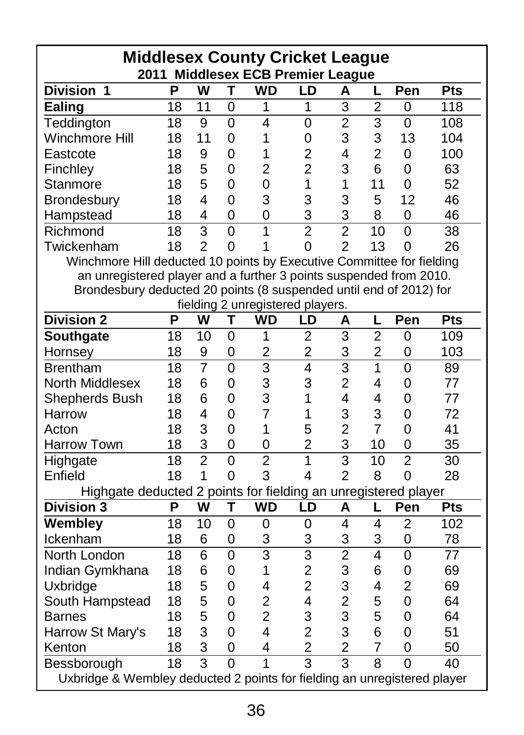# Middlesex County Cricket League

## 2011 Middlesex ECB Premier League

| Division 1 | P | W | T | WD | LD | A | L | Pen | Pts |
|---|---|---|---|---|---|---|---|---|---|
| **Ealing** | 18 | 11 | 0 | 1 | 1 | 3 | 2 | 0 | 118 |
| Teddington | 18 | 9 | 0 | 4 | 0 | 2 | 3 | 0 | 108 |
| Winchmore Hill | 18 | 11 | 0 | 1 | 0 | 3 | 3 | 13 | 104 |
| Eastcote | 18 | 9 | 0 | 1 | 2 | 4 | 2 | 0 | 100 |
| Finchley | 18 | 5 | 0 | 2 | 2 | 3 | 6 | 0 | 63 |
| Stanmore | 18 | 5 | 0 | 0 | 1 | 1 | 11 | 0 | 52 |
| Brondesbury | 18 | 4 | 0 | 3 | 3 | 3 | 5 | 12 | 46 |
| Hampstead | 18 | 4 | 0 | 0 | 3 | 3 | 8 | 0 | 46 |
| Richmond | 18 | 3 | 0 | 1 | 2 | 2 | 10 | 0 | 38 |
| Twickenham | 18 | 2 | 0 | 1 | 0 | 2 | 13 | 0 | 26 |

Winchmore Hill deducted 10 points by Executive Committee for fielding an unregistered player and a further 3 points suspended from 2010.
Brondesbury deducted 20 points (8 suspended until end of 2012) for fielding 2 unregistered players.

| Division 2 | P | W | T | WD | LD | A | L | Pen | Pts |
|---|---|---|---|---|---|---|---|---|---|
| **Southgate** | 18 | 10 | 0 | 1 | 2 | 3 | 2 | 0 | 109 |
| Hornsey | 18 | 9 | 0 | 2 | 2 | 3 | 2 | 0 | 103 |
| Brentham | 18 | 7 | 0 | 3 | 4 | 3 | 1 | 0 | 89 |
| North Middlesex | 18 | 6 | 0 | 3 | 3 | 2 | 4 | 0 | 77 |
| Shepherds Bush | 18 | 6 | 0 | 3 | 1 | 4 | 4 | 0 | 77 |
| Harrow | 18 | 4 | 0 | 7 | 1 | 3 | 3 | 0 | 72 |
| Acton | 18 | 3 | 0 | 1 | 5 | 2 | 7 | 0 | 41 |
| Harrow Town | 18 | 3 | 0 | 0 | 2 | 3 | 10 | 0 | 35 |
| Highgate | 18 | 2 | 0 | 2 | 1 | 3 | 10 | 2 | 30 |
| Enfield | 18 | 1 | 0 | 3 | 4 | 2 | 8 | 0 | 28 |

Highgate deducted 2 points for fielding an unregistered player

| Division 3 | P | W | T | WD | LD | A | L | Pen | Pts |
|---|---|---|---|---|---|---|---|---|---|
| **Wembley** | 18 | 10 | 0 | 0 | 0 | 4 | 4 | 2 | 102 |
| Ickenham | 18 | 6 | 0 | 3 | 3 | 3 | 3 | 0 | 78 |
| North London | 18 | 6 | 0 | 3 | 3 | 2 | 4 | 0 | 77 |
| Indian Gymkhana | 18 | 6 | 0 | 1 | 2 | 3 | 6 | 0 | 69 |
| Uxbridge | 18 | 5 | 0 | 4 | 2 | 3 | 4 | 2 | 69 |
| South Hampstead | 18 | 5 | 0 | 2 | 4 | 2 | 5 | 0 | 64 |
| Barnes | 18 | 5 | 0 | 2 | 3 | 3 | 5 | 0 | 64 |
| Harrow St Mary's | 18 | 3 | 0 | 4 | 2 | 3 | 6 | 0 | 51 |
| Kenton | 18 | 3 | 0 | 4 | 2 | 2 | 7 | 0 | 50 |
| Bessborough | 18 | 3 | 0 | 1 | 3 | 3 | 8 | 0 | 40 |

Uxbridge & Wembley deducted 2 points for fielding an unregistered player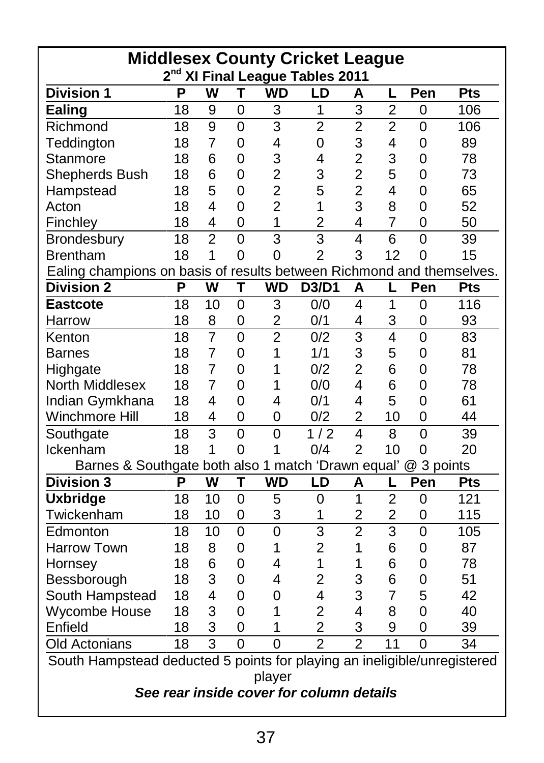# Middlesex County Cricket League

## 2nd XI Final League Tables 2011

| Division 1 | P | W | T | WD | LD | A | L | Pen | Pts |
|---|---|---|---|---|---|---|---|---|---|
| **Ealing** | 18 | 9 | 0 | 3 | 1 | 3 | 2 | 0 | 106 |
| Richmond | 18 | 9 | 0 | 3 | 2 | 2 | 2 | 0 | 106 |
| Teddington | 18 | 7 | 0 | 4 | 0 | 3 | 4 | 0 | 89 |
| Stanmore | 18 | 6 | 0 | 3 | 4 | 2 | 3 | 0 | 78 |
| Shepherds Bush | 18 | 6 | 0 | 2 | 3 | 2 | 5 | 0 | 73 |
| Hampstead | 18 | 5 | 0 | 2 | 5 | 2 | 4 | 0 | 65 |
| Acton | 18 | 4 | 0 | 2 | 1 | 3 | 8 | 0 | 52 |
| Finchley | 18 | 4 | 0 | 1 | 2 | 4 | 7 | 0 | 50 |
| Brondesbury | 18 | 2 | 0 | 3 | 3 | 4 | 6 | 0 | 39 |
| Brentham | 18 | 1 | 0 | 0 | 2 | 3 | 12 | 0 | 15 |

Ealing champions on basis of results between Richmond and themselves.

| Division 2 | P | W | T | WD | D3/D1 | A | L | Pen | Pts |
|---|---|---|---|---|---|---|---|---|---|
| **Eastcote** | 18 | 10 | 0 | 3 | 0/0 | 4 | 1 | 0 | 116 |
| Harrow | 18 | 8 | 0 | 2 | 0/1 | 4 | 3 | 0 | 93 |
| Kenton | 18 | 7 | 0 | 2 | 0/2 | 3 | 4 | 0 | 83 |
| Barnes | 18 | 7 | 0 | 1 | 1/1 | 3 | 5 | 0 | 81 |
| Highgate | 18 | 7 | 0 | 1 | 0/2 | 2 | 6 | 0 | 78 |
| North Middlesex | 18 | 7 | 0 | 1 | 0/0 | 4 | 6 | 0 | 78 |
| Indian Gymkhana | 18 | 4 | 0 | 4 | 0/1 | 4 | 5 | 0 | 61 |
| Winchmore Hill | 18 | 4 | 0 | 0 | 0/2 | 2 | 10 | 0 | 44 |
| Southgate | 18 | 3 | 0 | 0 | 1 / 2 | 4 | 8 | 0 | 39 |
| Ickenham | 18 | 1 | 0 | 1 | 0/4 | 2 | 10 | 0 | 20 |

Barnes & Southgate both also 1 match ‘Drawn equal’ @ 3 points

| Division 3 | P | W | T | WD | LD | A | L | Pen | Pts |
|---|---|---|---|---|---|---|---|---|---|
| **Uxbridge** | 18 | 10 | 0 | 5 | 0 | 1 | 2 | 0 | 121 |
| Twickenham | 18 | 10 | 0 | 3 | 1 | 2 | 2 | 0 | 115 |
| Edmonton | 18 | 10 | 0 | 0 | 3 | 2 | 3 | 0 | 105 |
| Harrow Town | 18 | 8 | 0 | 1 | 2 | 1 | 6 | 0 | 87 |
| Hornsey | 18 | 6 | 0 | 4 | 1 | 1 | 6 | 0 | 78 |
| Bessborough | 18 | 3 | 0 | 4 | 2 | 3 | 6 | 0 | 51 |
| South Hampstead | 18 | 4 | 0 | 0 | 4 | 3 | 7 | 5 | 42 |
| Wycombe House | 18 | 3 | 0 | 1 | 2 | 4 | 8 | 0 | 40 |
| Enfield | 18 | 3 | 0 | 1 | 2 | 3 | 9 | 0 | 39 |
| Old Actonians | 18 | 3 | 0 | 0 | 2 | 2 | 11 | 0 | 34 |

South Hampstead deducted 5 points for playing an ineligible/unregistered player

***See rear inside cover for column details***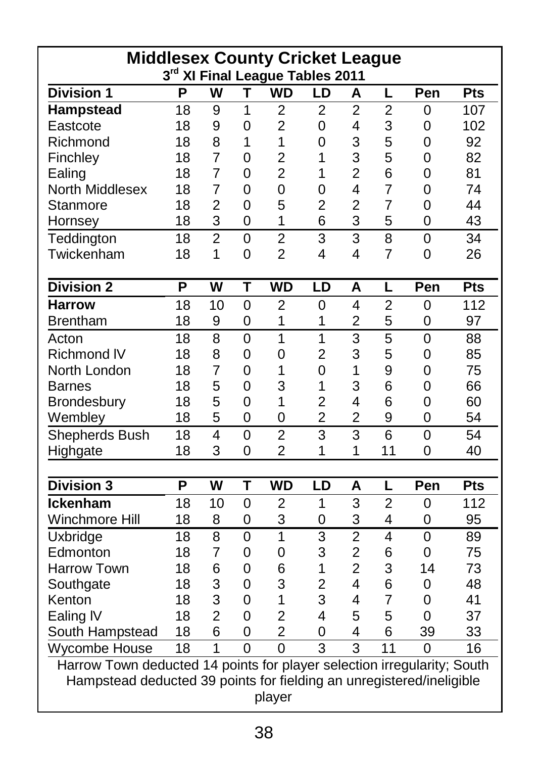# Middlesex County Cricket League

## 3rd XI Final League Tables 2011

| Division 1 | P | W | T | WD | LD | A | L | Pen | Pts |
|---|---|---|---|---|---|---|---|---|---|
| **Hampstead** | 18 | 9 | 1 | 2 | 2 | 2 | 2 | 0 | 107 |
| Eastcote | 18 | 9 | 0 | 2 | 0 | 4 | 3 | 0 | 102 |
| Richmond | 18 | 8 | 1 | 1 | 0 | 3 | 5 | 0 | 92 |
| Finchley | 18 | 7 | 0 | 2 | 1 | 3 | 5 | 0 | 82 |
| Ealing | 18 | 7 | 0 | 2 | 1 | 2 | 6 | 0 | 81 |
| North Middlesex | 18 | 7 | 0 | 0 | 0 | 4 | 7 | 0 | 74 |
| Stanmore | 18 | 2 | 0 | 5 | 2 | 2 | 7 | 0 | 44 |
| Hornsey | 18 | 3 | 0 | 1 | 6 | 3 | 5 | 0 | 43 |
| Teddington | 18 | 2 | 0 | 2 | 3 | 3 | 8 | 0 | 34 |
| Twickenham | 18 | 1 | 0 | 2 | 4 | 4 | 7 | 0 | 26 |

| Division 2 | P | W | T | WD | LD | A | L | Pen | Pts |
|---|---|---|---|---|---|---|---|---|---|
| **Harrow** | 18 | 10 | 0 | 2 | 0 | 4 | 2 | 0 | 112 |
| Brentham | 18 | 9 | 0 | 1 | 1 | 2 | 5 | 0 | 97 |
| Acton | 18 | 8 | 0 | 1 | 1 | 3 | 5 | 0 | 88 |
| Richmond IV | 18 | 8 | 0 | 0 | 2 | 3 | 5 | 0 | 85 |
| North London | 18 | 7 | 0 | 1 | 0 | 1 | 9 | 0 | 75 |
| Barnes | 18 | 5 | 0 | 3 | 1 | 3 | 6 | 0 | 66 |
| Brondesbury | 18 | 5 | 0 | 1 | 2 | 4 | 6 | 0 | 60 |
| Wembley | 18 | 5 | 0 | 0 | 2 | 2 | 9 | 0 | 54 |
| Shepherds Bush | 18 | 4 | 0 | 2 | 3 | 3 | 6 | 0 | 54 |
| Highgate | 18 | 3 | 0 | 2 | 1 | 1 | 11 | 0 | 40 |

| Division 3 | P | W | T | WD | LD | A | L | Pen | Pts |
|---|---|---|---|---|---|---|---|---|---|
| **Ickenham** | 18 | 10 | 0 | 2 | 1 | 3 | 2 | 0 | 112 |
| Winchmore Hill | 18 | 8 | 0 | 3 | 0 | 3 | 4 | 0 | 95 |
| Uxbridge | 18 | 8 | 0 | 1 | 3 | 2 | 4 | 0 | 89 |
| Edmonton | 18 | 7 | 0 | 0 | 3 | 2 | 6 | 0 | 75 |
| Harrow Town | 18 | 6 | 0 | 6 | 1 | 2 | 3 | 14 | 73 |
| Southgate | 18 | 3 | 0 | 3 | 2 | 4 | 6 | 0 | 48 |
| Kenton | 18 | 3 | 0 | 1 | 3 | 4 | 7 | 0 | 41 |
| Ealing IV | 18 | 2 | 0 | 2 | 4 | 5 | 5 | 0 | 37 |
| South Hampstead | 18 | 6 | 0 | 2 | 0 | 4 | 6 | 39 | 33 |
| Wycombe House | 18 | 1 | 0 | 0 | 3 | 3 | 11 | 0 | 16 |

Harrow Town deducted 14 points for player selection irregularity; South Hampstead deducted 39 points for fielding an unregistered/ineligible player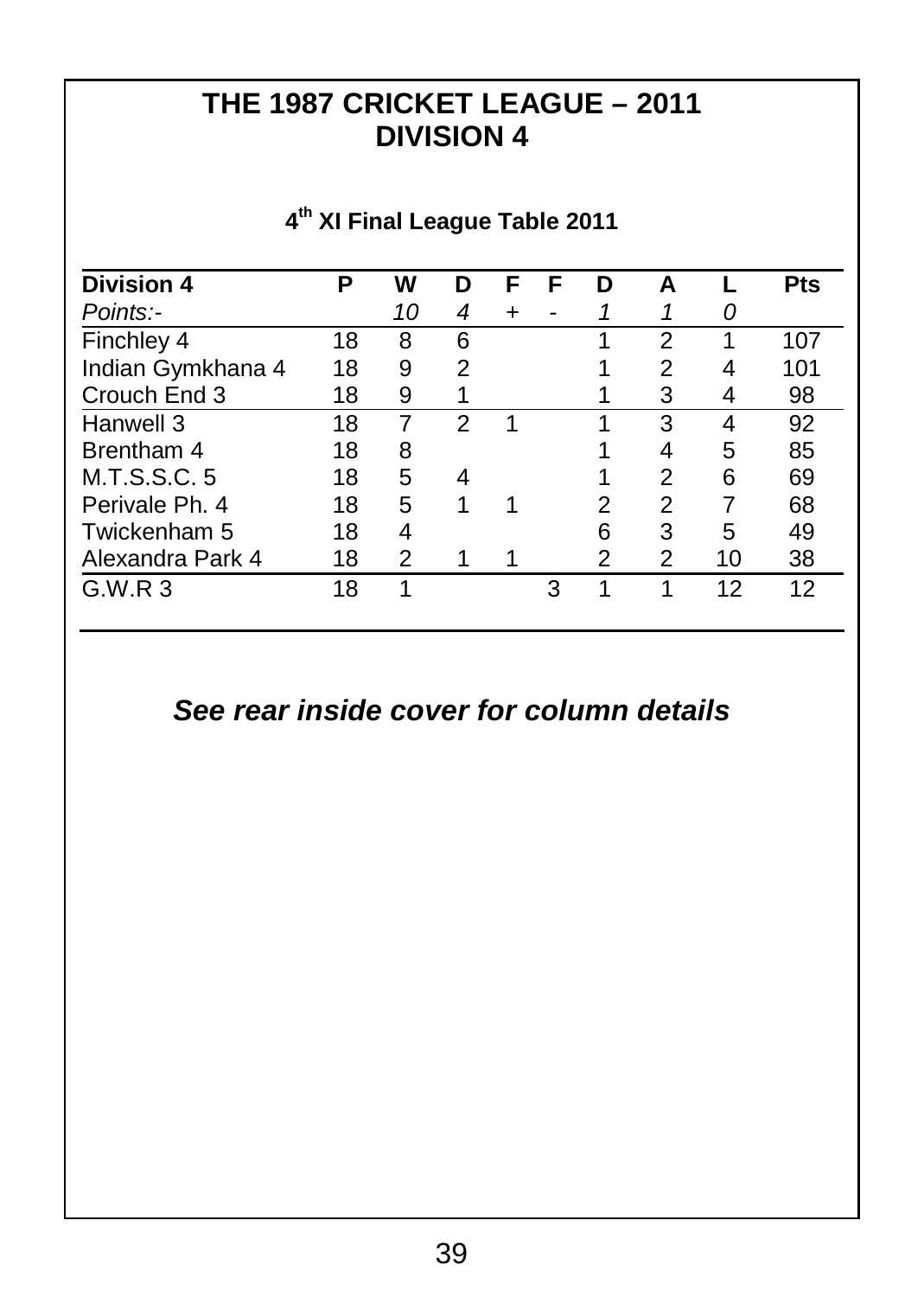# THE 1987 CRICKET LEAGUE – 2011
# DIVISION 4

### 4th XI Final League Table 2011

| Division 4 | P | W | D | F | F | D | A | L | Pts |
|---|---|---|---|---|---|---|---|---|---|
| *Points:-* | | *10* | *4* | *+* | *-* | *1* | *1* | *0* | |
| Finchley 4 | 18 | 8 | 6 | | | 1 | 2 | 1 | 107 |
| Indian Gymkhana 4 | 18 | 9 | 2 | | | 1 | 2 | 4 | 101 |
| Crouch End 3 | 18 | 9 | 1 | | | 1 | 3 | 4 | 98 |
| Hanwell 3 | 18 | 7 | 2 | 1 | | 1 | 3 | 4 | 92 |
| Brentham 4 | 18 | 8 | | | | 1 | 4 | 5 | 85 |
| M.T.S.S.C. 5 | 18 | 5 | 4 | | | 1 | 2 | 6 | 69 |
| Perivale Ph. 4 | 18 | 5 | 1 | 1 | | 2 | 2 | 7 | 68 |
| Twickenham 5 | 18 | 4 | | | | 6 | 3 | 5 | 49 |
| Alexandra Park 4 | 18 | 2 | 1 | 1 | | 2 | 2 | 10 | 38 |
| G.W.R 3 | 18 | 1 | | | 3 | 1 | 1 | 12 | 12 |

***See rear inside cover for column details***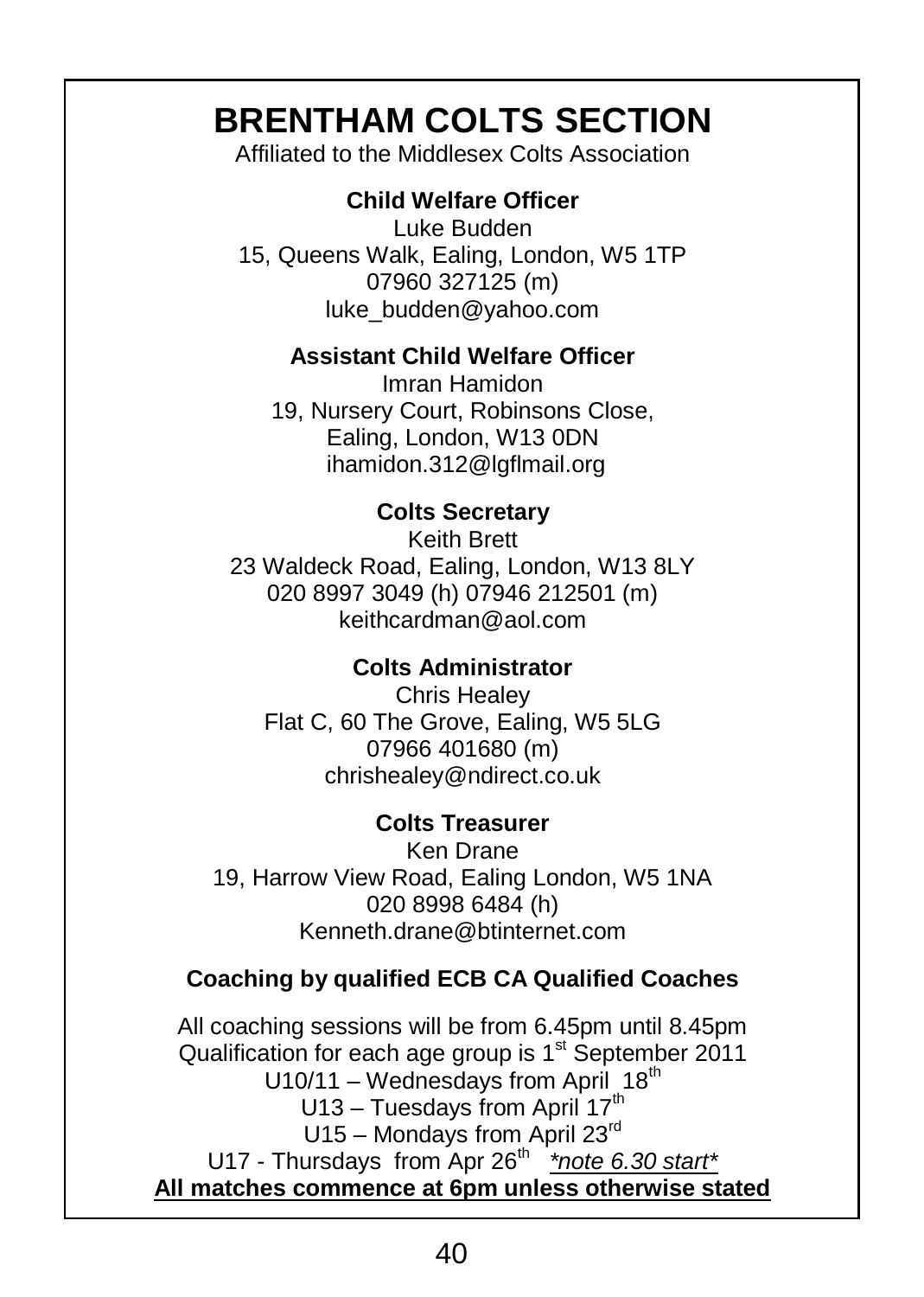# BRENTHAM COLTS SECTION

Affiliated to the Middlesex Colts Association

**Child Welfare Officer**
Luke Budden
15, Queens Walk, Ealing, London, W5 1TP
07960 327125 (m)
luke_budden@yahoo.com

**Assistant Child Welfare Officer**
Imran Hamidon
19, Nursery Court, Robinsons Close,
Ealing, London, W13 0DN
ihamidon.312@lgflmail.org

**Colts Secretary**
Keith Brett
23 Waldeck Road, Ealing, London, W13 8LY
020 8997 3049 (h) 07946 212501 (m)
keithcardman@aol.com

**Colts Administrator**
Chris Healey
Flat C, 60 The Grove, Ealing, W5 5LG
07966 401680 (m)
chrishealey@ndirect.co.uk

**Colts Treasurer**
Ken Drane
19, Harrow View Road, Ealing London, W5 1NA
020 8998 6484 (h)
Kenneth.drane@btinternet.com

**Coaching by qualified ECB CA Qualified Coaches**

All coaching sessions will be from 6.45pm until 8.45pm
Qualification for each age group is 1st September 2011
U10/11 – Wednesdays from April 18th
U13 – Tuesdays from April 17th
U15 – Mondays from April 23rd
U17 - Thursdays from Apr 26th *note 6.30 start*
**All matches commence at 6pm unless otherwise stated**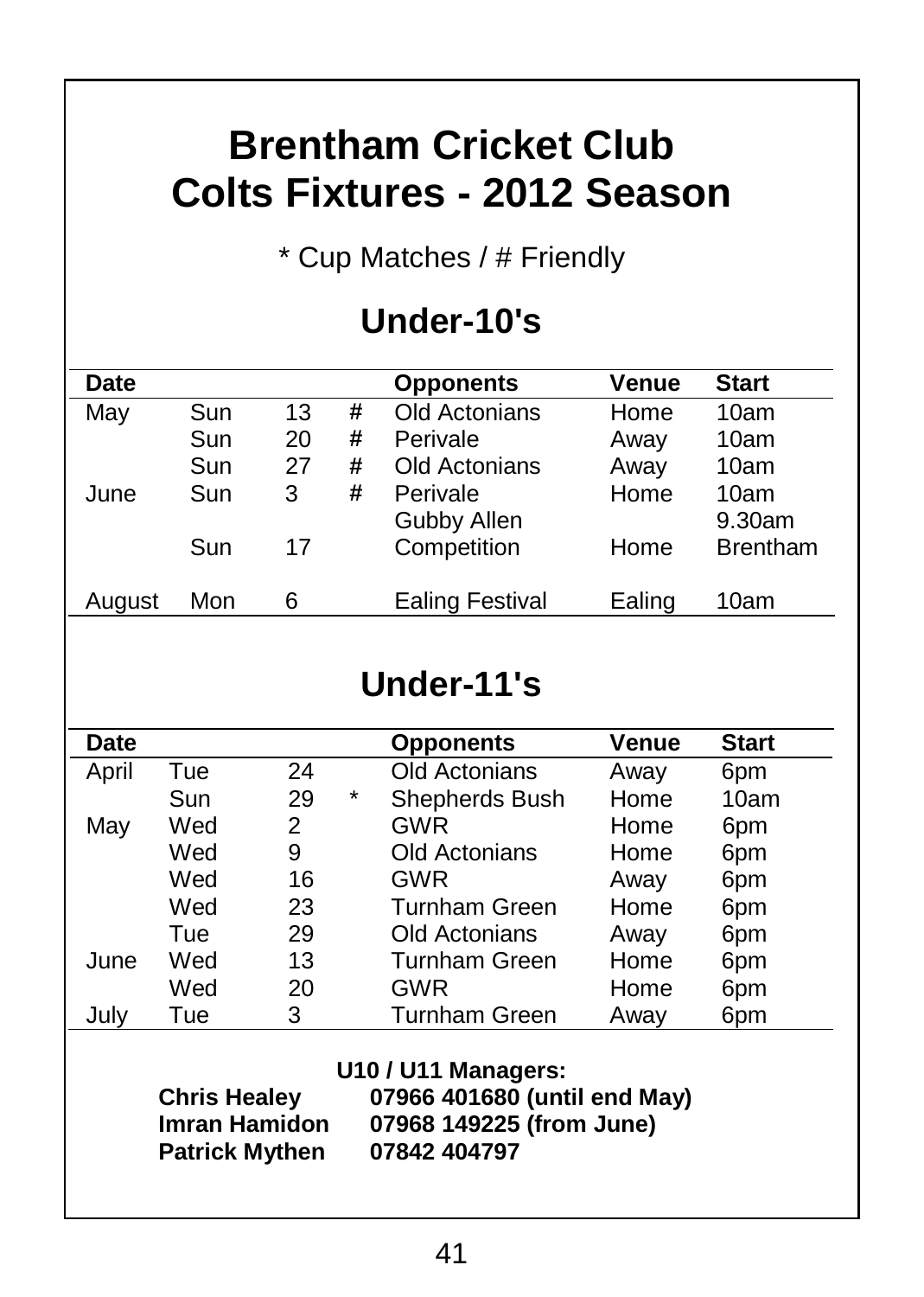# Brentham Cricket Club
# Colts Fixtures - 2012 Season

\* Cup Matches / # Friendly

## Under-10's

| Date | | | | Opponents | Venue | Start |
|---|---|---|---|---|---|---|
| May | Sun | 13 | # | Old Actonians | Home | 10am |
| | Sun | 20 | # | Perivale | Away | 10am |
| | Sun | 27 | # | Old Actonians | Away | 10am |
| June | Sun | 3 | # | Perivale | Home | 10am |
| | Sun | 17 | | Gubby Allen Competition | Home | 9.30am Brentham |
| August | Mon | 6 | | Ealing Festival | Ealing | 10am |

## Under-11's

| Date | | | | Opponents | Venue | Start |
|---|---|---|---|---|---|---|
| April | Tue | 24 | | Old Actonians | Away | 6pm |
| | Sun | 29 | * | Shepherds Bush | Home | 10am |
| May | Wed | 2 | | GWR | Home | 6pm |
| | Wed | 9 | | Old Actonians | Home | 6pm |
| | Wed | 16 | | GWR | Away | 6pm |
| | Wed | 23 | | Turnham Green | Home | 6pm |
| | Tue | 29 | | Old Actonians | Away | 6pm |
| June | Wed | 13 | | Turnham Green | Home | 6pm |
| | Wed | 20 | | GWR | Home | 6pm |
| July | Tue | 3 | | Turnham Green | Away | 6pm |

**U10 / U11 Managers:**

**Chris Healey** **07966 401680 (until end May)**
**Imran Hamidon** **07968 149225 (from June)**
**Patrick Mythen** **07842 404797**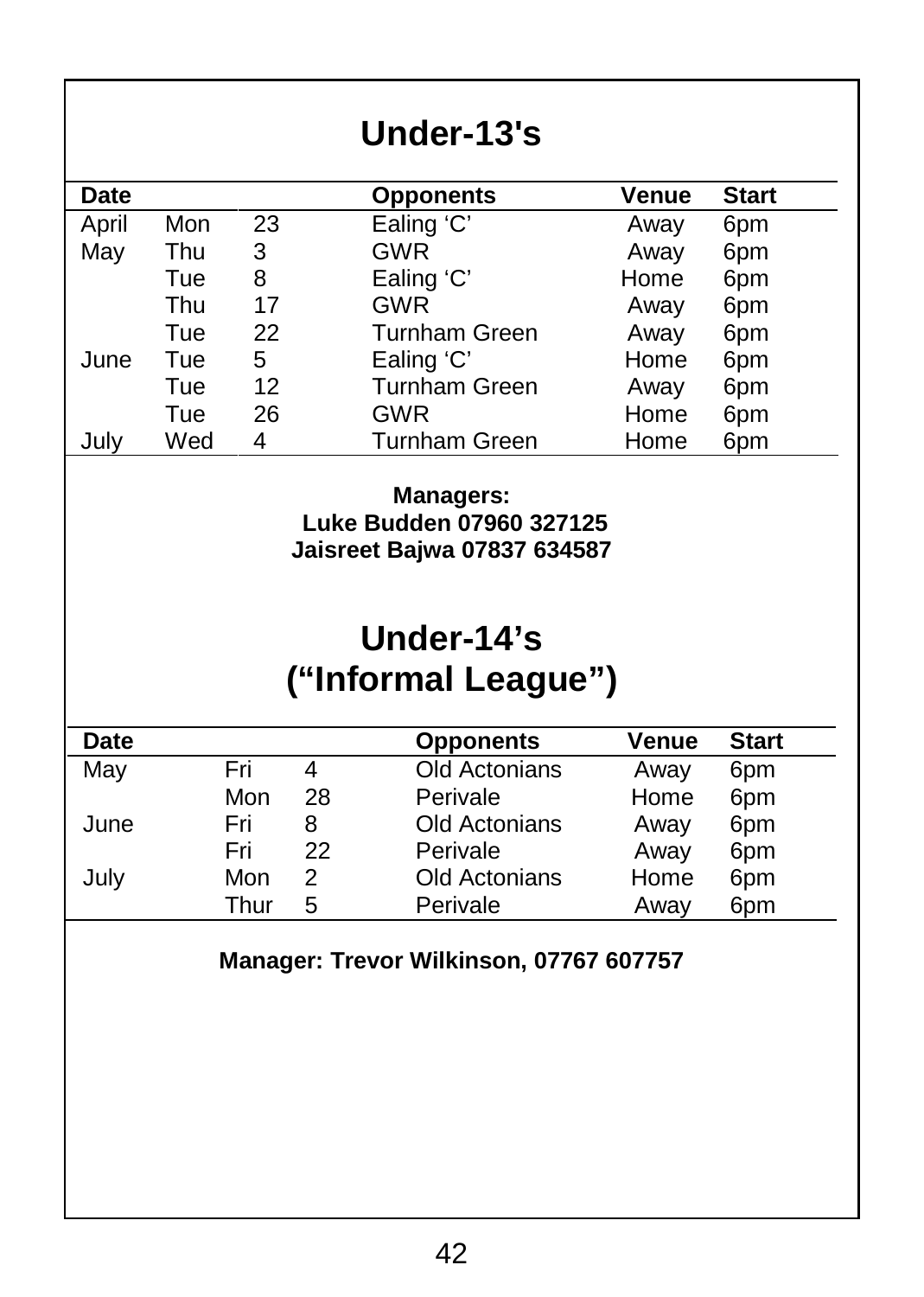# Under-13's

| Date | | | Opponents | Venue | Start |
|---|---|---|---|---|---|
| April | Mon | 23 | Ealing 'C' | Away | 6pm |
| May | Thu | 3 | GWR | Away | 6pm |
| | Tue | 8 | Ealing 'C' | Home | 6pm |
| | Thu | 17 | GWR | Away | 6pm |
| | Tue | 22 | Turnham Green | Away | 6pm |
| June | Tue | 5 | Ealing 'C' | Home | 6pm |
| | Tue | 12 | Turnham Green | Away | 6pm |
| | Tue | 26 | GWR | Home | 6pm |
| July | Wed | 4 | Turnham Green | Home | 6pm |

**Managers:**
**Luke Budden 07960 327125**
**Jaisreet Bajwa 07837 634587**

# Under-14's
# ("Informal League")

| Date | | | Opponents | Venue | Start |
|---|---|---|---|---|---|
| May | Fri | 4 | Old Actonians | Away | 6pm |
| | Mon | 28 | Perivale | Home | 6pm |
| June | Fri | 8 | Old Actonians | Away | 6pm |
| | Fri | 22 | Perivale | Away | 6pm |
| July | Mon | 2 | Old Actonians | Home | 6pm |
| | Thur | 5 | Perivale | Away | 6pm |

**Manager: Trevor Wilkinson, 07767 607757**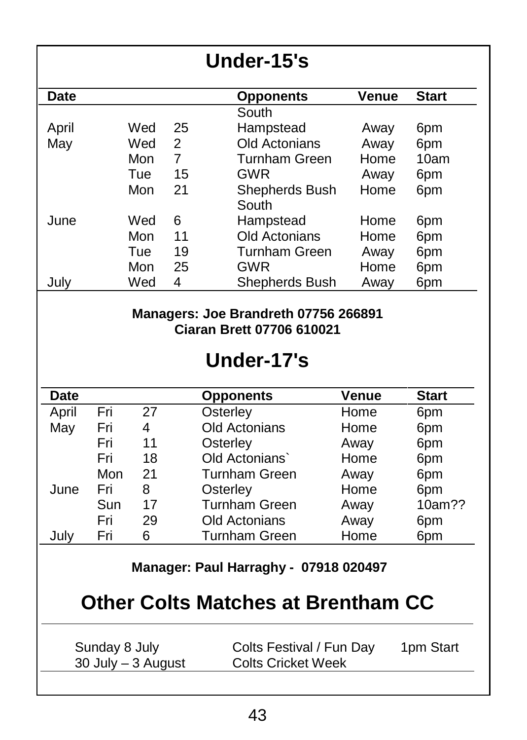# Under-15's

| Date | | | Opponents | Venue | Start |
|---|---|---|---|---|---|
| April | Wed | 25 | South Hampstead | Away | 6pm |
| May | Wed | 2 | Old Actonians | Away | 6pm |
| | Mon | 7 | Turnham Green | Home | 10am |
| | Tue | 15 | GWR | Away | 6pm |
| | Mon | 21 | Shepherds Bush | Home | 6pm |
| June | Wed | 6 | South Hampstead | Home | 6pm |
| | Mon | 11 | Old Actonians | Home | 6pm |
| | Tue | 19 | Turnham Green | Away | 6pm |
| | Mon | 25 | GWR | Home | 6pm |
| July | Wed | 4 | Shepherds Bush | Away | 6pm |

**Managers: Joe Brandreth 07756 266891**
**Ciaran Brett 07706 610021**

# Under-17's

| Date | | | Opponents | Venue | Start |
|---|---|---|---|---|---|
| April | Fri | 27 | Osterley | Home | 6pm |
| May | Fri | 4 | Old Actonians | Home | 6pm |
| | Fri | 11 | Osterley | Away | 6pm |
| | Fri | 18 | Old Actonians` | Home | 6pm |
| | Mon | 21 | Turnham Green | Away | 6pm |
| June | Fri | 8 | Osterley | Home | 6pm |
| | Sun | 17 | Turnham Green | Away | 10am?? |
| | Fri | 29 | Old Actonians | Away | 6pm |
| July | Fri | 6 | Turnham Green | Home | 6pm |

**Manager: Paul Harraghy - 07918 020497**

# Other Colts Matches at Brentham CC

| | | |
|---|---|---|
| Sunday 8 July | Colts Festival / Fun Day | 1pm Start |
| 30 July – 3 August | Colts Cricket Week | |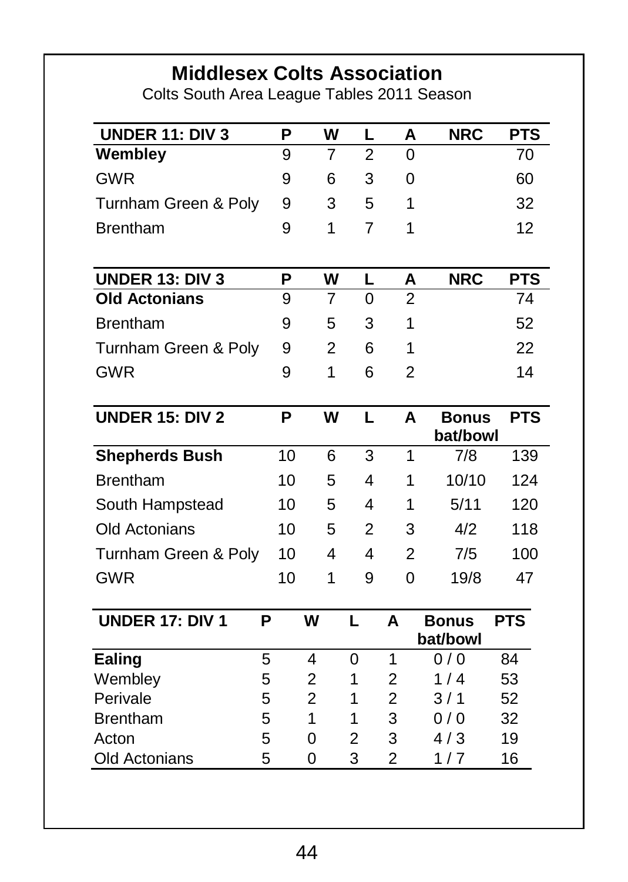# Middlesex Colts Association

Colts South Area League Tables 2011 Season

| UNDER 11: DIV 3 | P | W | L | A | NRC | PTS |
|---|---|---|---|---|---|---|
| **Wembley** | 9 | 7 | 2 | 0 | | 70 |
| GWR | 9 | 6 | 3 | 0 | | 60 |
| Turnham Green & Poly | 9 | 3 | 5 | 1 | | 32 |
| Brentham | 9 | 1 | 7 | 1 | | 12 |

| UNDER 13: DIV 3 | P | W | L | A | NRC | PTS |
|---|---|---|---|---|---|---|
| **Old Actonians** | 9 | 7 | 0 | 2 | | 74 |
| Brentham | 9 | 5 | 3 | 1 | | 52 |
| Turnham Green & Poly | 9 | 2 | 6 | 1 | | 22 |
| GWR | 9 | 1 | 6 | 2 | | 14 |

| UNDER 15: DIV 2 | P | W | L | A | Bonus bat/bowl | PTS |
|---|---|---|---|---|---|---|
| **Shepherds Bush** | 10 | 6 | 3 | 1 | 7/8 | 139 |
| Brentham | 10 | 5 | 4 | 1 | 10/10 | 124 |
| South Hampstead | 10 | 5 | 4 | 1 | 5/11 | 120 |
| Old Actonians | 10 | 5 | 2 | 3 | 4/2 | 118 |
| Turnham Green & Poly | 10 | 4 | 4 | 2 | 7/5 | 100 |
| GWR | 10 | 1 | 9 | 0 | 19/8 | 47 |

| UNDER 17: DIV 1 | P | W | L | A | Bonus bat/bowl | PTS |
|---|---|---|---|---|---|---|
| **Ealing** | 5 | 4 | 0 | 1 | 0 / 0 | 84 |
| Wembley | 5 | 2 | 1 | 2 | 1 / 4 | 53 |
| Perivale | 5 | 2 | 1 | 2 | 3 / 1 | 52 |
| Brentham | 5 | 1 | 1 | 3 | 0 / 0 | 32 |
| Acton | 5 | 0 | 2 | 3 | 4 / 3 | 19 |
| Old Actonians | 5 | 0 | 3 | 2 | 1 / 7 | 16 |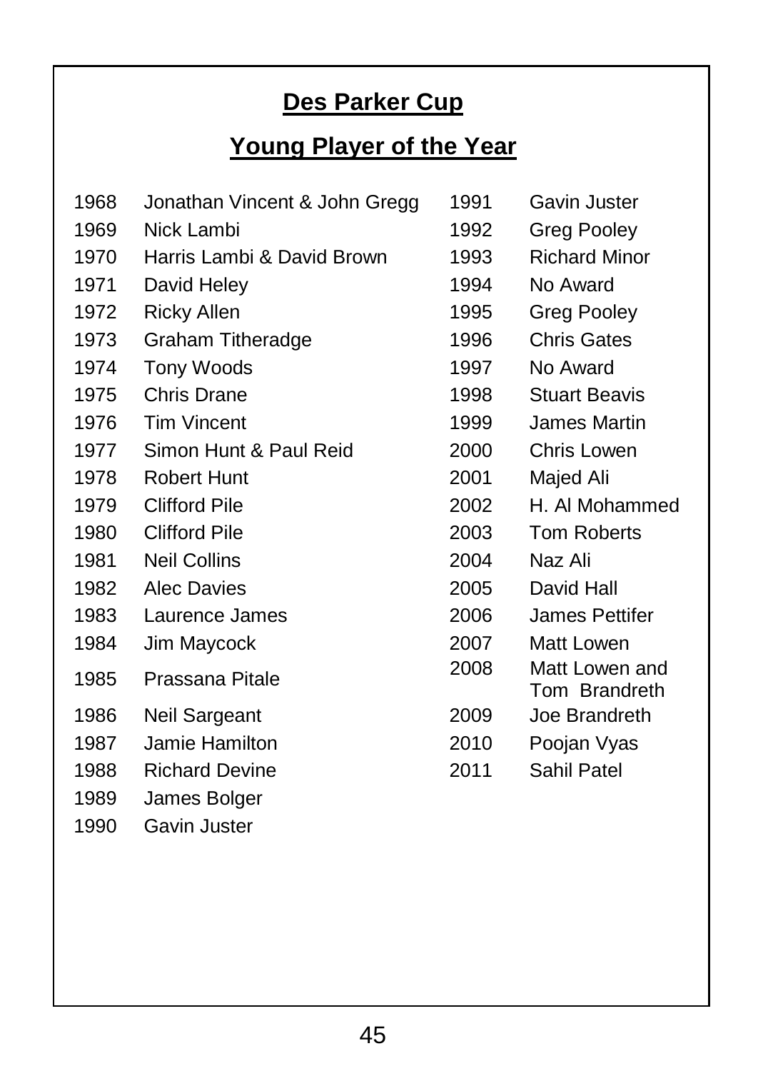## Des Parker Cup

## Young Player of the Year

| Year | Winner |
|---|---|
| 1968 | Jonathan Vincent & John Gregg |
| 1969 | Nick Lambi |
| 1970 | Harris Lambi & David Brown |
| 1971 | David Heley |
| 1972 | Ricky Allen |
| 1973 | Graham Titheradge |
| 1974 | Tony Woods |
| 1975 | Chris Drane |
| 1976 | Tim Vincent |
| 1977 | Simon Hunt & Paul Reid |
| 1978 | Robert Hunt |
| 1979 | Clifford Pile |
| 1980 | Clifford Pile |
| 1981 | Neil Collins |
| 1982 | Alec Davies |
| 1983 | Laurence James |
| 1984 | Jim Maycock |
| 1985 | Prassana Pitale |
| 1986 | Neil Sargeant |
| 1987 | Jamie Hamilton |
| 1988 | Richard Devine |
| 1989 | James Bolger |
| 1990 | Gavin Juster |
| 1991 | Gavin Juster |
| 1992 | Greg Pooley |
| 1993 | Richard Minor |
| 1994 | No Award |
| 1995 | Greg Pooley |
| 1996 | Chris Gates |
| 1997 | No Award |
| 1998 | Stuart Beavis |
| 1999 | James Martin |
| 2000 | Chris Lowen |
| 2001 | Majed Ali |
| 2002 | H. Al Mohammed |
| 2003 | Tom Roberts |
| 2004 | Naz Ali |
| 2005 | David Hall |
| 2006 | James Pettifer |
| 2007 | Matt Lowen |
| 2008 | Matt Lowen and Tom Brandreth |
| 2009 | Joe Brandreth |
| 2010 | Poojan Vyas |
| 2011 | Sahil Patel |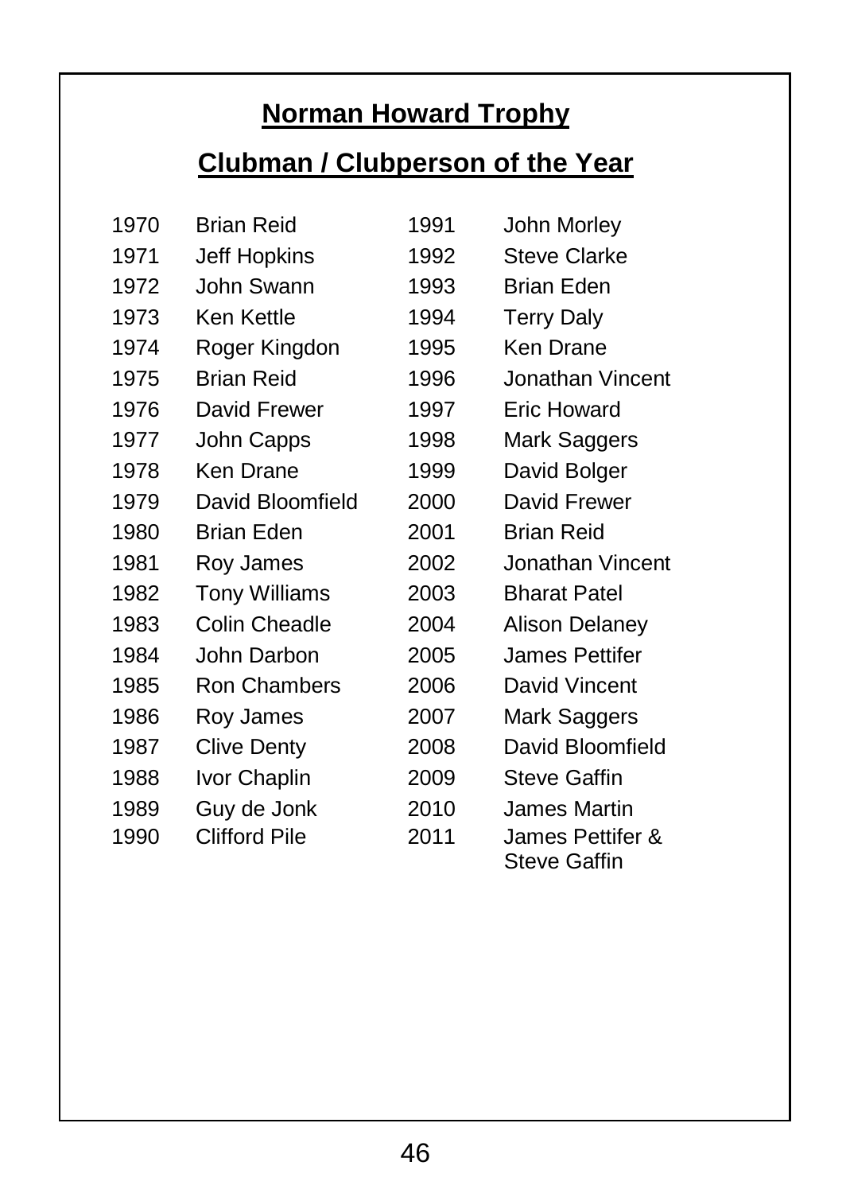## Norman Howard Trophy

## Clubman / Clubperson of the Year

| Year | Name | Year | Name |
|---|---|---|---|
| 1970 | Brian Reid | 1991 | John Morley |
| 1971 | Jeff Hopkins | 1992 | Steve Clarke |
| 1972 | John Swann | 1993 | Brian Eden |
| 1973 | Ken Kettle | 1994 | Terry Daly |
| 1974 | Roger Kingdon | 1995 | Ken Drane |
| 1975 | Brian Reid | 1996 | Jonathan Vincent |
| 1976 | David Frewer | 1997 | Eric Howard |
| 1977 | John Capps | 1998 | Mark Saggers |
| 1978 | Ken Drane | 1999 | David Bolger |
| 1979 | David Bloomfield | 2000 | David Frewer |
| 1980 | Brian Eden | 2001 | Brian Reid |
| 1981 | Roy James | 2002 | Jonathan Vincent |
| 1982 | Tony Williams | 2003 | Bharat Patel |
| 1983 | Colin Cheadle | 2004 | Alison Delaney |
| 1984 | John Darbon | 2005 | James Pettifer |
| 1985 | Ron Chambers | 2006 | David Vincent |
| 1986 | Roy James | 2007 | Mark Saggers |
| 1987 | Clive Denty | 2008 | David Bloomfield |
| 1988 | Ivor Chaplin | 2009 | Steve Gaffin |
| 1989 | Guy de Jonk | 2010 | James Martin |
| 1990 | Clifford Pile | 2011 | James Pettifer & Steve Gaffin |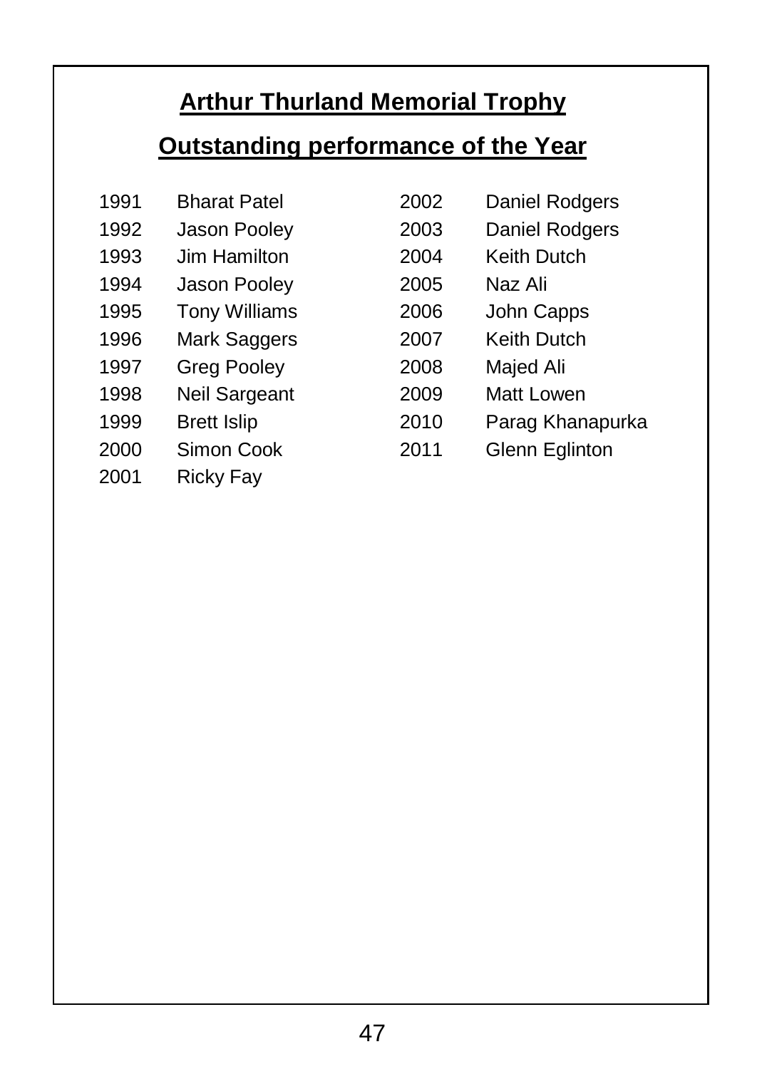## Arthur Thurland Memorial Trophy

## Outstanding performance of the Year

| Year | Name |
|---|---|
| 1991 | Bharat Patel |
| 1992 | Jason Pooley |
| 1993 | Jim Hamilton |
| 1994 | Jason Pooley |
| 1995 | Tony Williams |
| 1996 | Mark Saggers |
| 1997 | Greg Pooley |
| 1998 | Neil Sargeant |
| 1999 | Brett Islip |
| 2000 | Simon Cook |
| 2001 | Ricky Fay |
| 2002 | Daniel Rodgers |
| 2003 | Daniel Rodgers |
| 2004 | Keith Dutch |
| 2005 | Naz Ali |
| 2006 | John Capps |
| 2007 | Keith Dutch |
| 2008 | Majed Ali |
| 2009 | Matt Lowen |
| 2010 | Parag Khanapurka |
| 2011 | Glenn Eglinton |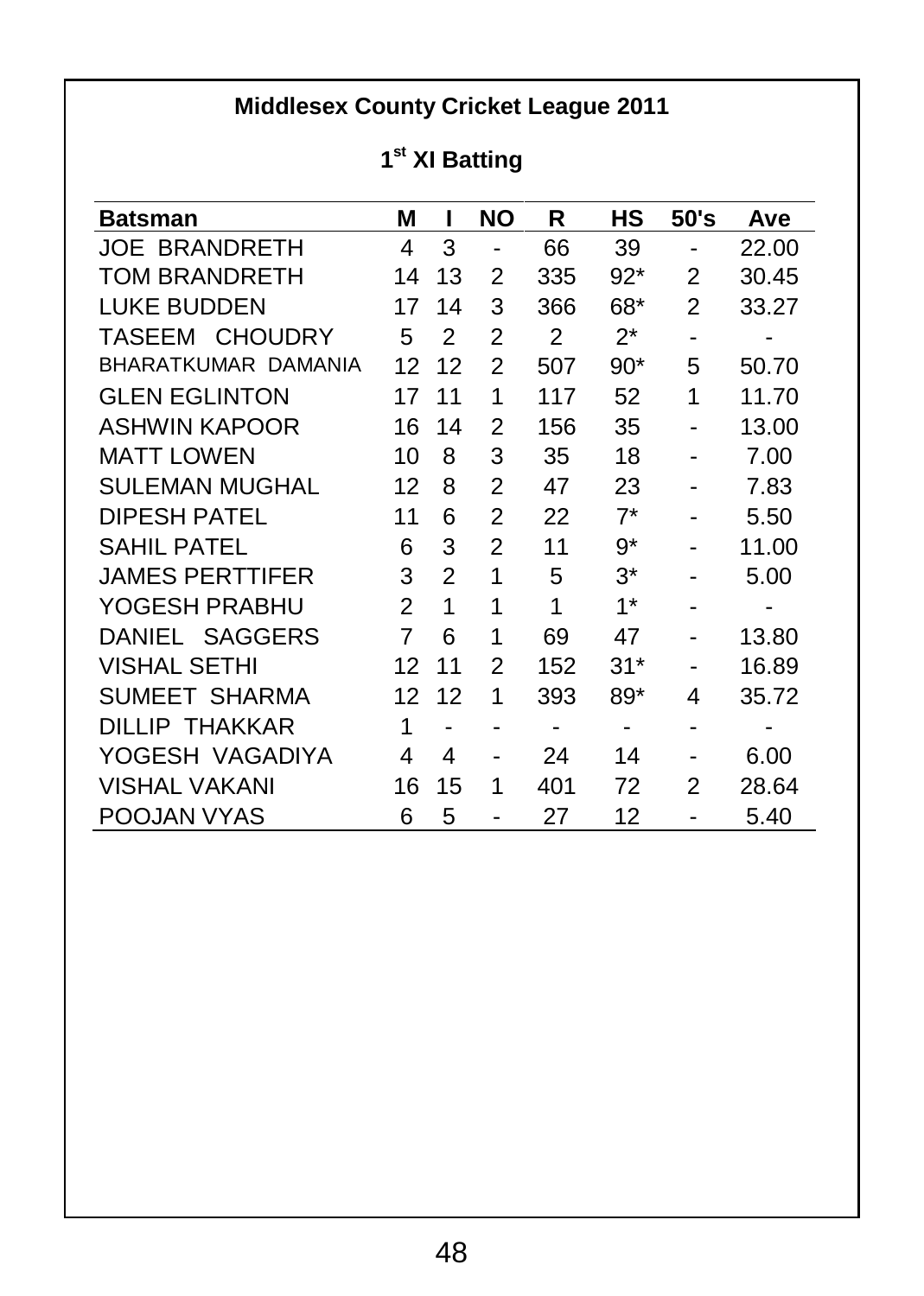## Middlesex County Cricket League 2011

### 1st XI Batting

| Batsman | M | I | NO | R | HS | 50's | Ave |
|---|---|---|---|---|---|---|---|
| JOE BRANDRETH | 4 | 3 | - | 66 | 39 | - | 22.00 |
| TOM BRANDRETH | 14 | 13 | 2 | 335 | 92* | 2 | 30.45 |
| LUKE BUDDEN | 17 | 14 | 3 | 366 | 68* | 2 | 33.27 |
| TASEEM CHOUDRY | 5 | 2 | 2 | 2 | 2* | - | - |
| BHARATKUMAR DAMANIA | 12 | 12 | 2 | 507 | 90* | 5 | 50.70 |
| GLEN EGLINTON | 17 | 11 | 1 | 117 | 52 | 1 | 11.70 |
| ASHWIN KAPOOR | 16 | 14 | 2 | 156 | 35 | - | 13.00 |
| MATT LOWEN | 10 | 8 | 3 | 35 | 18 | - | 7.00 |
| SULEMAN MUGHAL | 12 | 8 | 2 | 47 | 23 | - | 7.83 |
| DIPESH PATEL | 11 | 6 | 2 | 22 | 7* | - | 5.50 |
| SAHIL PATEL | 6 | 3 | 2 | 11 | 9* | - | 11.00 |
| JAMES PERTTIFER | 3 | 2 | 1 | 5 | 3* | - | 5.00 |
| YOGESH PRABHU | 2 | 1 | 1 | 1 | 1* | - | - |
| DANIEL SAGGERS | 7 | 6 | 1 | 69 | 47 | - | 13.80 |
| VISHAL SETHI | 12 | 11 | 2 | 152 | 31* | - | 16.89 |
| SUMEET SHARMA | 12 | 12 | 1 | 393 | 89* | 4 | 35.72 |
| DILLIP THAKKAR | 1 | - | - | - | - | - | - |
| YOGESH VAGADIYA | 4 | 4 | - | 24 | 14 | - | 6.00 |
| VISHAL VAKANI | 16 | 15 | 1 | 401 | 72 | 2 | 28.64 |
| POOJAN VYAS | 6 | 5 | - | 27 | 12 | - | 5.40 |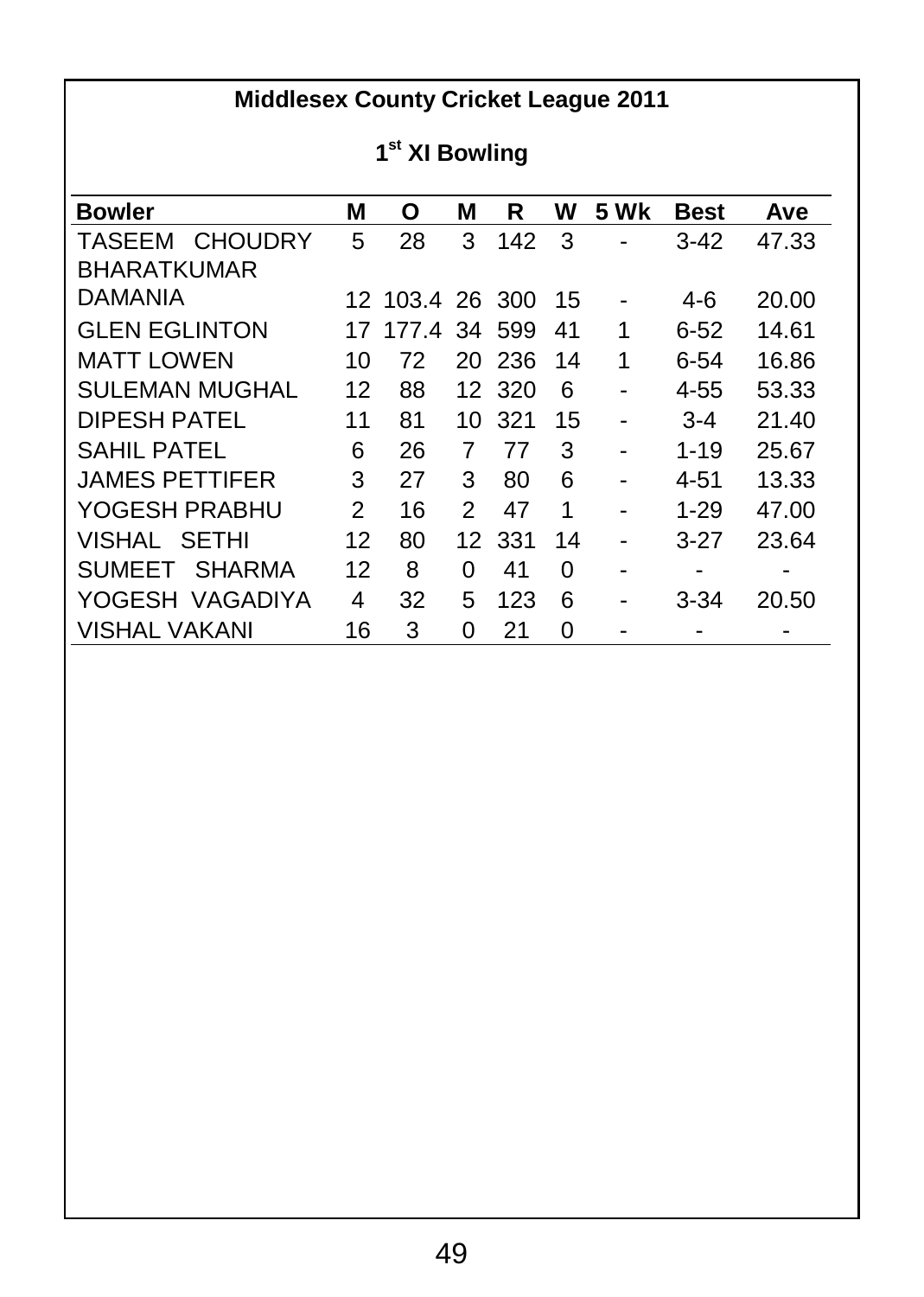## Middlesex County Cricket League 2011

### 1st XI Bowling

| Bowler | M | O | M | R | W | 5 Wk | Best | Ave |
|---|---|---|---|---|---|---|---|---|
| TASEEM CHOUDRY | 5 | 28 | 3 | 142 | 3 | - | 3-42 | 47.33 |
| BHARATKUMAR DAMANIA | 12 | 103.4 | 26 | 300 | 15 | - | 4-6 | 20.00 |
| GLEN EGLINTON | 17 | 177.4 | 34 | 599 | 41 | 1 | 6-52 | 14.61 |
| MATT LOWEN | 10 | 72 | 20 | 236 | 14 | 1 | 6-54 | 16.86 |
| SULEMAN MUGHAL | 12 | 88 | 12 | 320 | 6 | - | 4-55 | 53.33 |
| DIPESH PATEL | 11 | 81 | 10 | 321 | 15 | - | 3-4 | 21.40 |
| SAHIL PATEL | 6 | 26 | 7 | 77 | 3 | - | 1-19 | 25.67 |
| JAMES PETTIFER | 3 | 27 | 3 | 80 | 6 | - | 4-51 | 13.33 |
| YOGESH PRABHU | 2 | 16 | 2 | 47 | 1 | - | 1-29 | 47.00 |
| VISHAL SETHI | 12 | 80 | 12 | 331 | 14 | - | 3-27 | 23.64 |
| SUMEET SHARMA | 12 | 8 | 0 | 41 | 0 | - | - | - |
| YOGESH VAGADIYA | 4 | 32 | 5 | 123 | 6 | - | 3-34 | 20.50 |
| VISHAL VAKANI | 16 | 3 | 0 | 21 | 0 | - | - | - |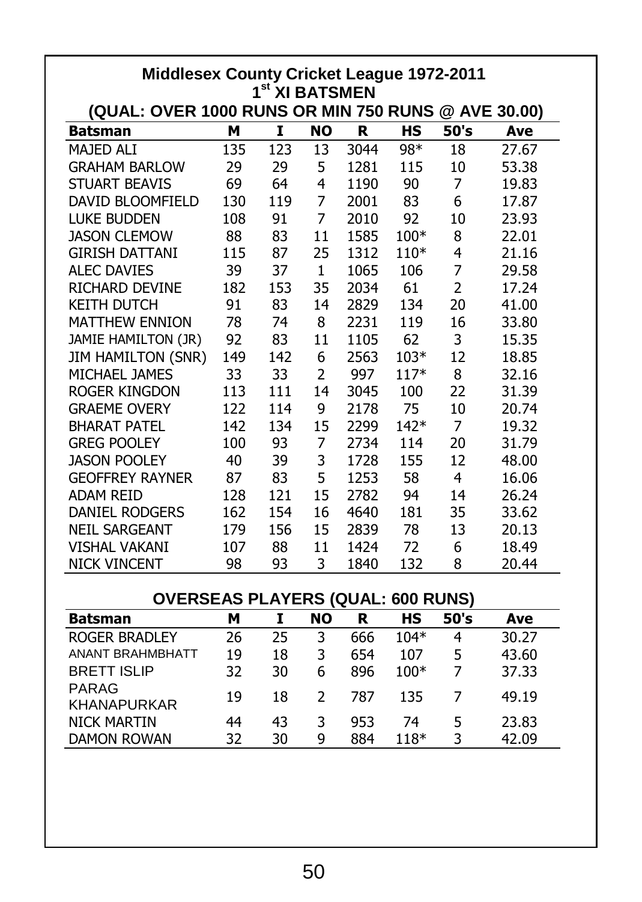# Middlesex County Cricket League 1972-2011

## 1st XI BATSMEN

### (QUAL: OVER 1000 RUNS OR MIN 750 RUNS @ AVE 30.00)

| Batsman | M | I | NO | R | HS | 50's | Ave |
|---|---|---|---|---|---|---|---|
| MAJED ALI | 135 | 123 | 13 | 3044 | 98* | 18 | 27.67 |
| GRAHAM BARLOW | 29 | 29 | 5 | 1281 | 115 | 10 | 53.38 |
| STUART BEAVIS | 69 | 64 | 4 | 1190 | 90 | 7 | 19.83 |
| DAVID BLOOMFIELD | 130 | 119 | 7 | 2001 | 83 | 6 | 17.87 |
| LUKE BUDDEN | 108 | 91 | 7 | 2010 | 92 | 10 | 23.93 |
| JASON CLEMOW | 88 | 83 | 11 | 1585 | 100* | 8 | 22.01 |
| GIRISH DATTANI | 115 | 87 | 25 | 1312 | 110* | 4 | 21.16 |
| ALEC DAVIES | 39 | 37 | 1 | 1065 | 106 | 7 | 29.58 |
| RICHARD DEVINE | 182 | 153 | 35 | 2034 | 61 | 2 | 17.24 |
| KEITH DUTCH | 91 | 83 | 14 | 2829 | 134 | 20 | 41.00 |
| MATTHEW ENNION | 78 | 74 | 8 | 2231 | 119 | 16 | 33.80 |
| JAMIE HAMILTON (JR) | 92 | 83 | 11 | 1105 | 62 | 3 | 15.35 |
| JIM HAMILTON (SNR) | 149 | 142 | 6 | 2563 | 103* | 12 | 18.85 |
| MICHAEL JAMES | 33 | 33 | 2 | 997 | 117* | 8 | 32.16 |
| ROGER KINGDON | 113 | 111 | 14 | 3045 | 100 | 22 | 31.39 |
| GRAEME OVERY | 122 | 114 | 9 | 2178 | 75 | 10 | 20.74 |
| BHARAT PATEL | 142 | 134 | 15 | 2299 | 142* | 7 | 19.32 |
| GREG POOLEY | 100 | 93 | 7 | 2734 | 114 | 20 | 31.79 |
| JASON POOLEY | 40 | 39 | 3 | 1728 | 155 | 12 | 48.00 |
| GEOFFREY RAYNER | 87 | 83 | 5 | 1253 | 58 | 4 | 16.06 |
| ADAM REID | 128 | 121 | 15 | 2782 | 94 | 14 | 26.24 |
| DANIEL RODGERS | 162 | 154 | 16 | 4640 | 181 | 35 | 33.62 |
| NEIL SARGEANT | 179 | 156 | 15 | 2839 | 78 | 13 | 20.13 |
| VISHAL VAKANI | 107 | 88 | 11 | 1424 | 72 | 6 | 18.49 |
| NICK VINCENT | 98 | 93 | 3 | 1840 | 132 | 8 | 20.44 |

### OVERSEAS PLAYERS (QUAL: 600 RUNS)

| Batsman | M | I | NO | R | HS | 50's | Ave |
|---|---|---|---|---|---|---|---|
| ROGER BRADLEY | 26 | 25 | 3 | 666 | 104* | 4 | 30.27 |
| ANANT BRAHMBHATT | 19 | 18 | 3 | 654 | 107 | 5 | 43.60 |
| BRETT ISLIP | 32 | 30 | 6 | 896 | 100* | 7 | 37.33 |
| PARAG KHANAPURKAR | 19 | 18 | 2 | 787 | 135 | 7 | 49.19 |
| NICK MARTIN | 44 | 43 | 3 | 953 | 74 | 5 | 23.83 |
| DAMON ROWAN | 32 | 30 | 9 | 884 | 118* | 3 | 42.09 |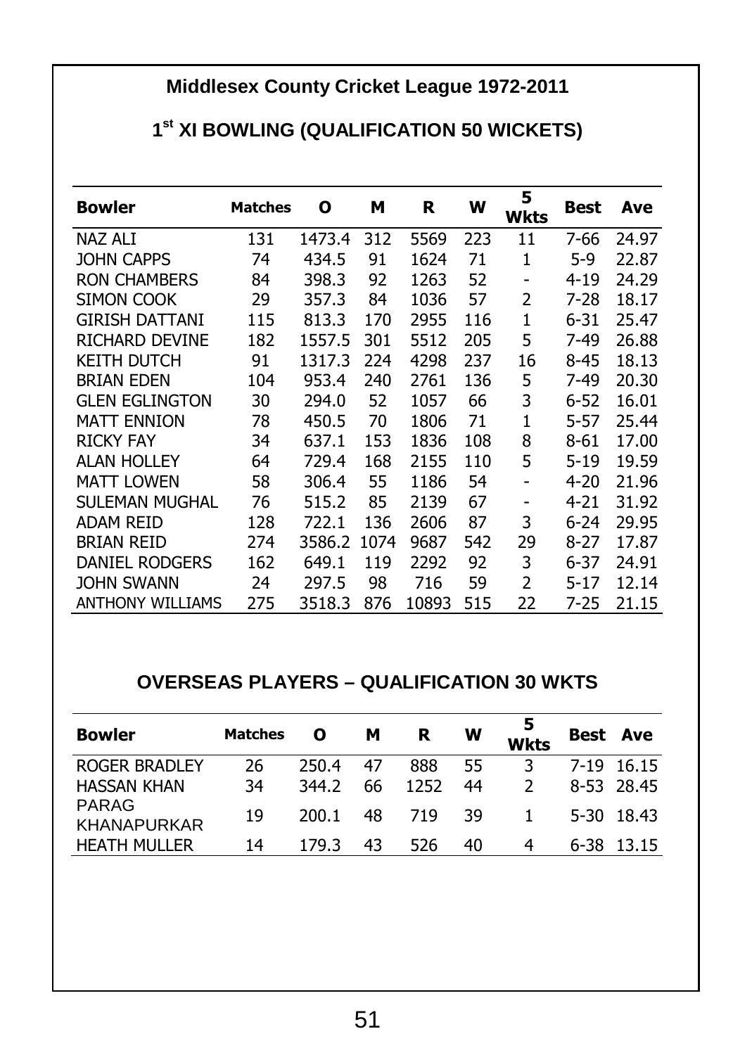## Middlesex County Cricket League 1972-2011

### 1st XI BOWLING (QUALIFICATION 50 WICKETS)

| Bowler | Matches | O | M | R | W | 5 Wkts | Best | Ave |
|---|---|---|---|---|---|---|---|---|
| NAZ ALI | 131 | 1473.4 | 312 | 5569 | 223 | 11 | 7-66 | 24.97 |
| JOHN CAPPS | 74 | 434.5 | 91 | 1624 | 71 | 1 | 5-9 | 22.87 |
| RON CHAMBERS | 84 | 398.3 | 92 | 1263 | 52 | - | 4-19 | 24.29 |
| SIMON COOK | 29 | 357.3 | 84 | 1036 | 57 | 2 | 7-28 | 18.17 |
| GIRISH DATTANI | 115 | 813.3 | 170 | 2955 | 116 | 1 | 6-31 | 25.47 |
| RICHARD DEVINE | 182 | 1557.5 | 301 | 5512 | 205 | 5 | 7-49 | 26.88 |
| KEITH DUTCH | 91 | 1317.3 | 224 | 4298 | 237 | 16 | 8-45 | 18.13 |
| BRIAN EDEN | 104 | 953.4 | 240 | 2761 | 136 | 5 | 7-49 | 20.30 |
| GLEN EGLINGTON | 30 | 294.0 | 52 | 1057 | 66 | 3 | 6-52 | 16.01 |
| MATT ENNION | 78 | 450.5 | 70 | 1806 | 71 | 1 | 5-57 | 25.44 |
| RICKY FAY | 34 | 637.1 | 153 | 1836 | 108 | 8 | 8-61 | 17.00 |
| ALAN HOLLEY | 64 | 729.4 | 168 | 2155 | 110 | 5 | 5-19 | 19.59 |
| MATT LOWEN | 58 | 306.4 | 55 | 1186 | 54 | - | 4-20 | 21.96 |
| SULEMAN MUGHAL | 76 | 515.2 | 85 | 2139 | 67 | - | 4-21 | 31.92 |
| ADAM REID | 128 | 722.1 | 136 | 2606 | 87 | 3 | 6-24 | 29.95 |
| BRIAN REID | 274 | 3586.2 | 1074 | 9687 | 542 | 29 | 8-27 | 17.87 |
| DANIEL RODGERS | 162 | 649.1 | 119 | 2292 | 92 | 3 | 6-37 | 24.91 |
| JOHN SWANN | 24 | 297.5 | 98 | 716 | 59 | 2 | 5-17 | 12.14 |
| ANTHONY WILLIAMS | 275 | 3518.3 | 876 | 10893 | 515 | 22 | 7-25 | 21.15 |

### OVERSEAS PLAYERS – QUALIFICATION 30 WKTS

| Bowler | Matches | O | M | R | W | 5 Wkts | Best | Ave |
|---|---|---|---|---|---|---|---|---|
| ROGER BRADLEY | 26 | 250.4 | 47 | 888 | 55 | 3 | 7-19 | 16.15 |
| HASSAN KHAN | 34 | 344.2 | 66 | 1252 | 44 | 2 | 8-53 | 28.45 |
| PARAG KHANAPURKAR | 19 | 200.1 | 48 | 719 | 39 | 1 | 5-30 | 18.43 |
| HEATH MULLER | 14 | 179.3 | 43 | 526 | 40 | 4 | 6-38 | 13.15 |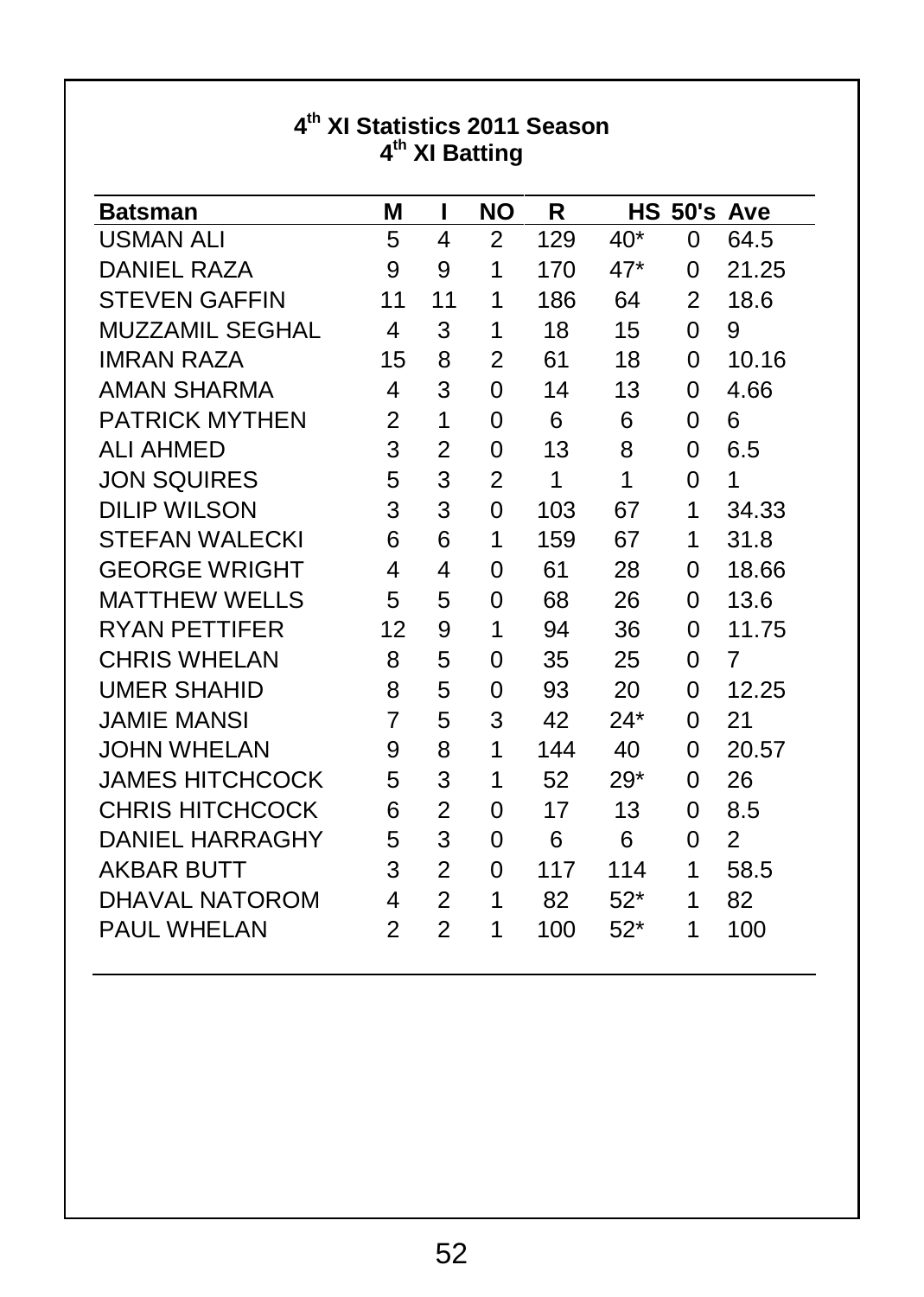## 4th XI Statistics 2011 Season
### 4th XI Batting

| Batsman | M | I | NO | R | HS | 50's | Ave |
|---|---|---|---|---|---|---|---|
| USMAN ALI | 5 | 4 | 2 | 129 | 40* | 0 | 64.5 |
| DANIEL RAZA | 9 | 9 | 1 | 170 | 47* | 0 | 21.25 |
| STEVEN GAFFIN | 11 | 11 | 1 | 186 | 64 | 2 | 18.6 |
| MUZZAMIL SEGHAL | 4 | 3 | 1 | 18 | 15 | 0 | 9 |
| IMRAN RAZA | 15 | 8 | 2 | 61 | 18 | 0 | 10.16 |
| AMAN SHARMA | 4 | 3 | 0 | 14 | 13 | 0 | 4.66 |
| PATRICK MYTHEN | 2 | 1 | 0 | 6 | 6 | 0 | 6 |
| ALI AHMED | 3 | 2 | 0 | 13 | 8 | 0 | 6.5 |
| JON SQUIRES | 5 | 3 | 2 | 1 | 1 | 0 | 1 |
| DILIP WILSON | 3 | 3 | 0 | 103 | 67 | 1 | 34.33 |
| STEFAN WALECKI | 6 | 6 | 1 | 159 | 67 | 1 | 31.8 |
| GEORGE WRIGHT | 4 | 4 | 0 | 61 | 28 | 0 | 18.66 |
| MATTHEW WELLS | 5 | 5 | 0 | 68 | 26 | 0 | 13.6 |
| RYAN PETTIFER | 12 | 9 | 1 | 94 | 36 | 0 | 11.75 |
| CHRIS WHELAN | 8 | 5 | 0 | 35 | 25 | 0 | 7 |
| UMER SHAHID | 8 | 5 | 0 | 93 | 20 | 0 | 12.25 |
| JAMIE MANSI | 7 | 5 | 3 | 42 | 24* | 0 | 21 |
| JOHN WHELAN | 9 | 8 | 1 | 144 | 40 | 0 | 20.57 |
| JAMES HITCHCOCK | 5 | 3 | 1 | 52 | 29* | 0 | 26 |
| CHRIS HITCHCOCK | 6 | 2 | 0 | 17 | 13 | 0 | 8.5 |
| DANIEL HARRAGHY | 5 | 3 | 0 | 6 | 6 | 0 | 2 |
| AKBAR BUTT | 3 | 2 | 0 | 117 | 114 | 1 | 58.5 |
| DHAVAL NATOROM | 4 | 2 | 1 | 82 | 52* | 1 | 82 |
| PAUL WHELAN | 2 | 2 | 1 | 100 | 52* | 1 | 100 |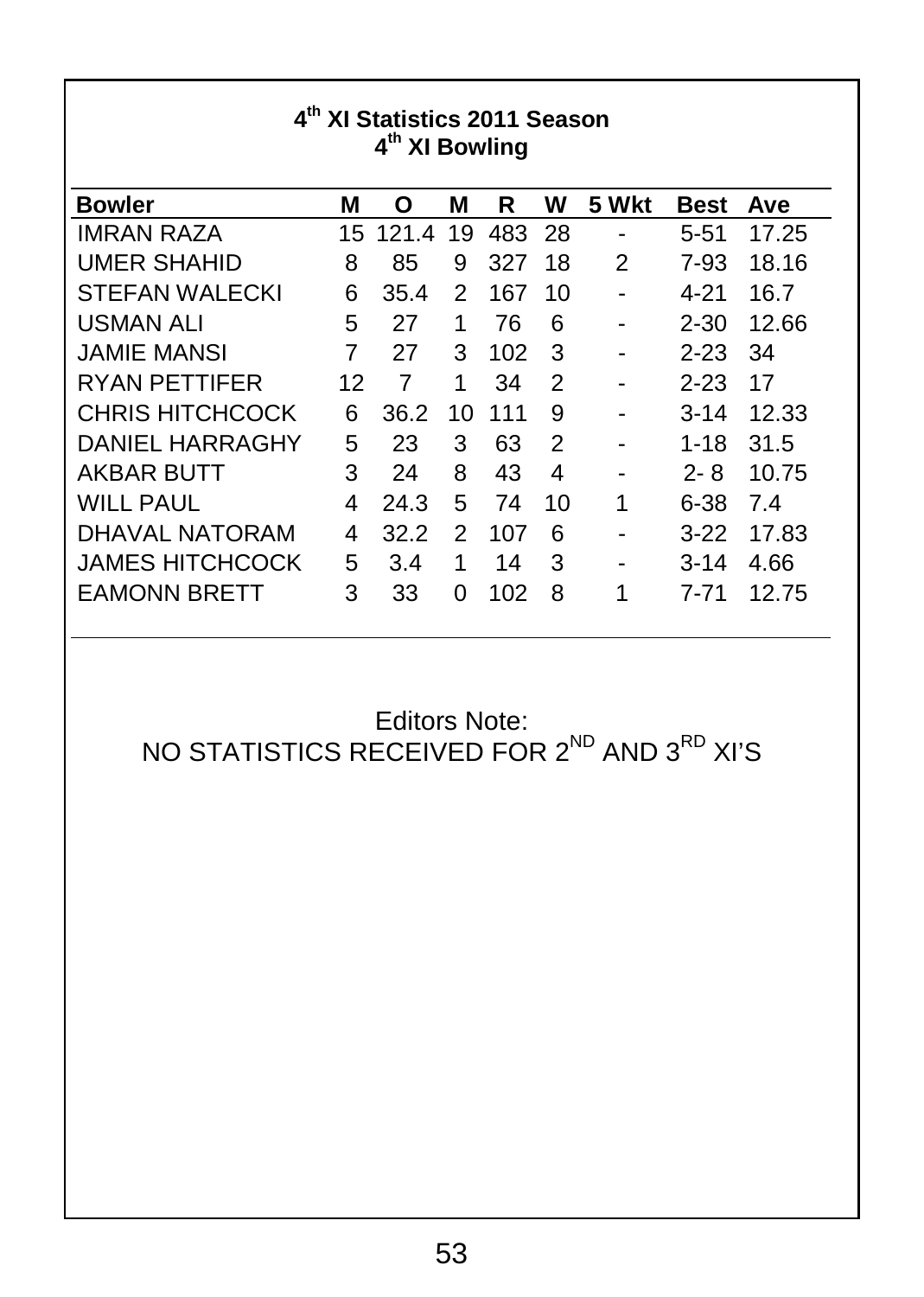# 4th XI Statistics 2011 Season

## 4th XI Bowling

| Bowler | M | O | M | R | W | 5 Wkt | Best | Ave |
|---|---|---|---|---|---|---|---|---|
| IMRAN RAZA | 15 | 121.4 | 19 | 483 | 28 | - | 5-51 | 17.25 |
| UMER SHAHID | 8 | 85 | 9 | 327 | 18 | 2 | 7-93 | 18.16 |
| STEFAN WALECKI | 6 | 35.4 | 2 | 167 | 10 | - | 4-21 | 16.7 |
| USMAN ALI | 5 | 27 | 1 | 76 | 6 | - | 2-30 | 12.66 |
| JAMIE MANSI | 7 | 27 | 3 | 102 | 3 | - | 2-23 | 34 |
| RYAN PETTIFER | 12 | 7 | 1 | 34 | 2 | - | 2-23 | 17 |
| CHRIS HITCHCOCK | 6 | 36.2 | 10 | 111 | 9 | - | 3-14 | 12.33 |
| DANIEL HARRAGHY | 5 | 23 | 3 | 63 | 2 | - | 1-18 | 31.5 |
| AKBAR BUTT | 3 | 24 | 8 | 43 | 4 | - | 2- 8 | 10.75 |
| WILL PAUL | 4 | 24.3 | 5 | 74 | 10 | 1 | 6-38 | 7.4 |
| DHAVAL NATORAM | 4 | 32.2 | 2 | 107 | 6 | - | 3-22 | 17.83 |
| JAMES HITCHCOCK | 5 | 3.4 | 1 | 14 | 3 | - | 3-14 | 4.66 |
| EAMONN BRETT | 3 | 33 | 0 | 102 | 8 | 1 | 7-71 | 12.75 |

Editors Note:
NO STATISTICS RECEIVED FOR 2ND AND 3RD XI'S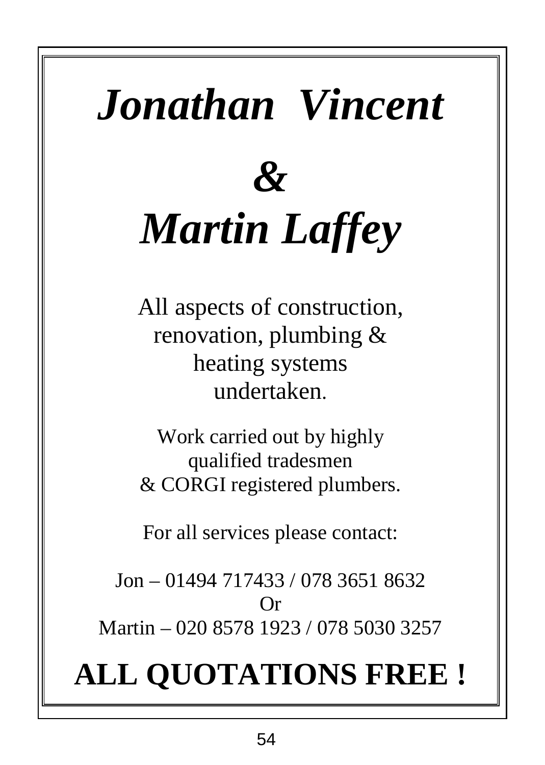# *Jonathan Vincent*

# *&*

# *Martin Laffey*

All aspects of construction, renovation, plumbing & heating systems undertaken.

Work carried out by highly qualified tradesmen & CORGI registered plumbers.

For all services please contact:

Jon – 01494 717433 / 078 3651 8632
Or
Martin – 020 8578 1923 / 078 5030 3257

**ALL QUOTATIONS FREE !**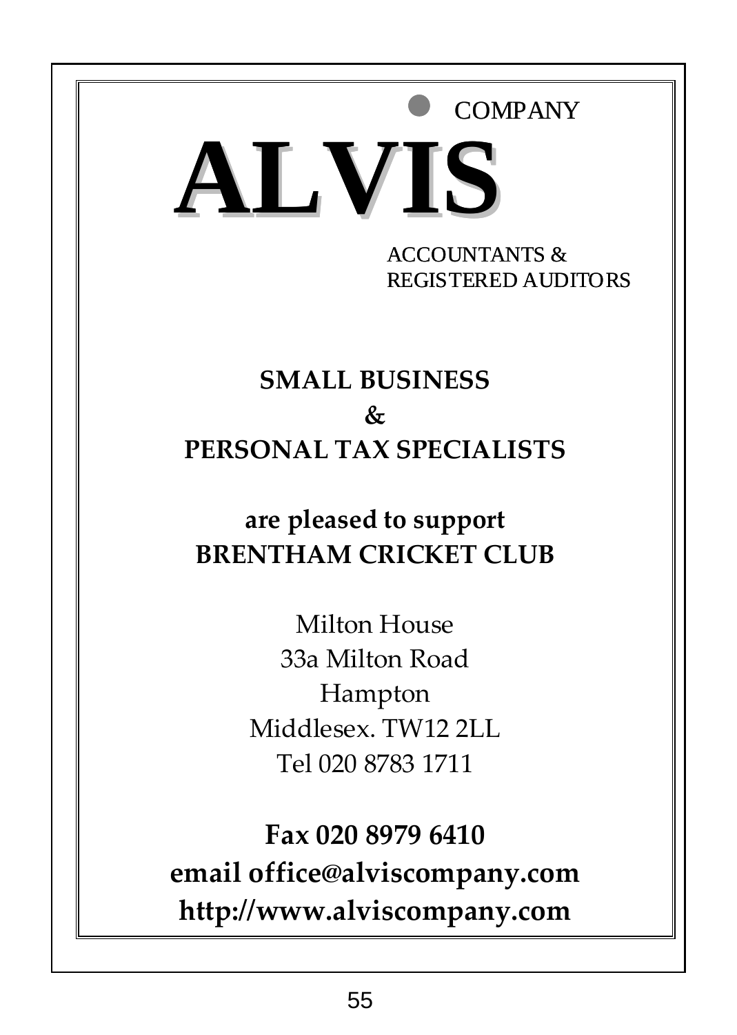COMPANY

# ALVIS

ACCOUNTANTS &
REGISTERED AUDITORS

**SMALL BUSINESS**
**&**
**PERSONAL TAX SPECIALISTS**

**are pleased to support**
**BRENTHAM CRICKET CLUB**

Milton House
33a Milton Road
Hampton
Middlesex. TW12 2LL
Tel 020 8783 1711

**Fax 020 8979 6410**
**email office@alviscompany.com**
**http://www.alviscompany.com**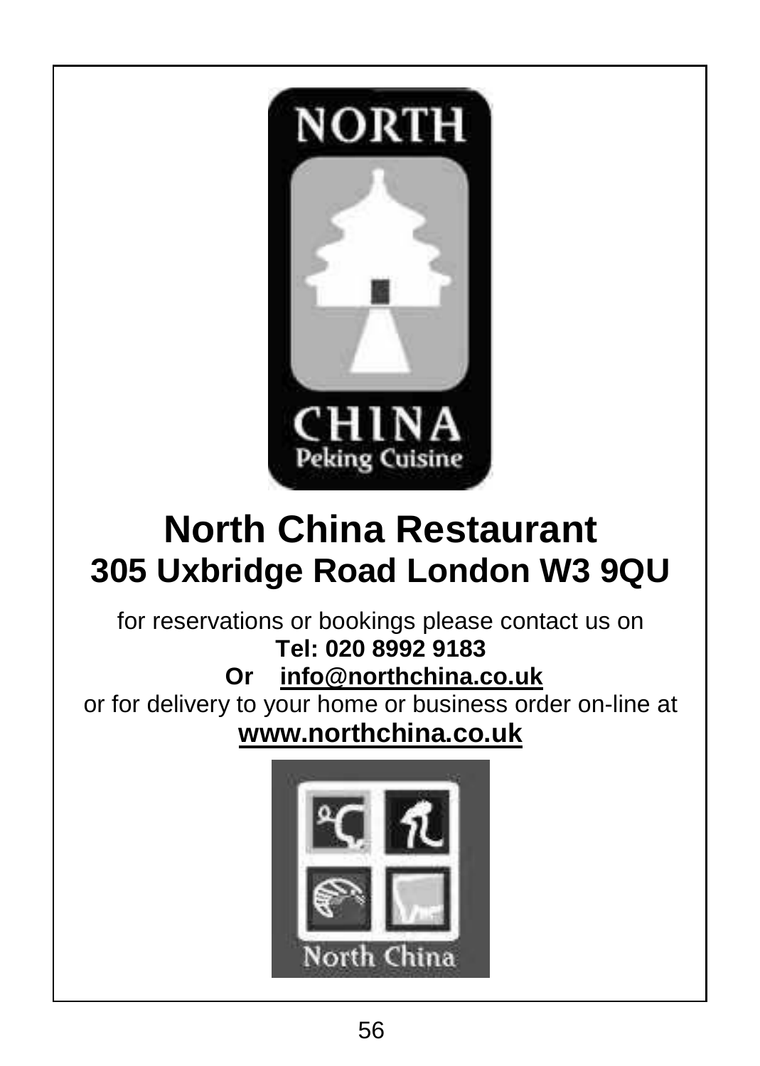# North China Restaurant

## 305 Uxbridge Road London W3 9QU

for reservations or bookings please contact us on

**Tel: 020 8992 9183**

**Or** **info@northchina.co.uk**

or for delivery to your home or business order on-line at

**www.northchina.co.uk**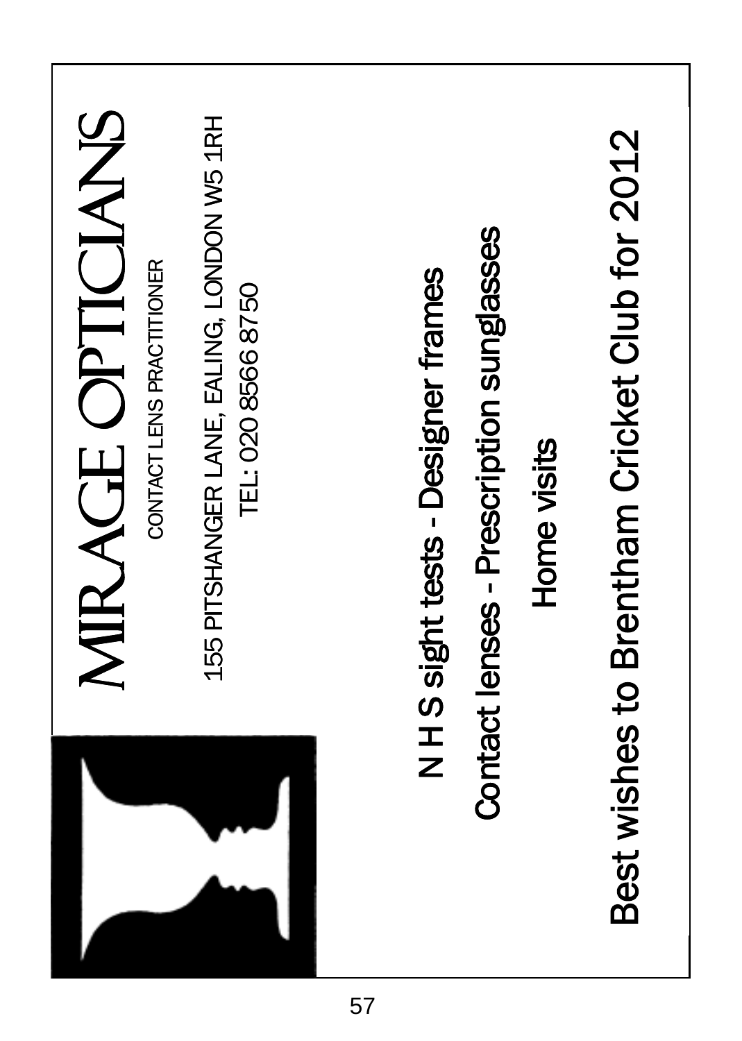# MIRAGE OPTICIANS

CONTACT LENS PRACTITIONER

155 PITSHANGER LANE, EALING, LONDON W5 1RH

TEL: 020 8566 8750

N H S sight tests - Designer frames

Contact lenses - Prescription sunglasses

Home visits

Best wishes to Brentham Cricket Club for 2012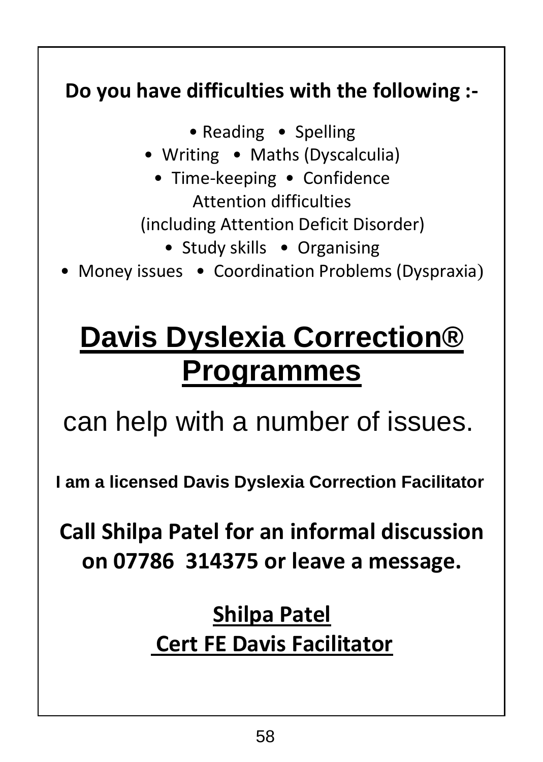**Do you have difficulties with the following :-**

- Reading
- Spelling
- Writing
- Maths (Dyscalculia)
- Time-keeping
- Confidence
- Attention difficulties (including Attention Deficit Disorder)
- Study skills
- Organising
- Money issues
- Coordination Problems (Dyspraxia)

# Davis Dyslexia Correction® Programmes

can help with a number of issues.

**I am a licensed Davis Dyslexia Correction Facilitator**

**Call Shilpa Patel for an informal discussion on 07786 314375 or leave a message.**

**Shilpa Patel**
**Cert FE Davis Facilitator**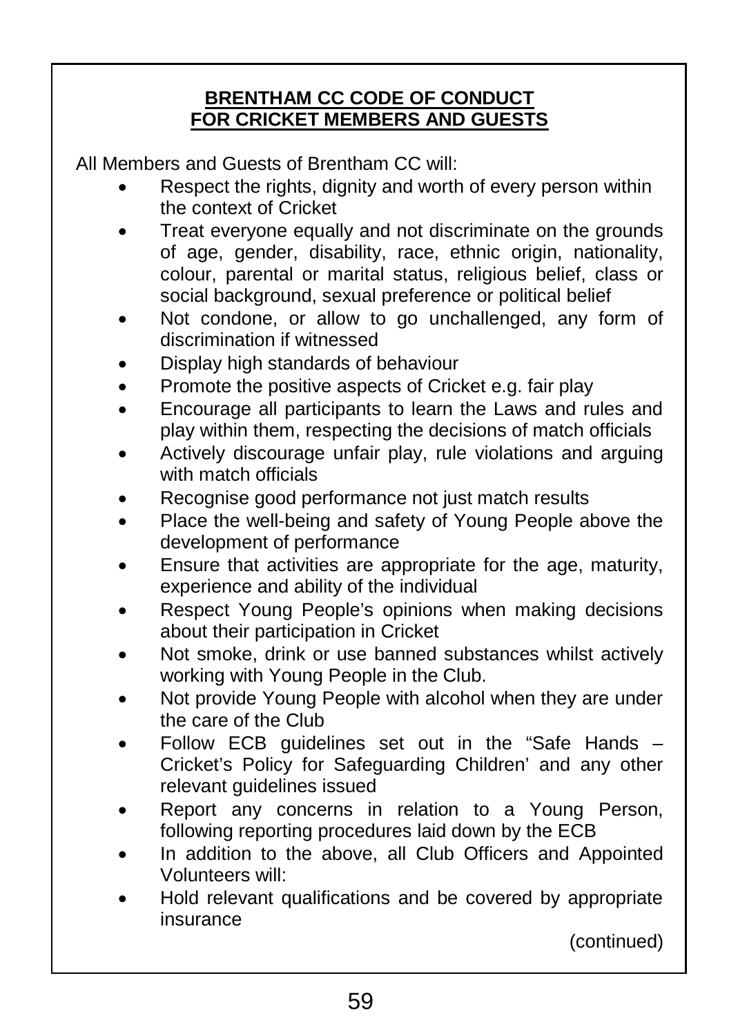**BRENTHAM CC CODE OF CONDUCT**
**FOR CRICKET MEMBERS AND GUESTS**

All Members and Guests of Brentham CC will:

- Respect the rights, dignity and worth of every person within the context of Cricket
- Treat everyone equally and not discriminate on the grounds of age, gender, disability, race, ethnic origin, nationality, colour, parental or marital status, religious belief, class or social background, sexual preference or political belief
- Not condone, or allow to go unchallenged, any form of discrimination if witnessed
- Display high standards of behaviour
- Promote the positive aspects of Cricket e.g. fair play
- Encourage all participants to learn the Laws and rules and play within them, respecting the decisions of match officials
- Actively discourage unfair play, rule violations and arguing with match officials
- Recognise good performance not just match results
- Place the well-being and safety of Young People above the development of performance
- Ensure that activities are appropriate for the age, maturity, experience and ability of the individual
- Respect Young People's opinions when making decisions about their participation in Cricket
- Not smoke, drink or use banned substances whilst actively working with Young People in the Club.
- Not provide Young People with alcohol when they are under the care of the Club
- Follow ECB guidelines set out in the "Safe Hands – Cricket's Policy for Safeguarding Children' and any other relevant guidelines issued
- Report any concerns in relation to a Young Person, following reporting procedures laid down by the ECB
- In addition to the above, all Club Officers and Appointed Volunteers will:
- Hold relevant qualifications and be covered by appropriate insurance

(continued)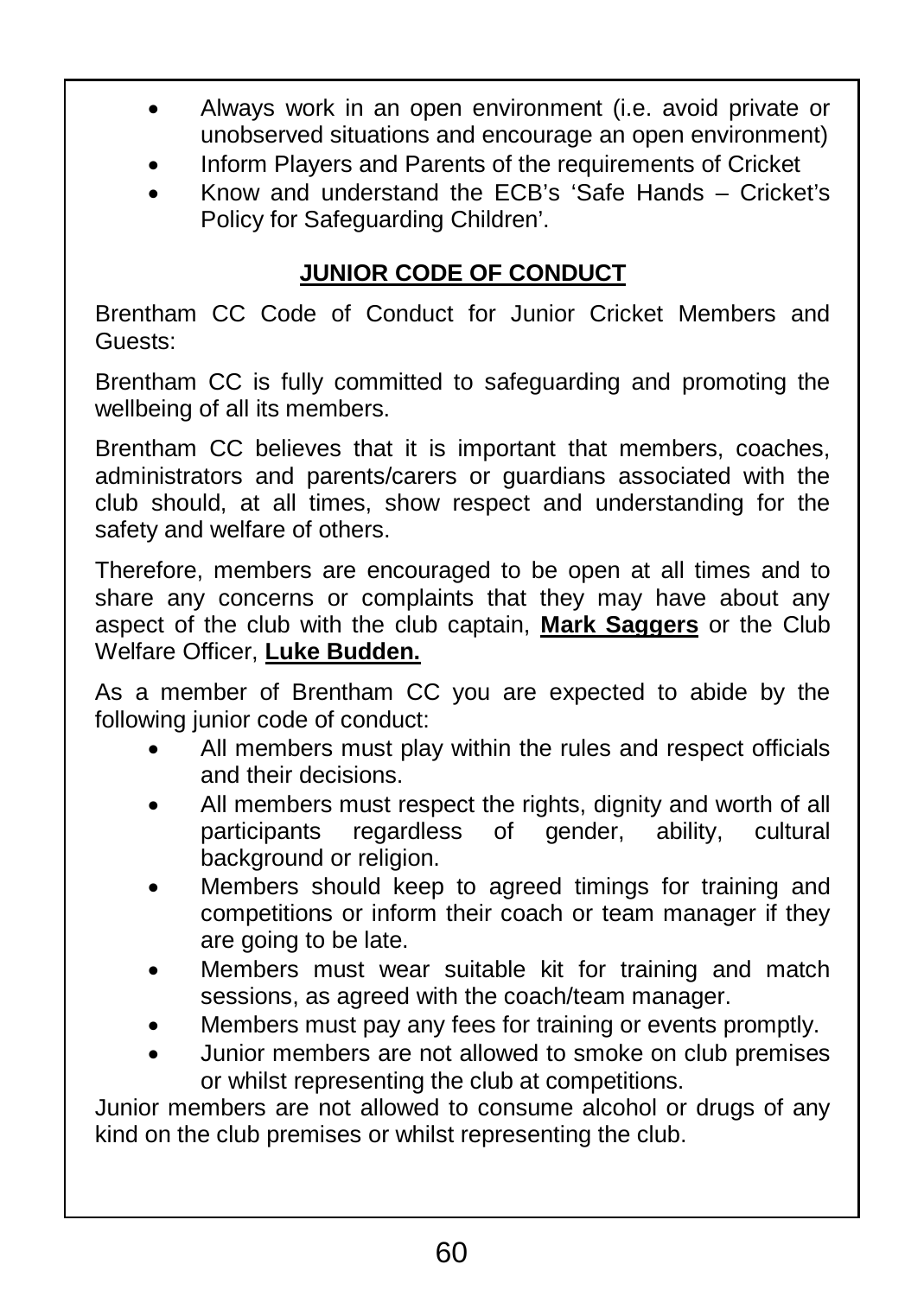- Always work in an open environment (i.e. avoid private or unobserved situations and encourage an open environment)
- Inform Players and Parents of the requirements of Cricket
- Know and understand the ECB's 'Safe Hands – Cricket's Policy for Safeguarding Children'.

## JUNIOR CODE OF CONDUCT

Brentham CC Code of Conduct for Junior Cricket Members and Guests:

Brentham CC is fully committed to safeguarding and promoting the wellbeing of all its members.

Brentham CC believes that it is important that members, coaches, administrators and parents/carers or guardians associated with the club should, at all times, show respect and understanding for the safety and welfare of others.

Therefore, members are encouraged to be open at all times and to share any concerns or complaints that they may have about any aspect of the club with the club captain, **Mark Saggers** or the Club Welfare Officer, **Luke Budden.**

As a member of Brentham CC you are expected to abide by the following junior code of conduct:

- All members must play within the rules and respect officials and their decisions.
- All members must respect the rights, dignity and worth of all participants regardless of gender, ability, cultural background or religion.
- Members should keep to agreed timings for training and competitions or inform their coach or team manager if they are going to be late.
- Members must wear suitable kit for training and match sessions, as agreed with the coach/team manager.
- Members must pay any fees for training or events promptly.
- Junior members are not allowed to smoke on club premises or whilst representing the club at competitions.

Junior members are not allowed to consume alcohol or drugs of any kind on the club premises or whilst representing the club.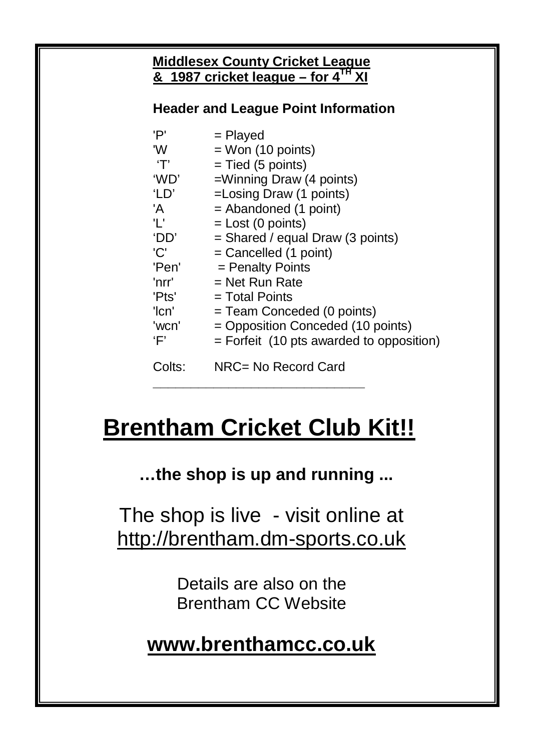**Middlesex County Cricket League**
**& 1987 cricket league – for 4TH XI**

### Header and League Point Information

| | |
|---|---|
| 'P' | = Played |
| 'W | = Won (10 points) |
| 'T' | = Tied (5 points) |
| 'WD' | =Winning Draw (4 points) |
| 'LD' | =Losing Draw (1 points) |
| 'A | = Abandoned (1 point) |
| 'L' | = Lost (0 points) |
| 'DD' | = Shared / equal Draw (3 points) |
| 'C' | = Cancelled (1 point) |
| 'Pen' | = Penalty Points |
| 'nrr' | = Net Run Rate |
| 'Pts' | = Total Points |
| 'lcn' | = Team Conceded (0 points) |
| 'wcn' | = Opposition Conceded (10 points) |
| 'F' | = Forfeit (10 pts awarded to opposition) |

Colts: NRC= No Record Card

# Brentham Cricket Club Kit!!

**…the shop is up and running ...**

The shop is live - visit online at http://brentham.dm-sports.co.uk

Details are also on the Brentham CC Website

## www.brenthamcc.co.uk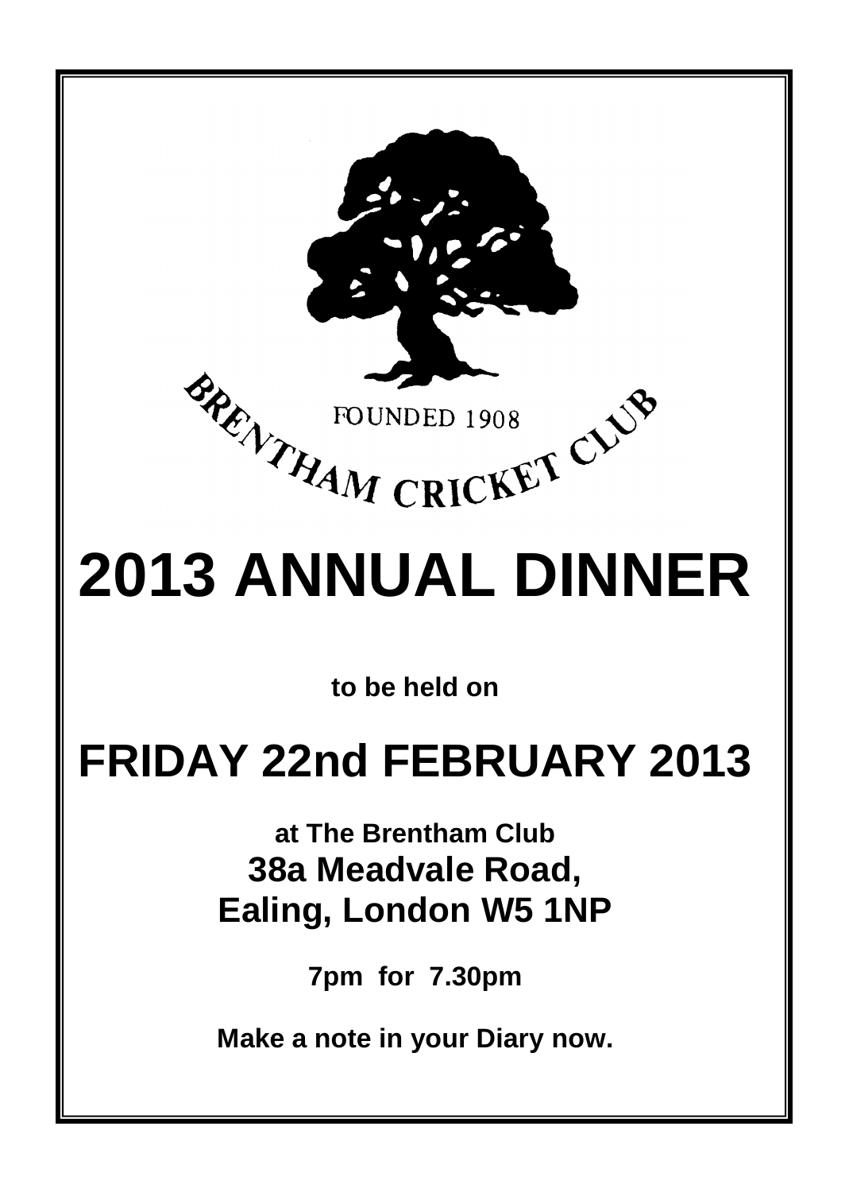FOUNDED 1908

BRENTHAM CRICKET CLUB

# 2013 ANNUAL DINNER

**to be held on**

## FRIDAY 22nd FEBRUARY 2013

**at The Brentham Club**

**38a Meadvale Road,**

**Ealing, London W5 1NP**

**7pm for 7.30pm**

**Make a note in your Diary now.**